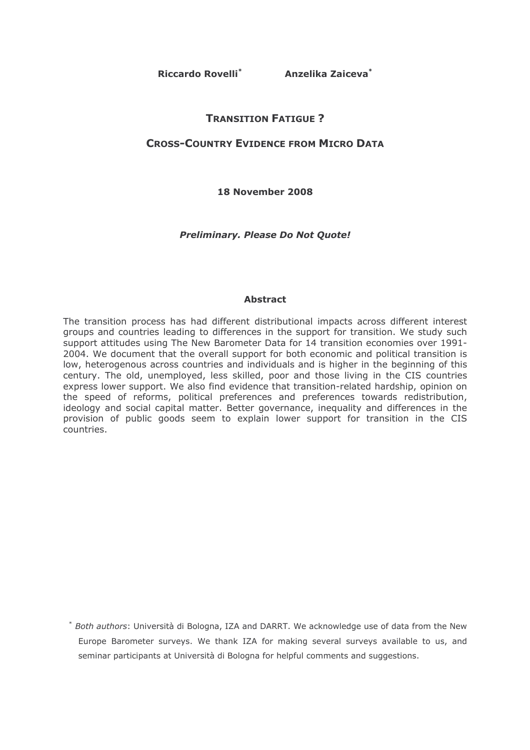**Riccardo Rovelli*** **Anzelika Zaiceva***

# TRANSITION FATIGUE ?

## CROSS-COUNTRY EVIDENCE FROM MICRO DATA

**18 November 2008**

***Preliminary. Please Do Not Quote!***

### Abstract

The transition process has had different distributional impacts across different interest groups and countries leading to differences in the support for transition. We study such support attitudes using The New Barometer Data for 14 transition economies over 1991-2004. We document that the overall support for both economic and political transition is low, heterogenous across countries and individuals and is higher in the beginning of this century. The old, unemployed, less skilled, poor and those living in the CIS countries express lower support. We also find evidence that transition-related hardship, opinion on the speed of reforms, political preferences and preferences towards redistribution, ideology and social capital matter. Better governance, inequality and differences in the provision of public goods seem to explain lower support for transition in the CIS countries.

\* *Both authors*: Università di Bologna, IZA and DARRT. We acknowledge use of data from the New Europe Barometer surveys. We thank IZA for making several surveys available to us, and seminar participants at Università di Bologna for helpful comments and suggestions.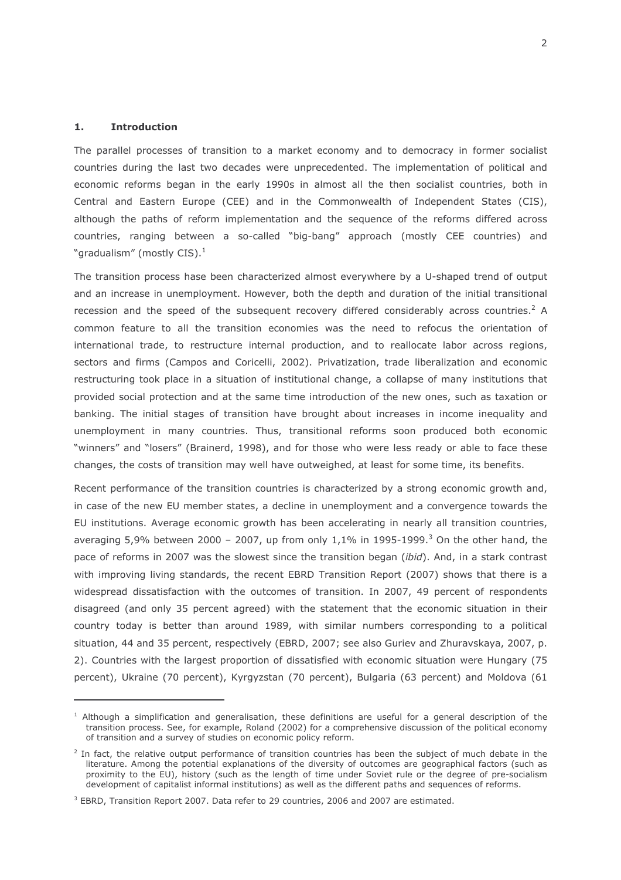## 1. Introduction

The parallel processes of transition to a market economy and to democracy in former socialist countries during the last two decades were unprecedented. The implementation of political and economic reforms began in the early 1990s in almost all the then socialist countries, both in Central and Eastern Europe (CEE) and in the Commonwealth of Independent States (CIS), although the paths of reform implementation and the sequence of the reforms differed across countries, ranging between a so-called "big-bang" approach (mostly CEE countries) and "gradualism" (mostly CIS).[1]

The transition process hase been characterized almost everywhere by a U-shaped trend of output and an increase in unemployment. However, both the depth and duration of the initial transitional recession and the speed of the subsequent recovery differed considerably across countries.[2] A common feature to all the transition economies was the need to refocus the orientation of international trade, to restructure internal production, and to reallocate labor across regions, sectors and firms (Campos and Coricelli, 2002). Privatization, trade liberalization and economic restructuring took place in a situation of institutional change, a collapse of many institutions that provided social protection and at the same time introduction of the new ones, such as taxation or banking. The initial stages of transition have brought about increases in income inequality and unemployment in many countries. Thus, transitional reforms soon produced both economic "winners" and "losers" (Brainerd, 1998), and for those who were less ready or able to face these changes, the costs of transition may well have outweighed, at least for some time, its benefits.

Recent performance of the transition countries is characterized by a strong economic growth and, in case of the new EU member states, a decline in unemployment and a convergence towards the EU institutions. Average economic growth has been accelerating in nearly all transition countries, averaging 5,9% between 2000 – 2007, up from only 1,1% in 1995-1999.[3] On the other hand, the pace of reforms in 2007 was the slowest since the transition began (*ibid*). And, in a stark contrast with improving living standards, the recent EBRD Transition Report (2007) shows that there is a widespread dissatisfaction with the outcomes of transition. In 2007, 49 percent of respondents disagreed (and only 35 percent agreed) with the statement that the economic situation in their country today is better than around 1989, with similar numbers corresponding to a political situation, 44 and 35 percent, respectively (EBRD, 2007; see also Guriev and Zhuravskaya, 2007, p. 2). Countries with the largest proportion of dissatisfied with economic situation were Hungary (75 percent), Ukraine (70 percent), Kyrgyzstan (70 percent), Bulgaria (63 percent) and Moldova (61

---

[1] Although a simplification and generalisation, these definitions are useful for a general description of the transition process. See, for example, Roland (2002) for a comprehensive discussion of the political economy of transition and a survey of studies on economic policy reform.

[2] In fact, the relative output performance of transition countries has been the subject of much debate in the literature. Among the potential explanations of the diversity of outcomes are geographical factors (such as proximity to the EU), history (such as the length of time under Soviet rule or the degree of pre-socialism development of capitalist informal institutions) as well as the different paths and sequences of reforms.

[3] EBRD, Transition Report 2007. Data refer to 29 countries, 2006 and 2007 are estimated.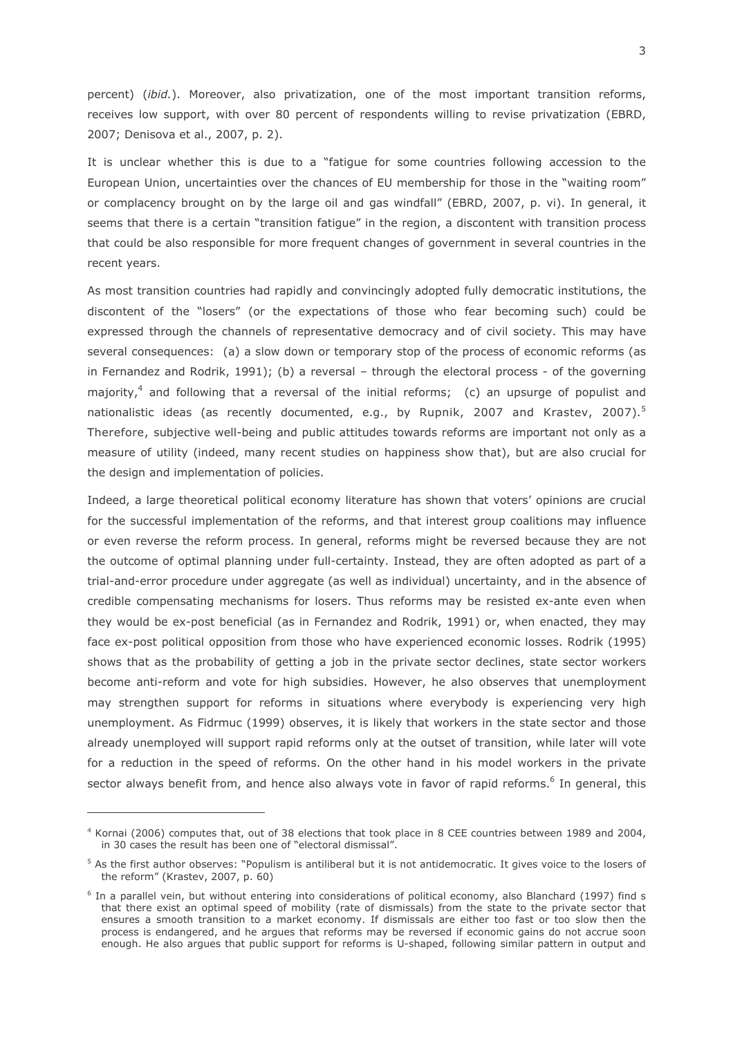percent) (*ibid.*). Moreover, also privatization, one of the most important transition reforms, receives low support, with over 80 percent of respondents willing to revise privatization (EBRD, 2007; Denisova et al., 2007, p. 2).

It is unclear whether this is due to a "fatigue for some countries following accession to the European Union, uncertainties over the chances of EU membership for those in the "waiting room" or complacency brought on by the large oil and gas windfall" (EBRD, 2007, p. vi). In general, it seems that there is a certain "transition fatigue" in the region, a discontent with transition process that could be also responsible for more frequent changes of government in several countries in the recent years.

As most transition countries had rapidly and convincingly adopted fully democratic institutions, the discontent of the "losers" (or the expectations of those who fear becoming such) could be expressed through the channels of representative democracy and of civil society. This may have several consequences: (a) a slow down or temporary stop of the process of economic reforms (as in Fernandez and Rodrik, 1991); (b) a reversal – through the electoral process - of the governing majority,[4] and following that a reversal of the initial reforms; (c) an upsurge of populist and nationalistic ideas (as recently documented, e.g., by Rupnik, 2007 and Krastev, 2007).[5] Therefore, subjective well-being and public attitudes towards reforms are important not only as a measure of utility (indeed, many recent studies on happiness show that), but are also crucial for the design and implementation of policies.

Indeed, a large theoretical political economy literature has shown that voters' opinions are crucial for the successful implementation of the reforms, and that interest group coalitions may influence or even reverse the reform process. In general, reforms might be reversed because they are not the outcome of optimal planning under full-certainty. Instead, they are often adopted as part of a trial-and-error procedure under aggregate (as well as individual) uncertainty, and in the absence of credible compensating mechanisms for losers. Thus reforms may be resisted ex-ante even when they would be ex-post beneficial (as in Fernandez and Rodrik, 1991) or, when enacted, they may face ex-post political opposition from those who have experienced economic losses. Rodrik (1995) shows that as the probability of getting a job in the private sector declines, state sector workers become anti-reform and vote for high subsidies. However, he also observes that unemployment may strengthen support for reforms in situations where everybody is experiencing very high unemployment. As Fidrmuc (1999) observes, it is likely that workers in the state sector and those already unemployed will support rapid reforms only at the outset of transition, while later will vote for a reduction in the speed of reforms. On the other hand in his model workers in the private sector always benefit from, and hence also always vote in favor of rapid reforms.[6] In general, this

---

[4] Kornai (2006) computes that, out of 38 elections that took place in 8 CEE countries between 1989 and 2004, in 30 cases the result has been one of "electoral dismissal".

[5] As the first author observes: "Populism is antiliberal but it is not antidemocratic. It gives voice to the losers of the reform" (Krastev, 2007, p. 60)

[6] In a parallel vein, but without entering into considerations of political economy, also Blanchard (1997) find s that there exist an optimal speed of mobility (rate of dismissals) from the state to the private sector that ensures a smooth transition to a market economy. If dismissals are either too fast or too slow then the process is endangered, and he argues that reforms may be reversed if economic gains do not accrue soon enough. He also argues that public support for reforms is U-shaped, following similar pattern in output and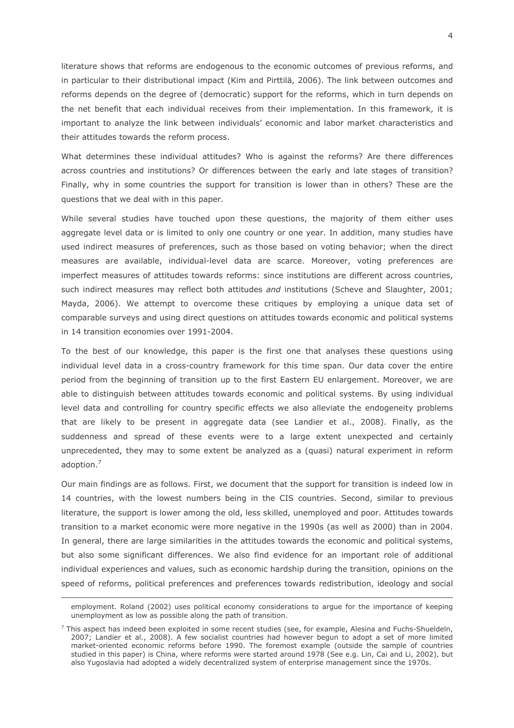literature shows that reforms are endogenous to the economic outcomes of previous reforms, and in particular to their distributional impact (Kim and Pirttilä, 2006). The link between outcomes and reforms depends on the degree of (democratic) support for the reforms, which in turn depends on the net benefit that each individual receives from their implementation. In this framework, it is important to analyze the link between individuals' economic and labor market characteristics and their attitudes towards the reform process.

What determines these individual attitudes? Who is against the reforms? Are there differences across countries and institutions? Or differences between the early and late stages of transition? Finally, why in some countries the support for transition is lower than in others? These are the questions that we deal with in this paper.

While several studies have touched upon these questions, the majority of them either uses aggregate level data or is limited to only one country or one year. In addition, many studies have used indirect measures of preferences, such as those based on voting behavior; when the direct measures are available, individual-level data are scarce. Moreover, voting preferences are imperfect measures of attitudes towards reforms: since institutions are different across countries, such indirect measures may reflect both attitudes *and* institutions (Scheve and Slaughter, 2001; Mayda, 2006). We attempt to overcome these critiques by employing a unique data set of comparable surveys and using direct questions on attitudes towards economic and political systems in 14 transition economies over 1991-2004.

To the best of our knowledge, this paper is the first one that analyses these questions using individual level data in a cross-country framework for this time span. Our data cover the entire period from the beginning of transition up to the first Eastern EU enlargement. Moreover, we are able to distinguish between attitudes towards economic and political systems. By using individual level data and controlling for country specific effects we also alleviate the endogeneity problems that are likely to be present in aggregate data (see Landier et al., 2008). Finally, as the suddenness and spread of these events were to a large extent unexpected and certainly unprecedented, they may to some extent be analyzed as a (quasi) natural experiment in reform adoption.[7]

Our main findings are as follows. First, we document that the support for transition is indeed low in 14 countries, with the lowest numbers being in the CIS countries. Second, similar to previous literature, the support is lower among the old, less skilled, unemployed and poor. Attitudes towards transition to a market economic were more negative in the 1990s (as well as 2000) than in 2004. In general, there are large similarities in the attitudes towards the economic and political systems, but also some significant differences. We also find evidence for an important role of additional individual experiences and values, such as economic hardship during the transition, opinions on the speed of reforms, political preferences and preferences towards redistribution, ideology and social

---

employment. Roland (2002) uses political economy considerations to argue for the importance of keeping unemployment as low as possible along the path of transition.

[7] This aspect has indeed been exploited in some recent studies (see, for example, Alesina and Fuchs-Shueldeln, 2007; Landier et al., 2008). A few socialist countries had however begun to adopt a set of more limited market-oriented economic reforms before 1990. The foremost example (outside the sample of countries studied in this paper) is China, where reforms were started around 1978 (See e.g. Lin, Cai and Li, 2002), but also Yugoslavia had adopted a widely decentralized system of enterprise management since the 1970s.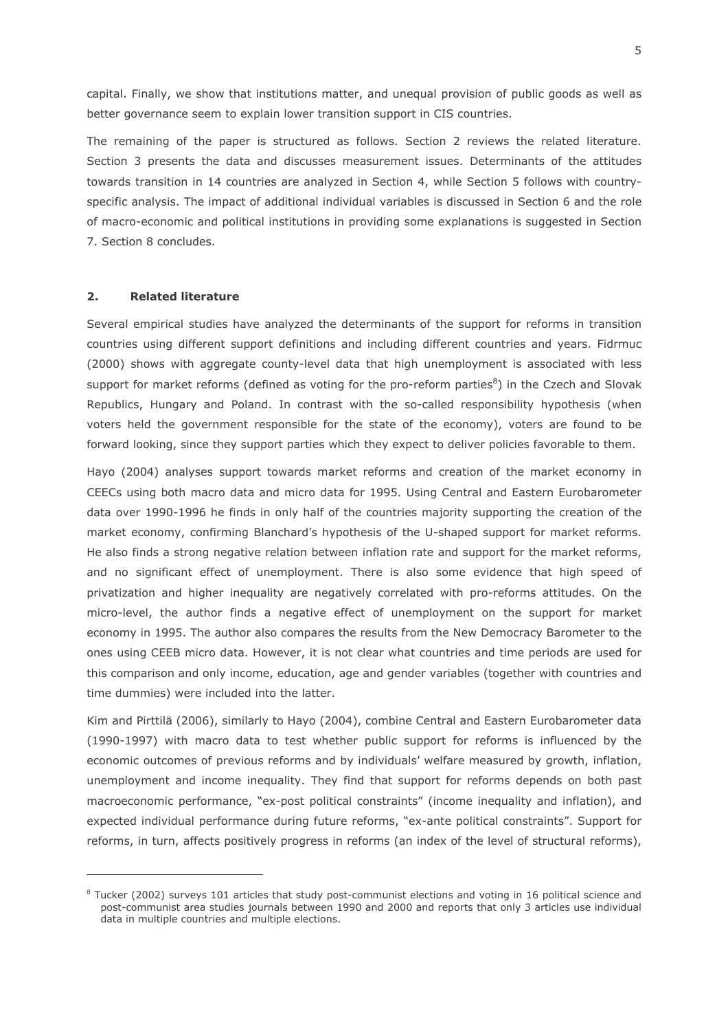capital. Finally, we show that institutions matter, and unequal provision of public goods as well as better governance seem to explain lower transition support in CIS countries.

The remaining of the paper is structured as follows. Section 2 reviews the related literature. Section 3 presents the data and discusses measurement issues. Determinants of the attitudes towards transition in 14 countries are analyzed in Section 4, while Section 5 follows with country-specific analysis. The impact of additional individual variables is discussed in Section 6 and the role of macro-economic and political institutions in providing some explanations is suggested in Section 7. Section 8 concludes.

## 2. Related literature

Several empirical studies have analyzed the determinants of the support for reforms in transition countries using different support definitions and including different countries and years. Fidrmuc (2000) shows with aggregate county-level data that high unemployment is associated with less support for market reforms (defined as voting for the pro-reform parties[8]) in the Czech and Slovak Republics, Hungary and Poland. In contrast with the so-called responsibility hypothesis (when voters held the government responsible for the state of the economy), voters are found to be forward looking, since they support parties which they expect to deliver policies favorable to them.

Hayo (2004) analyses support towards market reforms and creation of the market economy in CEECs using both macro data and micro data for 1995. Using Central and Eastern Eurobarometer data over 1990-1996 he finds in only half of the countries majority supporting the creation of the market economy, confirming Blanchard's hypothesis of the U-shaped support for market reforms. He also finds a strong negative relation between inflation rate and support for the market reforms, and no significant effect of unemployment. There is also some evidence that high speed of privatization and higher inequality are negatively correlated with pro-reforms attitudes. On the micro-level, the author finds a negative effect of unemployment on the support for market economy in 1995. The author also compares the results from the New Democracy Barometer to the ones using CEEB micro data. However, it is not clear what countries and time periods are used for this comparison and only income, education, age and gender variables (together with countries and time dummies) were included into the latter.

Kim and Pirttilä (2006), similarly to Hayo (2004), combine Central and Eastern Eurobarometer data (1990-1997) with macro data to test whether public support for reforms is influenced by the economic outcomes of previous reforms and by individuals' welfare measured by growth, inflation, unemployment and income inequality. They find that support for reforms depends on both past macroeconomic performance, "ex-post political constraints" (income inequality and inflation), and expected individual performance during future reforms, "ex-ante political constraints". Support for reforms, in turn, affects positively progress in reforms (an index of the level of structural reforms),

[8] Tucker (2002) surveys 101 articles that study post-communist elections and voting in 16 political science and post-communist area studies journals between 1990 and 2000 and reports that only 3 articles use individual data in multiple countries and multiple elections.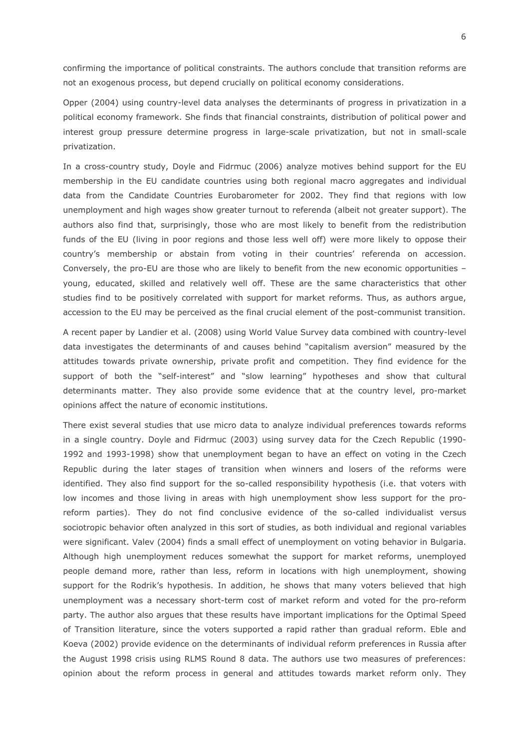confirming the importance of political constraints. The authors conclude that transition reforms are not an exogenous process, but depend crucially on political economy considerations.

Opper (2004) using country-level data analyses the determinants of progress in privatization in a political economy framework. She finds that financial constraints, distribution of political power and interest group pressure determine progress in large-scale privatization, but not in small-scale privatization.

In a cross-country study, Doyle and Fidrmuc (2006) analyze motives behind support for the EU membership in the EU candidate countries using both regional macro aggregates and individual data from the Candidate Countries Eurobarometer for 2002. They find that regions with low unemployment and high wages show greater turnout to referenda (albeit not greater support). The authors also find that, surprisingly, those who are most likely to benefit from the redistribution funds of the EU (living in poor regions and those less well off) were more likely to oppose their country's membership or abstain from voting in their countries' referenda on accession. Conversely, the pro-EU are those who are likely to benefit from the new economic opportunities – young, educated, skilled and relatively well off. These are the same characteristics that other studies find to be positively correlated with support for market reforms. Thus, as authors argue, accession to the EU may be perceived as the final crucial element of the post-communist transition.

A recent paper by Landier et al. (2008) using World Value Survey data combined with country-level data investigates the determinants of and causes behind "capitalism aversion" measured by the attitudes towards private ownership, private profit and competition. They find evidence for the support of both the "self-interest" and "slow learning" hypotheses and show that cultural determinants matter. They also provide some evidence that at the country level, pro-market opinions affect the nature of economic institutions.

There exist several studies that use micro data to analyze individual preferences towards reforms in a single country. Doyle and Fidrmuc (2003) using survey data for the Czech Republic (1990-1992 and 1993-1998) show that unemployment began to have an effect on voting in the Czech Republic during the later stages of transition when winners and losers of the reforms were identified. They also find support for the so-called responsibility hypothesis (i.e. that voters with low incomes and those living in areas with high unemployment show less support for the pro-reform parties). They do not find conclusive evidence of the so-called individualist versus sociotropic behavior often analyzed in this sort of studies, as both individual and regional variables were significant. Valev (2004) finds a small effect of unemployment on voting behavior in Bulgaria. Although high unemployment reduces somewhat the support for market reforms, unemployed people demand more, rather than less, reform in locations with high unemployment, showing support for the Rodrik's hypothesis. In addition, he shows that many voters believed that high unemployment was a necessary short-term cost of market reform and voted for the pro-reform party. The author also argues that these results have important implications for the Optimal Speed of Transition literature, since the voters supported a rapid rather than gradual reform. Eble and Koeva (2002) provide evidence on the determinants of individual reform preferences in Russia after the August 1998 crisis using RLMS Round 8 data. The authors use two measures of preferences: opinion about the reform process in general and attitudes towards market reform only. They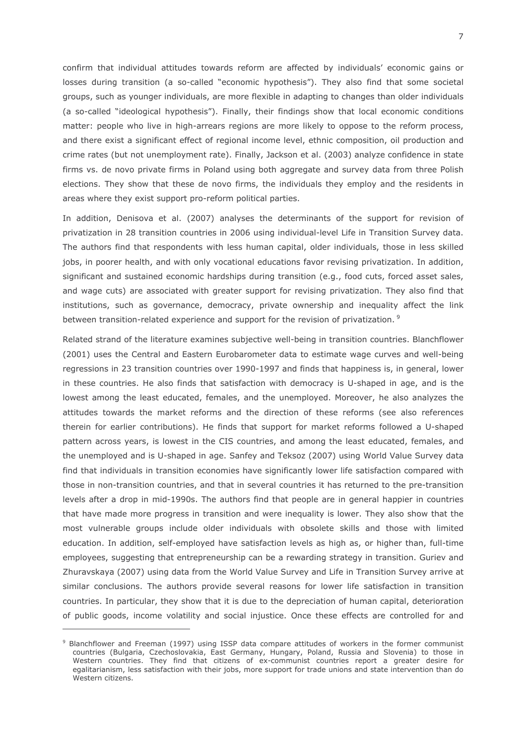confirm that individual attitudes towards reform are affected by individuals' economic gains or losses during transition (a so-called "economic hypothesis"). They also find that some societal groups, such as younger individuals, are more flexible in adapting to changes than older individuals (a so-called "ideological hypothesis"). Finally, their findings show that local economic conditions matter: people who live in high-arrears regions are more likely to oppose to the reform process, and there exist a significant effect of regional income level, ethnic composition, oil production and crime rates (but not unemployment rate). Finally, Jackson et al. (2003) analyze confidence in state firms vs. de novo private firms in Poland using both aggregate and survey data from three Polish elections. They show that these de novo firms, the individuals they employ and the residents in areas where they exist support pro-reform political parties.

In addition, Denisova et al. (2007) analyses the determinants of the support for revision of privatization in 28 transition countries in 2006 using individual-level Life in Transition Survey data. The authors find that respondents with less human capital, older individuals, those in less skilled jobs, in poorer health, and with only vocational educations favor revising privatization. In addition, significant and sustained economic hardships during transition (e.g., food cuts, forced asset sales, and wage cuts) are associated with greater support for revising privatization. They also find that institutions, such as governance, democracy, private ownership and inequality affect the link between transition-related experience and support for the revision of privatization. [9]

Related strand of the literature examines subjective well-being in transition countries. Blanchflower (2001) uses the Central and Eastern Eurobarometer data to estimate wage curves and well-being regressions in 23 transition countries over 1990-1997 and finds that happiness is, in general, lower in these countries. He also finds that satisfaction with democracy is U-shaped in age, and is the lowest among the least educated, females, and the unemployed. Moreover, he also analyzes the attitudes towards the market reforms and the direction of these reforms (see also references therein for earlier contributions). He finds that support for market reforms followed a U-shaped pattern across years, is lowest in the CIS countries, and among the least educated, females, and the unemployed and is U-shaped in age. Sanfey and Teksoz (2007) using World Value Survey data find that individuals in transition economies have significantly lower life satisfaction compared with those in non-transition countries, and that in several countries it has returned to the pre-transition levels after a drop in mid-1990s. The authors find that people are in general happier in countries that have made more progress in transition and were inequality is lower. They also show that the most vulnerable groups include older individuals with obsolete skills and those with limited education. In addition, self-employed have satisfaction levels as high as, or higher than, full-time employees, suggesting that entrepreneurship can be a rewarding strategy in transition. Guriev and Zhuravskaya (2007) using data from the World Value Survey and Life in Transition Survey arrive at similar conclusions. The authors provide several reasons for lower life satisfaction in transition countries. In particular, they show that it is due to the depreciation of human capital, deterioration of public goods, income volatility and social injustice. Once these effects are controlled for and

---

[9] Blanchflower and Freeman (1997) using ISSP data compare attitudes of workers in the former communist countries (Bulgaria, Czechoslovakia, East Germany, Hungary, Poland, Russia and Slovenia) to those in Western countries. They find that citizens of ex-communist countries report a greater desire for egalitarianism, less satisfaction with their jobs, more support for trade unions and state intervention than do Western citizens.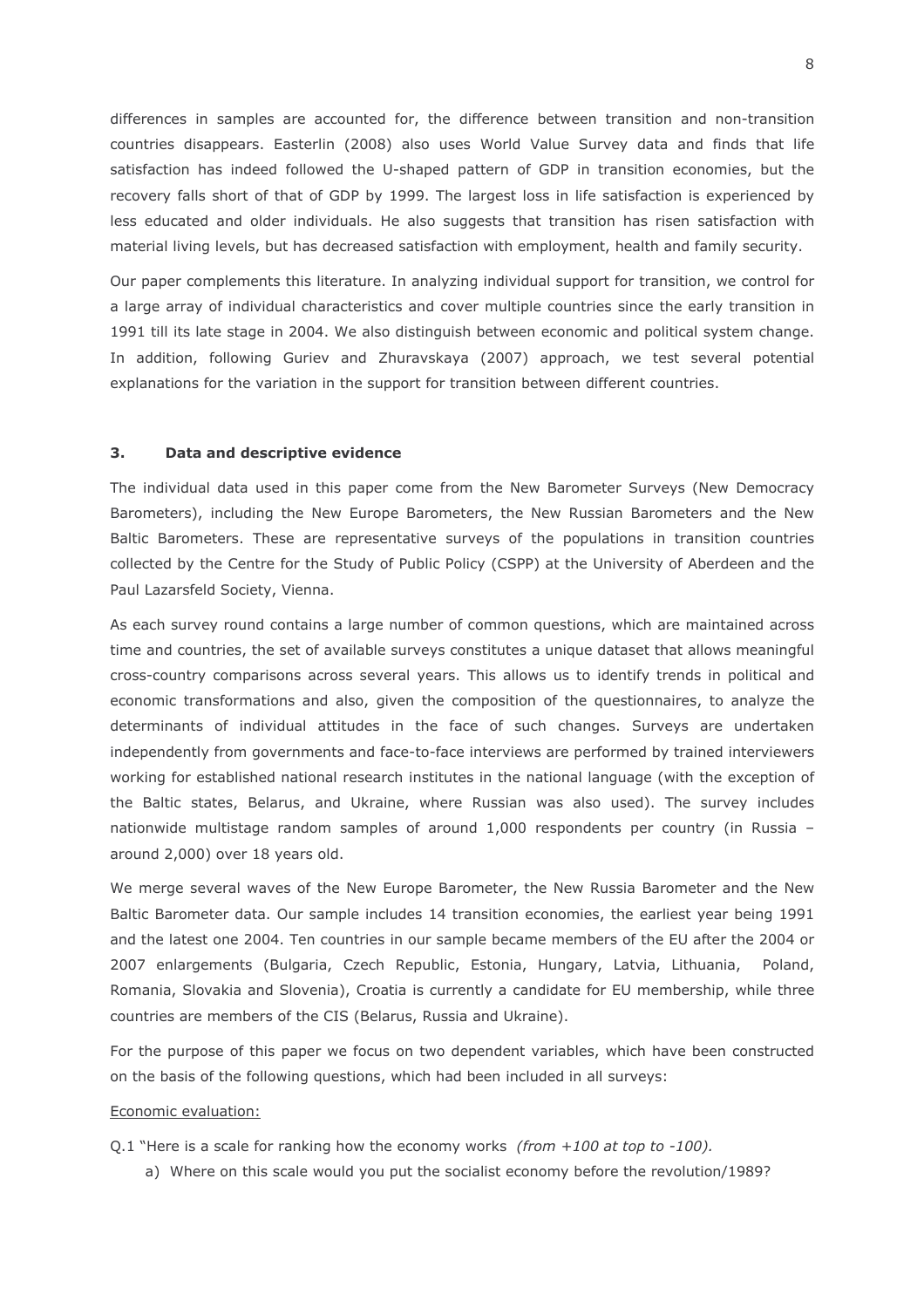differences in samples are accounted for, the difference between transition and non-transition countries disappears. Easterlin (2008) also uses World Value Survey data and finds that life satisfaction has indeed followed the U-shaped pattern of GDP in transition economies, but the recovery falls short of that of GDP by 1999. The largest loss in life satisfaction is experienced by less educated and older individuals. He also suggests that transition has risen satisfaction with material living levels, but has decreased satisfaction with employment, health and family security.

Our paper complements this literature. In analyzing individual support for transition, we control for a large array of individual characteristics and cover multiple countries since the early transition in 1991 till its late stage in 2004. We also distinguish between economic and political system change. In addition, following Guriev and Zhuravskaya (2007) approach, we test several potential explanations for the variation in the support for transition between different countries.

## 3. Data and descriptive evidence

The individual data used in this paper come from the New Barometer Surveys (New Democracy Barometers), including the New Europe Barometers, the New Russian Barometers and the New Baltic Barometers. These are representative surveys of the populations in transition countries collected by the Centre for the Study of Public Policy (CSPP) at the University of Aberdeen and the Paul Lazarsfeld Society, Vienna.

As each survey round contains a large number of common questions, which are maintained across time and countries, the set of available surveys constitutes a unique dataset that allows meaningful cross-country comparisons across several years. This allows us to identify trends in political and economic transformations and also, given the composition of the questionnaires, to analyze the determinants of individual attitudes in the face of such changes. Surveys are undertaken independently from governments and face-to-face interviews are performed by trained interviewers working for established national research institutes in the national language (with the exception of the Baltic states, Belarus, and Ukraine, where Russian was also used). The survey includes nationwide multistage random samples of around 1,000 respondents per country (in Russia – around 2,000) over 18 years old.

We merge several waves of the New Europe Barometer, the New Russia Barometer and the New Baltic Barometer data. Our sample includes 14 transition economies, the earliest year being 1991 and the latest one 2004. Ten countries in our sample became members of the EU after the 2004 or 2007 enlargements (Bulgaria, Czech Republic, Estonia, Hungary, Latvia, Lithuania, Poland, Romania, Slovakia and Slovenia), Croatia is currently a candidate for EU membership, while three countries are members of the CIS (Belarus, Russia and Ukraine).

For the purpose of this paper we focus on two dependent variables, which have been constructed on the basis of the following questions, which had been included in all surveys:

<u>Economic evaluation:</u>

Q.1 "Here is a scale for ranking how the economy works *(from +100 at top to -100).*

a) Where on this scale would you put the socialist economy before the revolution/1989?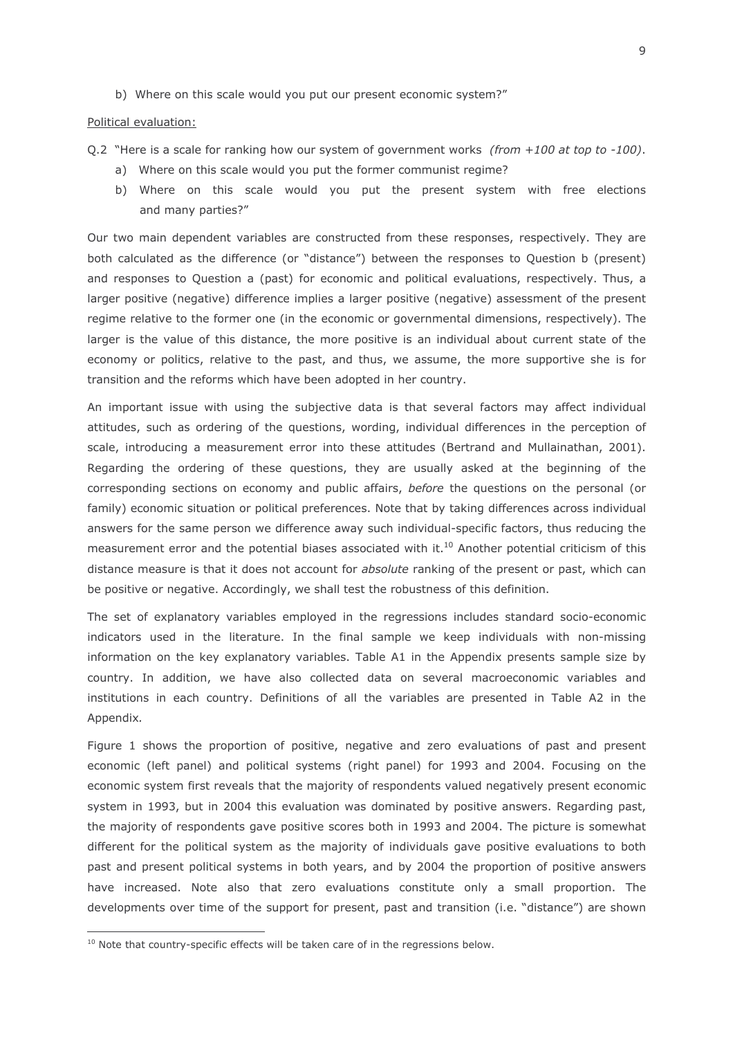b) Where on this scale would you put our present economic system?"

Political evaluation:

Q.2 "Here is a scale for ranking how our system of government works *(from +100 at top to -100)*.

a) Where on this scale would you put the former communist regime?

b) Where on this scale would you put the present system with free elections and many parties?"

Our two main dependent variables are constructed from these responses, respectively. They are both calculated as the difference (or "distance") between the responses to Question b (present) and responses to Question a (past) for economic and political evaluations, respectively. Thus, a larger positive (negative) difference implies a larger positive (negative) assessment of the present regime relative to the former one (in the economic or governmental dimensions, respectively). The larger is the value of this distance, the more positive is an individual about current state of the economy or politics, relative to the past, and thus, we assume, the more supportive she is for transition and the reforms which have been adopted in her country.

An important issue with using the subjective data is that several factors may affect individual attitudes, such as ordering of the questions, wording, individual differences in the perception of scale, introducing a measurement error into these attitudes (Bertrand and Mullainathan, 2001). Regarding the ordering of these questions, they are usually asked at the beginning of the corresponding sections on economy and public affairs, *before* the questions on the personal (or family) economic situation or political preferences. Note that by taking differences across individual answers for the same person we difference away such individual-specific factors, thus reducing the measurement error and the potential biases associated with it.[10] Another potential criticism of this distance measure is that it does not account for *absolute* ranking of the present or past, which can be positive or negative. Accordingly, we shall test the robustness of this definition.

The set of explanatory variables employed in the regressions includes standard socio-economic indicators used in the literature. In the final sample we keep individuals with non-missing information on the key explanatory variables. Table A1 in the Appendix presents sample size by country. In addition, we have also collected data on several macroeconomic variables and institutions in each country. Definitions of all the variables are presented in Table A2 in the Appendix.

Figure 1 shows the proportion of positive, negative and zero evaluations of past and present economic (left panel) and political systems (right panel) for 1993 and 2004. Focusing on the economic system first reveals that the majority of respondents valued negatively present economic system in 1993, but in 2004 this evaluation was dominated by positive answers. Regarding past, the majority of respondents gave positive scores both in 1993 and 2004. The picture is somewhat different for the political system as the majority of individuals gave positive evaluations to both past and present political systems in both years, and by 2004 the proportion of positive answers have increased. Note also that zero evaluations constitute only a small proportion. The developments over time of the support for present, past and transition (i.e. "distance") are shown

[10] Note that country-specific effects will be taken care of in the regressions below.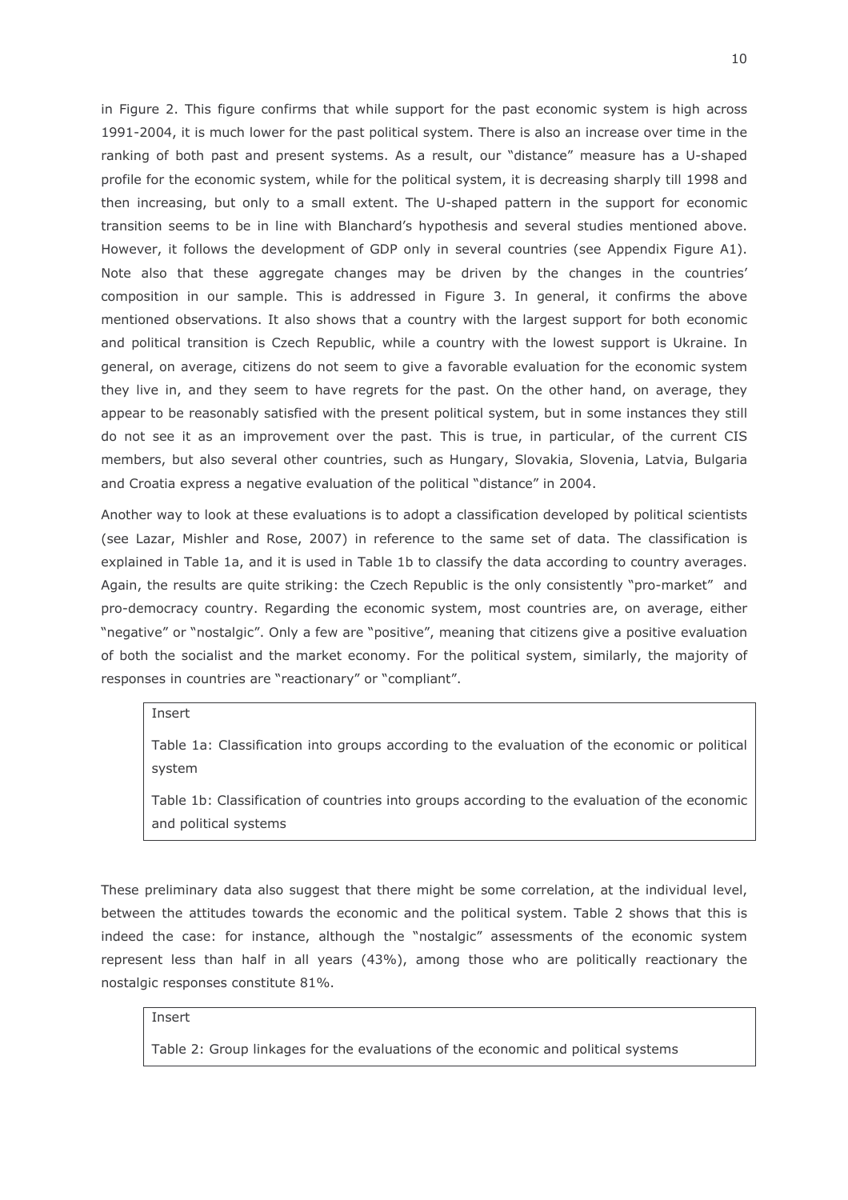in Figure 2. This figure confirms that while support for the past economic system is high across 1991-2004, it is much lower for the past political system. There is also an increase over time in the ranking of both past and present systems. As a result, our "distance" measure has a U-shaped profile for the economic system, while for the political system, it is decreasing sharply till 1998 and then increasing, but only to a small extent. The U-shaped pattern in the support for economic transition seems to be in line with Blanchard's hypothesis and several studies mentioned above. However, it follows the development of GDP only in several countries (see Appendix Figure A1). Note also that these aggregate changes may be driven by the changes in the countries' composition in our sample. This is addressed in Figure 3. In general, it confirms the above mentioned observations. It also shows that a country with the largest support for both economic and political transition is Czech Republic, while a country with the lowest support is Ukraine. In general, on average, citizens do not seem to give a favorable evaluation for the economic system they live in, and they seem to have regrets for the past. On the other hand, on average, they appear to be reasonably satisfied with the present political system, but in some instances they still do not see it as an improvement over the past. This is true, in particular, of the current CIS members, but also several other countries, such as Hungary, Slovakia, Slovenia, Latvia, Bulgaria and Croatia express a negative evaluation of the political "distance" in 2004.

Another way to look at these evaluations is to adopt a classification developed by political scientists (see Lazar, Mishler and Rose, 2007) in reference to the same set of data. The classification is explained in Table 1a, and it is used in Table 1b to classify the data according to country averages. Again, the results are quite striking: the Czech Republic is the only consistently "pro-market" and pro-democracy country. Regarding the economic system, most countries are, on average, either "negative" or "nostalgic". Only a few are "positive", meaning that citizens give a positive evaluation of both the socialist and the market economy. For the political system, similarly, the majority of responses in countries are "reactionary" or "compliant".

Insert

Table 1a: Classification into groups according to the evaluation of the economic or political system

Table 1b: Classification of countries into groups according to the evaluation of the economic and political systems

These preliminary data also suggest that there might be some correlation, at the individual level, between the attitudes towards the economic and the political system. Table 2 shows that this is indeed the case: for instance, although the "nostalgic" assessments of the economic system represent less than half in all years (43%), among those who are politically reactionary the nostalgic responses constitute 81%.

Insert

Table 2: Group linkages for the evaluations of the economic and political systems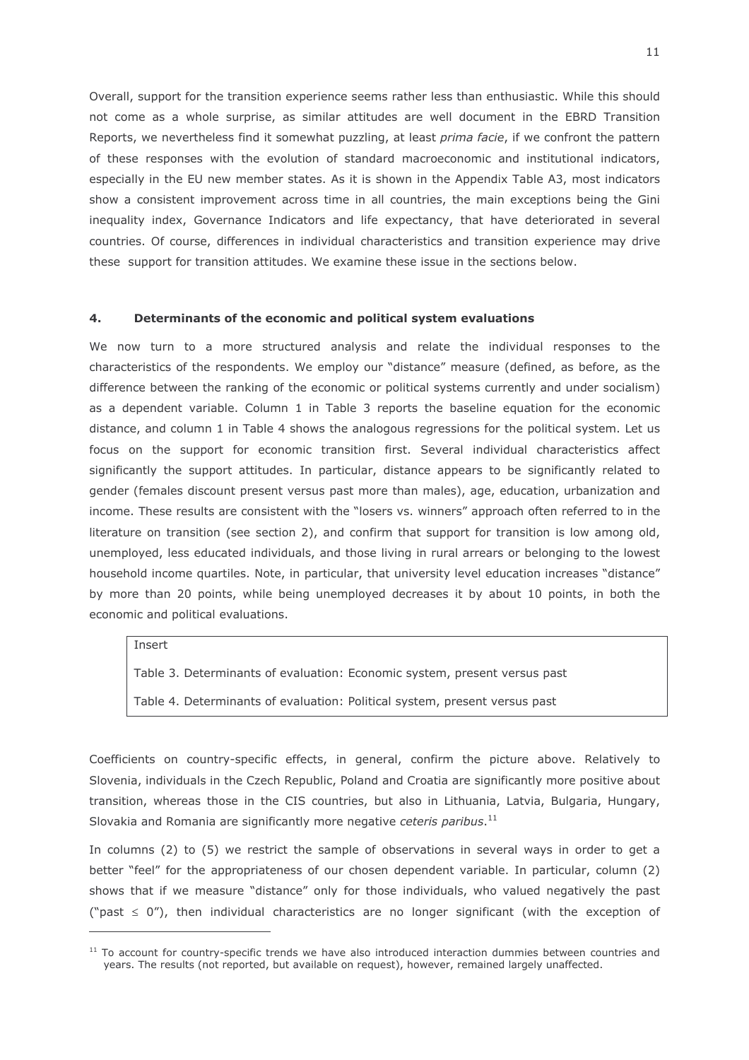Overall, support for the transition experience seems rather less than enthusiastic. While this should not come as a whole surprise, as similar attitudes are well document in the EBRD Transition Reports, we nevertheless find it somewhat puzzling, at least *prima facie*, if we confront the pattern of these responses with the evolution of standard macroeconomic and institutional indicators, especially in the EU new member states. As it is shown in the Appendix Table A3, most indicators show a consistent improvement across time in all countries, the main exceptions being the Gini inequality index, Governance Indicators and life expectancy, that have deteriorated in several countries. Of course, differences in individual characteristics and transition experience may drive these support for transition attitudes. We examine these issue in the sections below.

## 4. Determinants of the economic and political system evaluations

We now turn to a more structured analysis and relate the individual responses to the characteristics of the respondents. We employ our "distance" measure (defined, as before, as the difference between the ranking of the economic or political systems currently and under socialism) as a dependent variable. Column 1 in Table 3 reports the baseline equation for the economic distance, and column 1 in Table 4 shows the analogous regressions for the political system. Let us focus on the support for economic transition first. Several individual characteristics affect significantly the support attitudes. In particular, distance appears to be significantly related to gender (females discount present versus past more than males), age, education, urbanization and income. These results are consistent with the "losers vs. winners" approach often referred to in the literature on transition (see section 2), and confirm that support for transition is low among old, unemployed, less educated individuals, and those living in rural arrears or belonging to the lowest household income quartiles. Note, in particular, that university level education increases "distance" by more than 20 points, while being unemployed decreases it by about 10 points, in both the economic and political evaluations.

Insert

Table 3. Determinants of evaluation: Economic system, present versus past

Table 4. Determinants of evaluation: Political system, present versus past

Coefficients on country-specific effects, in general, confirm the picture above. Relatively to Slovenia, individuals in the Czech Republic, Poland and Croatia are significantly more positive about transition, whereas those in the CIS countries, but also in Lithuania, Latvia, Bulgaria, Hungary, Slovakia and Romania are significantly more negative *ceteris paribus*.[11]

In columns (2) to (5) we restrict the sample of observations in several ways in order to get a better "feel" for the appropriateness of our chosen dependent variable. In particular, column (2) shows that if we measure "distance" only for those individuals, who valued negatively the past ("past ≤ 0"), then individual characteristics are no longer significant (with the exception of

[11] To account for country-specific trends we have also introduced interaction dummies between countries and years. The results (not reported, but available on request), however, remained largely unaffected.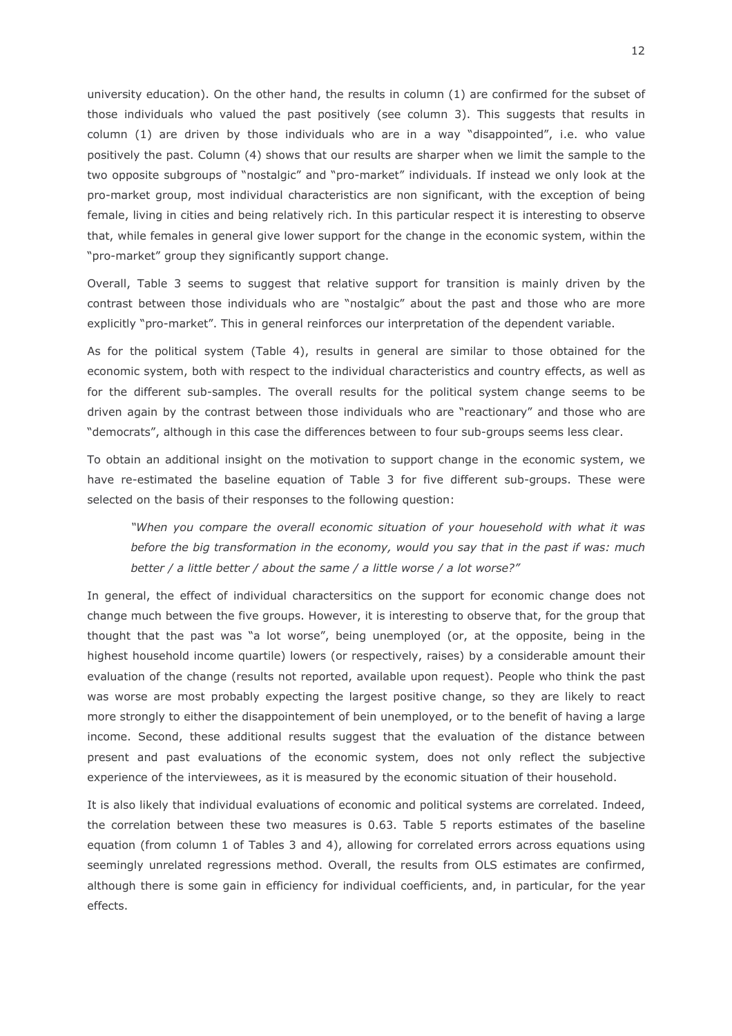university education). On the other hand, the results in column (1) are confirmed for the subset of those individuals who valued the past positively (see column 3). This suggests that results in column (1) are driven by those individuals who are in a way "disappointed", i.e. who value positively the past. Column (4) shows that our results are sharper when we limit the sample to the two opposite subgroups of "nostalgic" and "pro-market" individuals. If instead we only look at the pro-market group, most individual characteristics are non significant, with the exception of being female, living in cities and being relatively rich. In this particular respect it is interesting to observe that, while females in general give lower support for the change in the economic system, within the "pro-market" group they significantly support change.

Overall, Table 3 seems to suggest that relative support for transition is mainly driven by the contrast between those individuals who are "nostalgic" about the past and those who are more explicitly "pro-market". This in general reinforces our interpretation of the dependent variable.

As for the political system (Table 4), results in general are similar to those obtained for the economic system, both with respect to the individual characteristics and country effects, as well as for the different sub-samples. The overall results for the political system change seems to be driven again by the contrast between those individuals who are "reactionary" and those who are "democrats", although in this case the differences between to four sub-groups seems less clear.

To obtain an additional insight on the motivation to support change in the economic system, we have re-estimated the baseline equation of Table 3 for five different sub-groups. These were selected on the basis of their responses to the following question:

> *"When you compare the overall economic situation of your houesehold with what it was before the big transformation in the economy, would you say that in the past if was: much better / a little better / about the same / a little worse / a lot worse?"*

In general, the effect of individual charactersitics on the support for economic change does not change much between the five groups. However, it is interesting to observe that, for the group that thought that the past was "a lot worse", being unemployed (or, at the opposite, being in the highest household income quartile) lowers (or respectively, raises) by a considerable amount their evaluation of the change (results not reported, available upon request). People who think the past was worse are most probably expecting the largest positive change, so they are likely to react more strongly to either the disappointement of bein unemployed, or to the benefit of having a large income. Second, these additional results suggest that the evaluation of the distance between present and past evaluations of the economic system, does not only reflect the subjective experience of the interviewees, as it is measured by the economic situation of their household.

It is also likely that individual evaluations of economic and political systems are correlated. Indeed, the correlation between these two measures is 0.63. Table 5 reports estimates of the baseline equation (from column 1 of Tables 3 and 4), allowing for correlated errors across equations using seemingly unrelated regressions method. Overall, the results from OLS estimates are confirmed, although there is some gain in efficiency for individual coefficients, and, in particular, for the year effects.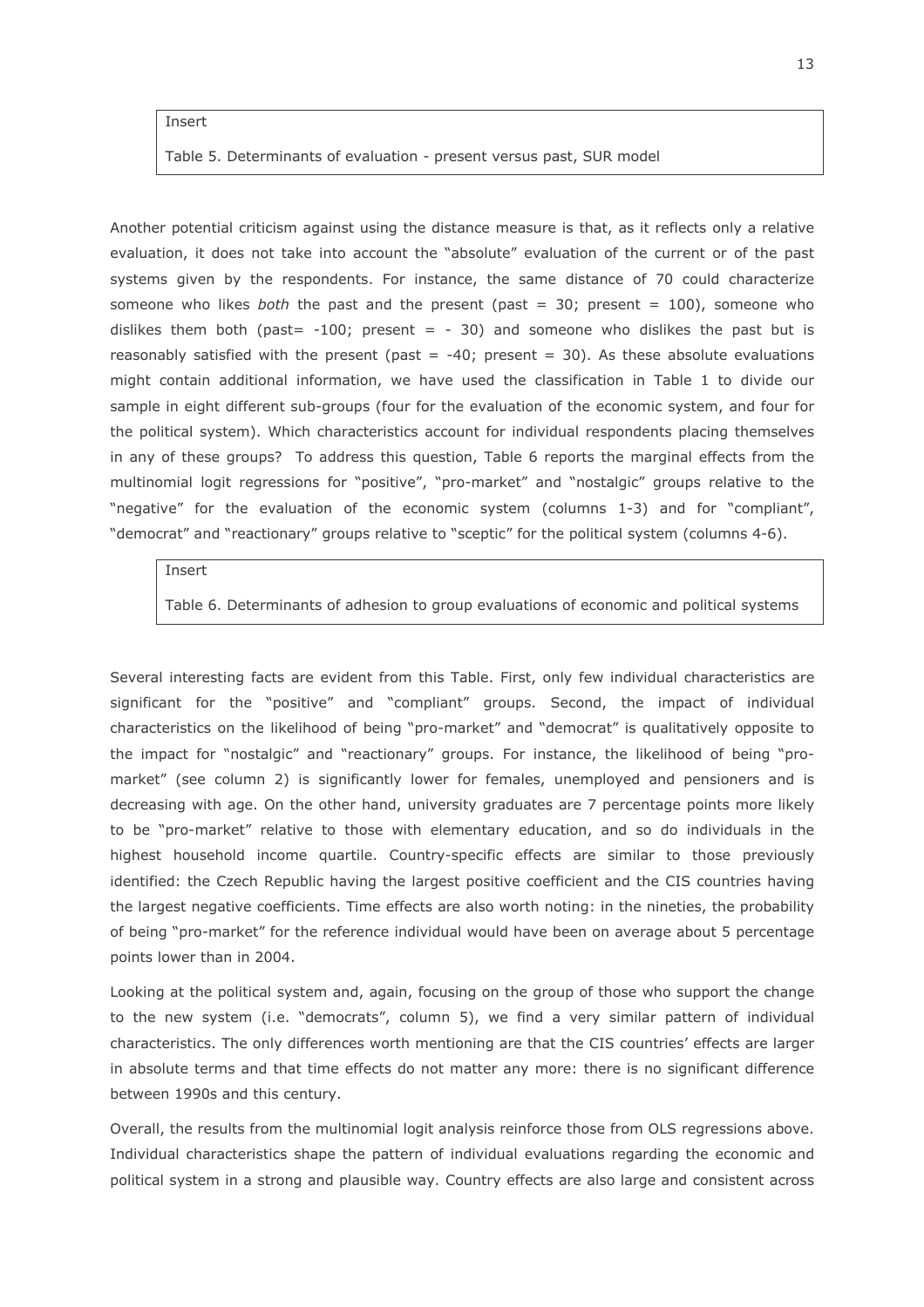Insert

Table 5. Determinants of evaluation - present versus past, SUR model

Another potential criticism against using the distance measure is that, as it reflects only a relative evaluation, it does not take into account the "absolute" evaluation of the current or of the past systems given by the respondents. For instance, the same distance of 70 could characterize someone who likes *both* the past and the present (past = 30; present = 100), someone who dislikes them both (past= -100; present = - 30) and someone who dislikes the past but is reasonably satisfied with the present (past = -40; present = 30). As these absolute evaluations might contain additional information, we have used the classification in Table 1 to divide our sample in eight different sub-groups (four for the evaluation of the economic system, and four for the political system). Which characteristics account for individual respondents placing themselves in any of these groups? To address this question, Table 6 reports the marginal effects from the multinomial logit regressions for "positive", "pro-market" and "nostalgic" groups relative to the "negative" for the evaluation of the economic system (columns 1-3) and for "compliant", "democrat" and "reactionary" groups relative to "sceptic" for the political system (columns 4-6).

Insert

Table 6. Determinants of adhesion to group evaluations of economic and political systems

Several interesting facts are evident from this Table. First, only few individual characteristics are significant for the "positive" and "compliant" groups. Second, the impact of individual characteristics on the likelihood of being "pro-market" and "democrat" is qualitatively opposite to the impact for "nostalgic" and "reactionary" groups. For instance, the likelihood of being "pro-market" (see column 2) is significantly lower for females, unemployed and pensioners and is decreasing with age. On the other hand, university graduates are 7 percentage points more likely to be "pro-market" relative to those with elementary education, and so do individuals in the highest household income quartile. Country-specific effects are similar to those previously identified: the Czech Republic having the largest positive coefficient and the CIS countries having the largest negative coefficients. Time effects are also worth noting: in the nineties, the probability of being "pro-market" for the reference individual would have been on average about 5 percentage points lower than in 2004.

Looking at the political system and, again, focusing on the group of those who support the change to the new system (i.e. "democrats", column 5), we find a very similar pattern of individual characteristics. The only differences worth mentioning are that the CIS countries' effects are larger in absolute terms and that time effects do not matter any more: there is no significant difference between 1990s and this century.

Overall, the results from the multinomial logit analysis reinforce those from OLS regressions above. Individual characteristics shape the pattern of individual evaluations regarding the economic and political system in a strong and plausible way. Country effects are also large and consistent across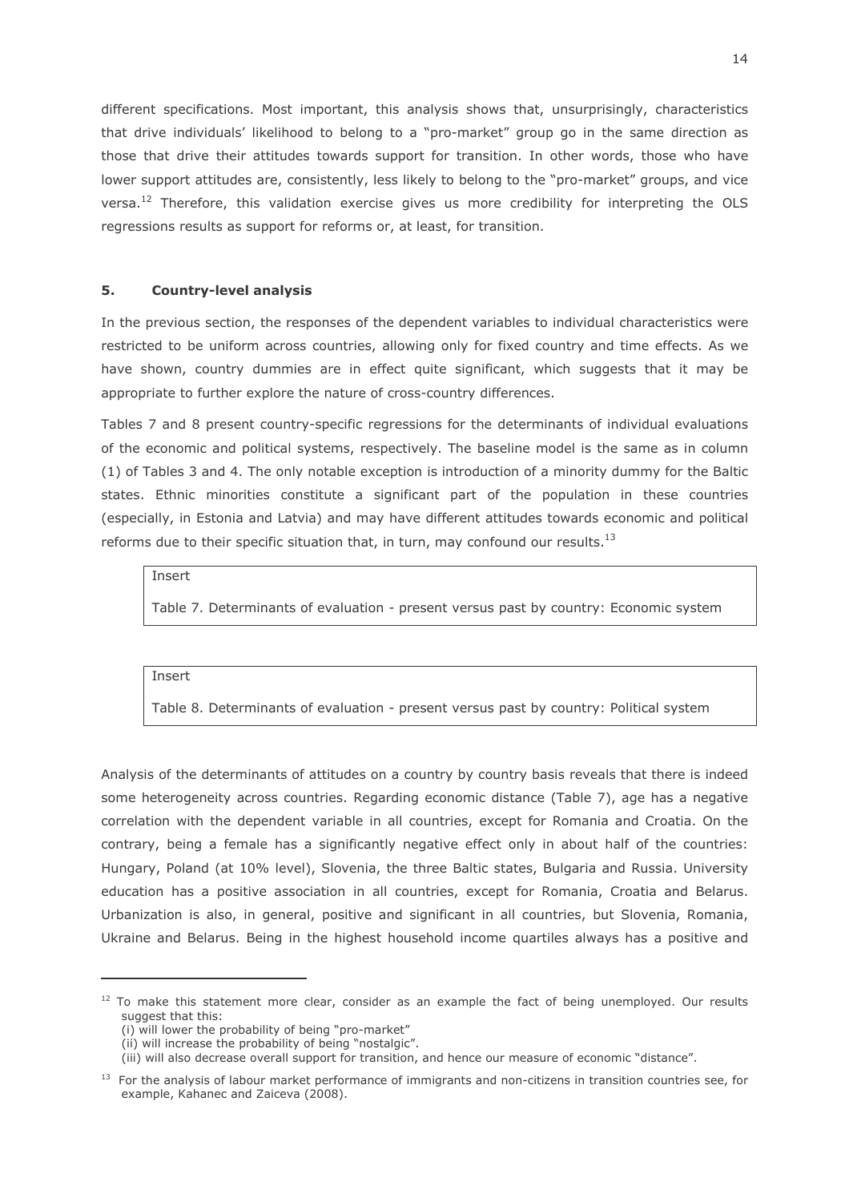different specifications. Most important, this analysis shows that, unsurprisingly, characteristics that drive individuals' likelihood to belong to a "pro-market" group go in the same direction as those that drive their attitudes towards support for transition. In other words, those who have lower support attitudes are, consistently, less likely to belong to the "pro-market" groups, and vice versa.[12] Therefore, this validation exercise gives us more credibility for interpreting the OLS regressions results as support for reforms or, at least, for transition.

## 5. Country-level analysis

In the previous section, the responses of the dependent variables to individual characteristics were restricted to be uniform across countries, allowing only for fixed country and time effects. As we have shown, country dummies are in effect quite significant, which suggests that it may be appropriate to further explore the nature of cross-country differences.

Tables 7 and 8 present country-specific regressions for the determinants of individual evaluations of the economic and political systems, respectively. The baseline model is the same as in column (1) of Tables 3 and 4. The only notable exception is introduction of a minority dummy for the Baltic states. Ethnic minorities constitute a significant part of the population in these countries (especially, in Estonia and Latvia) and may have different attitudes towards economic and political reforms due to their specific situation that, in turn, may confound our results.[13]

> Insert
>
> Table 7. Determinants of evaluation - present versus past by country: Economic system

> Insert
>
> Table 8. Determinants of evaluation - present versus past by country: Political system

Analysis of the determinants of attitudes on a country by country basis reveals that there is indeed some heterogeneity across countries. Regarding economic distance (Table 7), age has a negative correlation with the dependent variable in all countries, except for Romania and Croatia. On the contrary, being a female has a significantly negative effect only in about half of the countries: Hungary, Poland (at 10% level), Slovenia, the three Baltic states, Bulgaria and Russia. University education has a positive association in all countries, except for Romania, Croatia and Belarus. Urbanization is also, in general, positive and significant in all countries, but Slovenia, Romania, Ukraine and Belarus. Being in the highest household income quartiles always has a positive and

---

[12] To make this statement more clear, consider as an example the fact of being unemployed. Our results suggest that this:
(i) will lower the probability of being "pro-market"
(ii) will increase the probability of being "nostalgic".
(iii) will also decrease overall support for transition, and hence our measure of economic "distance".

[13] For the analysis of labour market performance of immigrants and non-citizens in transition countries see, for example, Kahanec and Zaiceva (2008).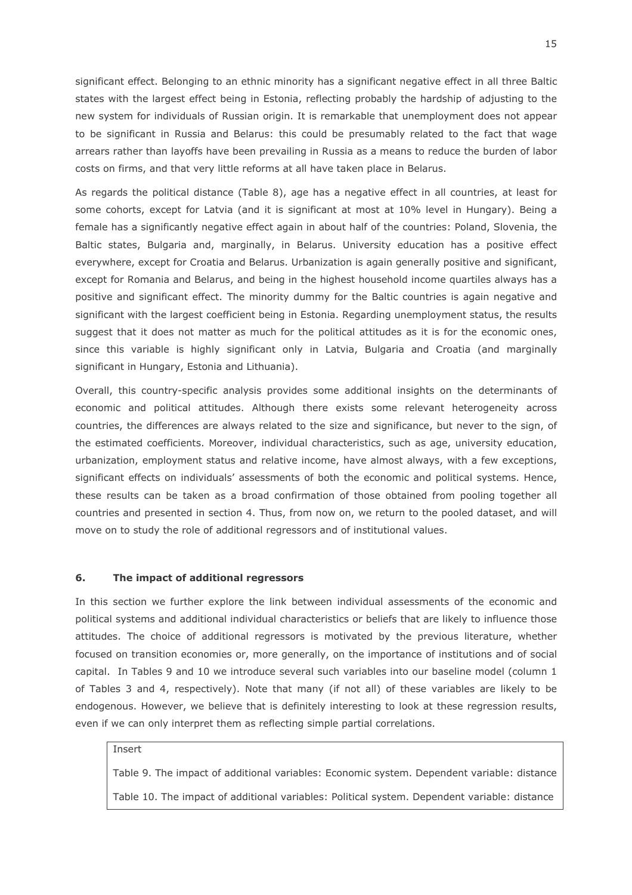significant effect. Belonging to an ethnic minority has a significant negative effect in all three Baltic states with the largest effect being in Estonia, reflecting probably the hardship of adjusting to the new system for individuals of Russian origin. It is remarkable that unemployment does not appear to be significant in Russia and Belarus: this could be presumably related to the fact that wage arrears rather than layoffs have been prevailing in Russia as a means to reduce the burden of labor costs on firms, and that very little reforms at all have taken place in Belarus.

As regards the political distance (Table 8), age has a negative effect in all countries, at least for some cohorts, except for Latvia (and it is significant at most at 10% level in Hungary). Being a female has a significantly negative effect again in about half of the countries: Poland, Slovenia, the Baltic states, Bulgaria and, marginally, in Belarus. University education has a positive effect everywhere, except for Croatia and Belarus. Urbanization is again generally positive and significant, except for Romania and Belarus, and being in the highest household income quartiles always has a positive and significant effect. The minority dummy for the Baltic countries is again negative and significant with the largest coefficient being in Estonia. Regarding unemployment status, the results suggest that it does not matter as much for the political attitudes as it is for the economic ones, since this variable is highly significant only in Latvia, Bulgaria and Croatia (and marginally significant in Hungary, Estonia and Lithuania).

Overall, this country-specific analysis provides some additional insights on the determinants of economic and political attitudes. Although there exists some relevant heterogeneity across countries, the differences are always related to the size and significance, but never to the sign, of the estimated coefficients. Moreover, individual characteristics, such as age, university education, urbanization, employment status and relative income, have almost always, with a few exceptions, significant effects on individuals' assessments of both the economic and political systems. Hence, these results can be taken as a broad confirmation of those obtained from pooling together all countries and presented in section 4. Thus, from now on, we return to the pooled dataset, and will move on to study the role of additional regressors and of institutional values.

## 6. The impact of additional regressors

In this section we further explore the link between individual assessments of the economic and political systems and additional individual characteristics or beliefs that are likely to influence those attitudes. The choice of additional regressors is motivated by the previous literature, whether focused on transition economies or, more generally, on the importance of institutions and of social capital. In Tables 9 and 10 we introduce several such variables into our baseline model (column 1 of Tables 3 and 4, respectively). Note that many (if not all) of these variables are likely to be endogenous. However, we believe that is definitely interesting to look at these regression results, even if we can only interpret them as reflecting simple partial correlations.

Insert

Table 9. The impact of additional variables: Economic system. Dependent variable: distance

Table 10. The impact of additional variables: Political system. Dependent variable: distance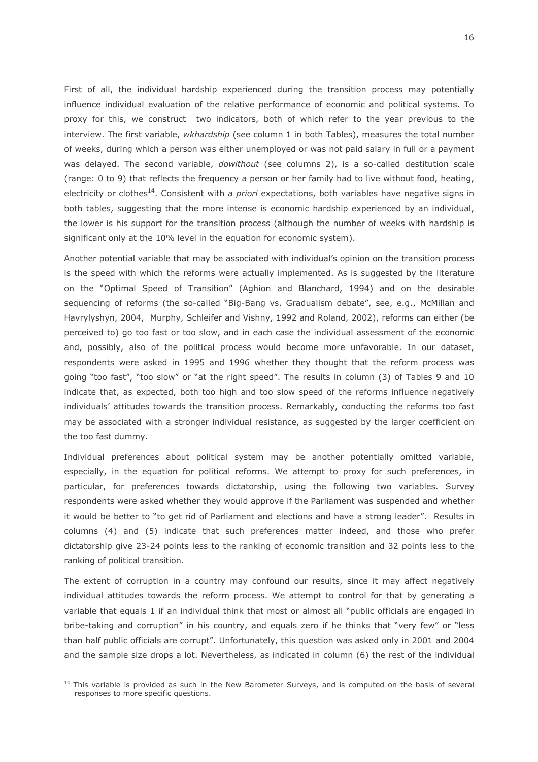First of all, the individual hardship experienced during the transition process may potentially influence individual evaluation of the relative performance of economic and political systems. To proxy for this, we construct  two indicators, both of which refer to the year previous to the interview. The first variable, *wkhardship* (see column 1 in both Tables), measures the total number of weeks, during which a person was either unemployed or was not paid salary in full or a payment was delayed. The second variable, *dowithout* (see columns 2), is a so-called destitution scale (range: 0 to 9) that reflects the frequency a person or her family had to live without food, heating, electricity or clothes[14]. Consistent with *a priori* expectations, both variables have negative signs in both tables, suggesting that the more intense is economic hardship experienced by an individual, the lower is his support for the transition process (although the number of weeks with hardship is significant only at the 10% level in the equation for economic system).

Another potential variable that may be associated with individual's opinion on the transition process is the speed with which the reforms were actually implemented. As is suggested by the literature on the "Optimal Speed of Transition" (Aghion and Blanchard, 1994) and on the desirable sequencing of reforms (the so-called "Big-Bang vs. Gradualism debate", see, e.g., McMillan and Havrylyshyn, 2004,  Murphy, Schleifer and Vishny, 1992 and Roland, 2002), reforms can either (be perceived to) go too fast or too slow, and in each case the individual assessment of the economic and, possibly, also of the political process would become more unfavorable. In our dataset, respondents were asked in 1995 and 1996 whether they thought that the reform process was going "too fast", "too slow" or "at the right speed". The results in column (3) of Tables 9 and 10 indicate that, as expected, both too high and too slow speed of the reforms influence negatively individuals' attitudes towards the transition process. Remarkably, conducting the reforms too fast may be associated with a stronger individual resistance, as suggested by the larger coefficient on the too fast dummy.

Individual preferences about political system may be another potentially omitted variable, especially, in the equation for political reforms. We attempt to proxy for such preferences, in particular, for preferences towards dictatorship, using the following two variables. Survey respondents were asked whether they would approve if the Parliament was suspended and whether it would be better to "to get rid of Parliament and elections and have a strong leader".  Results in columns (4) and (5) indicate that such preferences matter indeed, and those who prefer dictatorship give 23-24 points less to the ranking of economic transition and 32 points less to the ranking of political transition.

The extent of corruption in a country may confound our results, since it may affect negatively individual attitudes towards the reform process. We attempt to control for that by generating a variable that equals 1 if an individual think that most or almost all "public officials are engaged in bribe-taking and corruption" in his country, and equals zero if he thinks that "very few" or "less than half public officials are corrupt". Unfortunately, this question was asked only in 2001 and 2004 and the sample size drops a lot. Nevertheless, as indicated in column (6) the rest of the individual

[14] This variable is provided as such in the New Barometer Surveys, and is computed on the basis of several responses to more specific questions.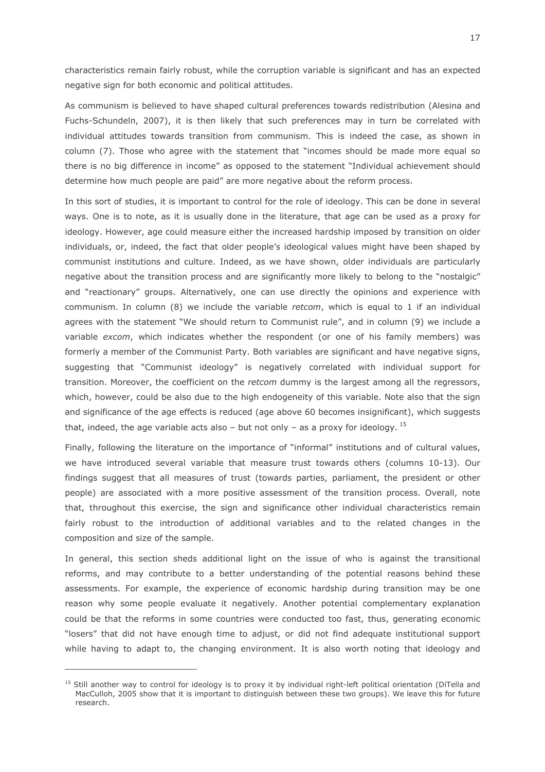characteristics remain fairly robust, while the corruption variable is significant and has an expected negative sign for both economic and political attitudes.

As communism is believed to have shaped cultural preferences towards redistribution (Alesina and Fuchs-Schundeln, 2007), it is then likely that such preferences may in turn be correlated with individual attitudes towards transition from communism. This is indeed the case, as shown in column (7). Those who agree with the statement that "incomes should be made more equal so there is no big difference in income" as opposed to the statement "Individual achievement should determine how much people are paid" are more negative about the reform process.

In this sort of studies, it is important to control for the role of ideology. This can be done in several ways. One is to note, as it is usually done in the literature, that age can be used as a proxy for ideology. However, age could measure either the increased hardship imposed by transition on older individuals, or, indeed, the fact that older people's ideological values might have been shaped by communist institutions and culture. Indeed, as we have shown, older individuals are particularly negative about the transition process and are significantly more likely to belong to the "nostalgic" and "reactionary" groups. Alternatively, one can use directly the opinions and experience with communism. In column (8) we include the variable *retcom*, which is equal to 1 if an individual agrees with the statement "We should return to Communist rule", and in column (9) we include a variable *excom*, which indicates whether the respondent (or one of his family members) was formerly a member of the Communist Party. Both variables are significant and have negative signs, suggesting that "Communist ideology" is negatively correlated with individual support for transition. Moreover, the coefficient on the *retcom* dummy is the largest among all the regressors, which, however, could be also due to the high endogeneity of this variable. Note also that the sign and significance of the age effects is reduced (age above 60 becomes insignificant), which suggests that, indeed, the age variable acts also – but not only – as a proxy for ideology. [15]

Finally, following the literature on the importance of "informal" institutions and of cultural values, we have introduced several variable that measure trust towards others (columns 10-13). Our findings suggest that all measures of trust (towards parties, parliament, the president or other people) are associated with a more positive assessment of the transition process. Overall, note that, throughout this exercise, the sign and significance other individual characteristics remain fairly robust to the introduction of additional variables and to the related changes in the composition and size of the sample.

In general, this section sheds additional light on the issue of who is against the transitional reforms, and may contribute to a better understanding of the potential reasons behind these assessments. For example, the experience of economic hardship during transition may be one reason why some people evaluate it negatively. Another potential complementary explanation could be that the reforms in some countries were conducted too fast, thus, generating economic "losers" that did not have enough time to adjust, or did not find adequate institutional support while having to adapt to, the changing environment. It is also worth noting that ideology and

---

[15] Still another way to control for ideology is to proxy it by individual right-left political orientation (DiTella and MacCulloh, 2005 show that it is important to distinguish between these two groups). We leave this for future research.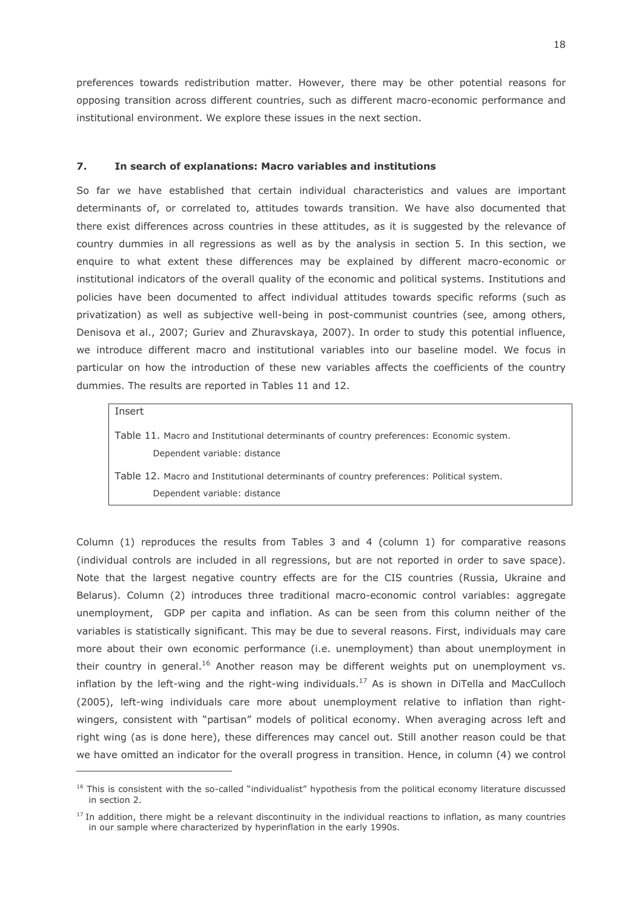preferences towards redistribution matter. However, there may be other potential reasons for opposing transition across different countries, such as different macro-economic performance and institutional environment. We explore these issues in the next section.

## 7. In search of explanations: Macro variables and institutions

So far we have established that certain individual characteristics and values are important determinants of, or correlated to, attitudes towards transition. We have also documented that there exist differences across countries in these attitudes, as it is suggested by the relevance of country dummies in all regressions as well as by the analysis in section 5. In this section, we enquire to what extent these differences may be explained by different macro-economic or institutional indicators of the overall quality of the economic and political systems. Institutions and policies have been documented to affect individual attitudes towards specific reforms (such as privatization) as well as subjective well-being in post-communist countries (see, among others, Denisova et al., 2007; Guriev and Zhuravskaya, 2007). In order to study this potential influence, we introduce different macro and institutional variables into our baseline model. We focus in particular on how the introduction of these new variables affects the coefficients of the country dummies. The results are reported in Tables 11 and 12.

Insert

Table 11. Macro and Institutional determinants of country preferences: Economic system. Dependent variable: distance

Table 12. Macro and Institutional determinants of country preferences: Political system. Dependent variable: distance

Column (1) reproduces the results from Tables 3 and 4 (column 1) for comparative reasons (individual controls are included in all regressions, but are not reported in order to save space). Note that the largest negative country effects are for the CIS countries (Russia, Ukraine and Belarus). Column (2) introduces three traditional macro-economic control variables: aggregate unemployment, GDP per capita and inflation. As can be seen from this column neither of the variables is statistically significant. This may be due to several reasons. First, individuals may care more about their own economic performance (i.e. unemployment) than about unemployment in their country in general.[16] Another reason may be different weights put on unemployment vs. inflation by the left-wing and the right-wing individuals.[17] As is shown in DiTella and MacCulloch (2005), left-wing individuals care more about unemployment relative to inflation than right-wingers, consistent with "partisan" models of political economy. When averaging across left and right wing (as is done here), these differences may cancel out. Still another reason could be that we have omitted an indicator for the overall progress in transition. Hence, in column (4) we control

[16] This is consistent with the so-called "individualist" hypothesis from the political economy literature discussed in section 2.

[17] In addition, there might be a relevant discontinuity in the individual reactions to inflation, as many countries in our sample where characterized by hyperinflation in the early 1990s.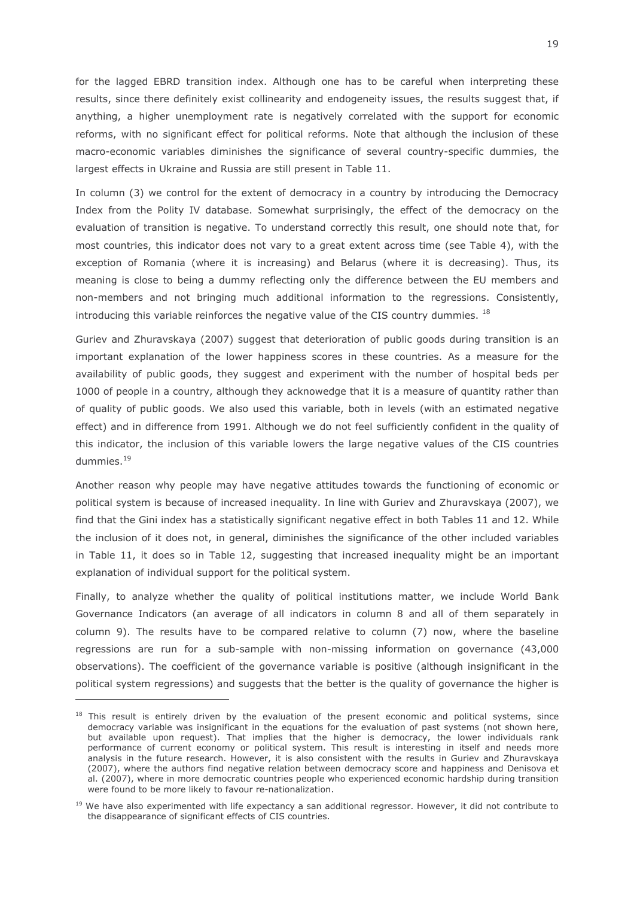for the lagged EBRD transition index. Although one has to be careful when interpreting these results, since there definitely exist collinearity and endogeneity issues, the results suggest that, if anything, a higher unemployment rate is negatively correlated with the support for economic reforms, with no significant effect for political reforms. Note that although the inclusion of these macro-economic variables diminishes the significance of several country-specific dummies, the largest effects in Ukraine and Russia are still present in Table 11.

In column (3) we control for the extent of democracy in a country by introducing the Democracy Index from the Polity IV database. Somewhat surprisingly, the effect of the democracy on the evaluation of transition is negative. To understand correctly this result, one should note that, for most countries, this indicator does not vary to a great extent across time (see Table 4), with the exception of Romania (where it is increasing) and Belarus (where it is decreasing). Thus, its meaning is close to being a dummy reflecting only the difference between the EU members and non-members and not bringing much additional information to the regressions. Consistently, introducing this variable reinforces the negative value of the CIS country dummies. [18]

Guriev and Zhuravskaya (2007) suggest that deterioration of public goods during transition is an important explanation of the lower happiness scores in these countries. As a measure for the availability of public goods, they suggest and experiment with the number of hospital beds per 1000 of people in a country, although they acknowedge that it is a measure of quantity rather than of quality of public goods. We also used this variable, both in levels (with an estimated negative effect) and in difference from 1991. Although we do not feel sufficiently confident in the quality of this indicator, the inclusion of this variable lowers the large negative values of the CIS countries dummies.[19]

Another reason why people may have negative attitudes towards the functioning of economic or political system is because of increased inequality. In line with Guriev and Zhuravskaya (2007), we find that the Gini index has a statistically significant negative effect in both Tables 11 and 12. While the inclusion of it does not, in general, diminishes the significance of the other included variables in Table 11, it does so in Table 12, suggesting that increased inequality might be an important explanation of individual support for the political system.

Finally, to analyze whether the quality of political institutions matter, we include World Bank Governance Indicators (an average of all indicators in column 8 and all of them separately in column 9). The results have to be compared relative to column (7) now, where the baseline regressions are run for a sub-sample with non-missing information on governance (43,000 observations). The coefficient of the governance variable is positive (although insignificant in the political system regressions) and suggests that the better is the quality of governance the higher is

---

[18] This result is entirely driven by the evaluation of the present economic and political systems, since democracy variable was insignificant in the equations for the evaluation of past systems (not shown here, but available upon request). That implies that the higher is democracy, the lower individuals rank performance of current economy or political system. This result is interesting in itself and needs more analysis in the future research. However, it is also consistent with the results in Guriev and Zhuravskaya (2007), where the authors find negative relation between democracy score and happiness and Denisova et al. (2007), where in more democratic countries people who experienced economic hardship during transition were found to be more likely to favour re-nationalization.

[19] We have also experimented with life expectancy a san additional regressor. However, it did not contribute to the disappearance of significant effects of CIS countries.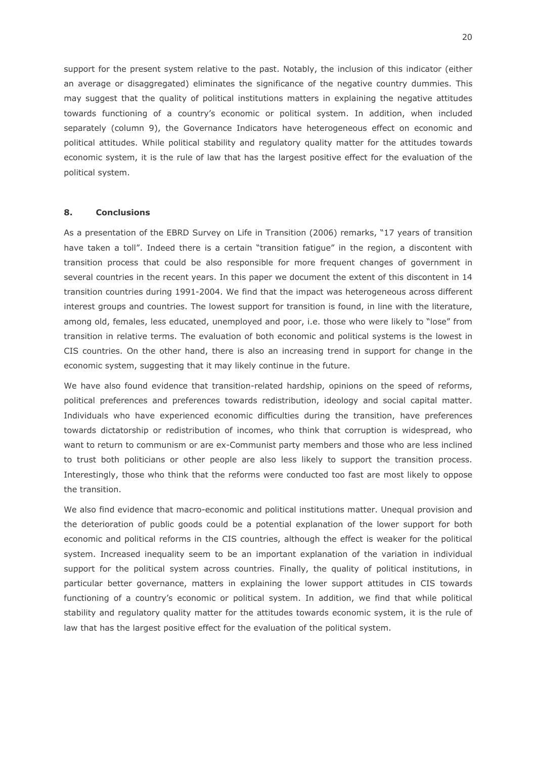support for the present system relative to the past. Notably, the inclusion of this indicator (either an average or disaggregated) eliminates the significance of the negative country dummies. This may suggest that the quality of political institutions matters in explaining the negative attitudes towards functioning of a country's economic or political system. In addition, when included separately (column 9), the Governance Indicators have heterogeneous effect on economic and political attitudes. While political stability and regulatory quality matter for the attitudes towards economic system, it is the rule of law that has the largest positive effect for the evaluation of the political system.

## 8. Conclusions

As a presentation of the EBRD Survey on Life in Transition (2006) remarks, "17 years of transition have taken a toll". Indeed there is a certain "transition fatigue" in the region, a discontent with transition process that could be also responsible for more frequent changes of government in several countries in the recent years. In this paper we document the extent of this discontent in 14 transition countries during 1991-2004. We find that the impact was heterogeneous across different interest groups and countries. The lowest support for transition is found, in line with the literature, among old, females, less educated, unemployed and poor, i.e. those who were likely to "lose" from transition in relative terms. The evaluation of both economic and political systems is the lowest in CIS countries. On the other hand, there is also an increasing trend in support for change in the economic system, suggesting that it may likely continue in the future.

We have also found evidence that transition-related hardship, opinions on the speed of reforms, political preferences and preferences towards redistribution, ideology and social capital matter. Individuals who have experienced economic difficulties during the transition, have preferences towards dictatorship or redistribution of incomes, who think that corruption is widespread, who want to return to communism or are ex-Communist party members and those who are less inclined to trust both politicians or other people are also less likely to support the transition process. Interestingly, those who think that the reforms were conducted too fast are most likely to oppose the transition.

We also find evidence that macro-economic and political institutions matter. Unequal provision and the deterioration of public goods could be a potential explanation of the lower support for both economic and political reforms in the CIS countries, although the effect is weaker for the political system. Increased inequality seem to be an important explanation of the variation in individual support for the political system across countries. Finally, the quality of political institutions, in particular better governance, matters in explaining the lower support attitudes in CIS towards functioning of a country's economic or political system. In addition, we find that while political stability and regulatory quality matter for the attitudes towards economic system, it is the rule of law that has the largest positive effect for the evaluation of the political system.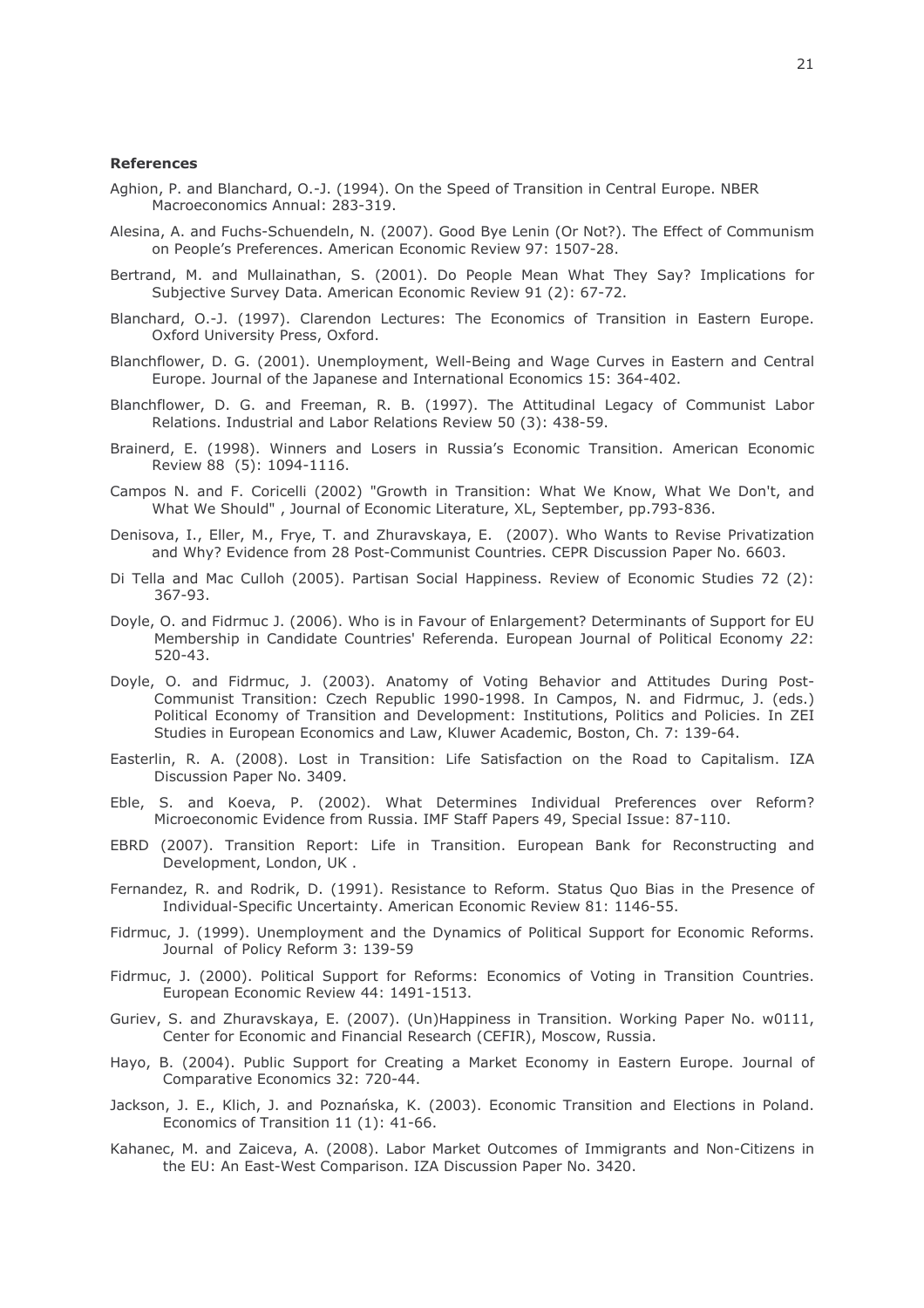**References**

Aghion, P. and Blanchard, O.-J. (1994). On the Speed of Transition in Central Europe. NBER Macroeconomics Annual: 283-319.

Alesina, A. and Fuchs-Schuendeln, N. (2007). Good Bye Lenin (Or Not?). The Effect of Communism on People's Preferences. American Economic Review 97: 1507-28.

Bertrand, M. and Mullainathan, S. (2001). Do People Mean What They Say? Implications for Subjective Survey Data. American Economic Review 91 (2): 67-72.

Blanchard, O.-J. (1997). Clarendon Lectures: The Economics of Transition in Eastern Europe. Oxford University Press, Oxford.

Blanchflower, D. G. (2001). Unemployment, Well-Being and Wage Curves in Eastern and Central Europe. Journal of the Japanese and International Economics 15: 364-402.

Blanchflower, D. G. and Freeman, R. B. (1997). The Attitudinal Legacy of Communist Labor Relations. Industrial and Labor Relations Review 50 (3): 438-59.

Brainerd, E. (1998). Winners and Losers in Russia's Economic Transition. American Economic Review 88 (5): 1094-1116.

Campos N. and F. Coricelli (2002) "Growth in Transition: What We Know, What We Don't, and What We Should" , Journal of Economic Literature, XL, September, pp.793-836.

Denisova, I., Eller, M., Frye, T. and Zhuravskaya, E. (2007). Who Wants to Revise Privatization and Why? Evidence from 28 Post-Communist Countries. CEPR Discussion Paper No. 6603.

Di Tella and Mac Culloh (2005). Partisan Social Happiness. Review of Economic Studies 72 (2): 367-93.

Doyle, O. and Fidrmuc J. (2006). Who is in Favour of Enlargement? Determinants of Support for EU Membership in Candidate Countries' Referenda. European Journal of Political Economy *22*: 520-43.

Doyle, O. and Fidrmuc, J. (2003). Anatomy of Voting Behavior and Attitudes During Post-Communist Transition: Czech Republic 1990-1998. In Campos, N. and Fidrmuc, J. (eds.) Political Economy of Transition and Development: Institutions, Politics and Policies. In ZEI Studies in European Economics and Law, Kluwer Academic, Boston, Ch. 7: 139-64.

Easterlin, R. A. (2008). Lost in Transition: Life Satisfaction on the Road to Capitalism. IZA Discussion Paper No. 3409.

Eble, S. and Koeva, P. (2002). What Determines Individual Preferences over Reform? Microeconomic Evidence from Russia. IMF Staff Papers 49, Special Issue: 87-110.

EBRD (2007). Transition Report: Life in Transition. European Bank for Reconstructing and Development, London, UK .

Fernandez, R. and Rodrik, D. (1991). Resistance to Reform. Status Quo Bias in the Presence of Individual-Specific Uncertainty. American Economic Review 81: 1146-55.

Fidrmuc, J. (1999). Unemployment and the Dynamics of Political Support for Economic Reforms. Journal of Policy Reform 3: 139-59

Fidrmuc, J. (2000). Political Support for Reforms: Economics of Voting in Transition Countries. European Economic Review 44: 1491-1513.

Guriev, S. and Zhuravskaya, E. (2007). (Un)Happiness in Transition. Working Paper No. w0111, Center for Economic and Financial Research (CEFIR), Moscow, Russia.

Hayo, B. (2004). Public Support for Creating a Market Economy in Eastern Europe. Journal of Comparative Economics 32: 720-44.

Jackson, J. E., Klich, J. and Poznańska, K. (2003). Economic Transition and Elections in Poland. Economics of Transition 11 (1): 41-66.

Kahanec, M. and Zaiceva, A. (2008). Labor Market Outcomes of Immigrants and Non-Citizens in the EU: An East-West Comparison. IZA Discussion Paper No. 3420.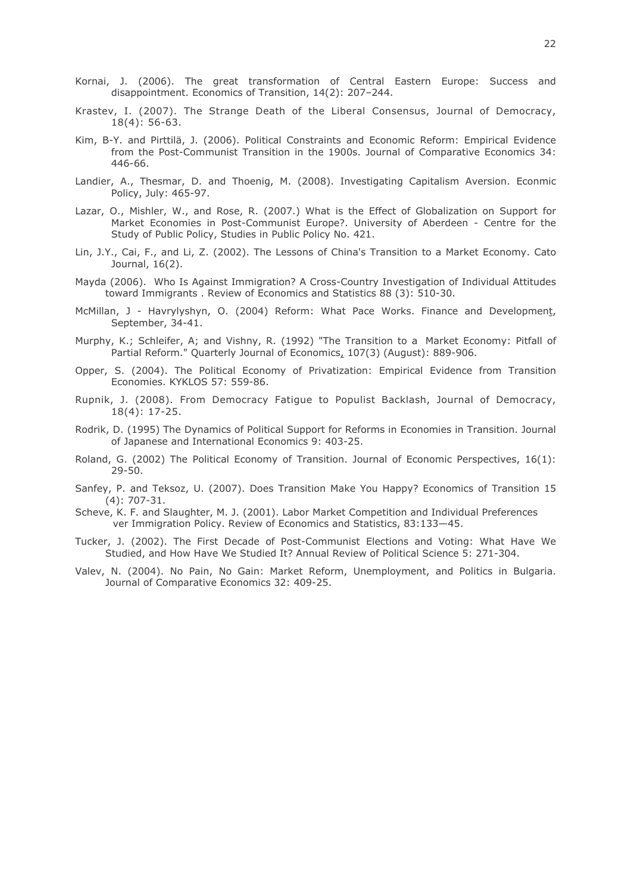Kornai, J. (2006). The great transformation of Central Eastern Europe: Success and disappointment. Economics of Transition, 14(2): 207–244.

Krastev, I. (2007). The Strange Death of the Liberal Consensus, Journal of Democracy, 18(4): 56-63.

Kim, B-Y. and Pirttilä, J. (2006). Political Constraints and Economic Reform: Empirical Evidence from the Post-Communist Transition in the 1900s. Journal of Comparative Economics 34: 446-66.

Landier, A., Thesmar, D. and Thoenig, M. (2008). Investigating Capitalism Aversion. Econmic Policy, July: 465-97.

Lazar, O., Mishler, W., and Rose, R. (2007.) What is the Effect of Globalization on Support for Market Economies in Post-Communist Europe?. University of Aberdeen - Centre for the Study of Public Policy, Studies in Public Policy No. 421.

Lin, J.Y., Cai, F., and Li, Z. (2002). The Lessons of China's Transition to a Market Economy. Cato Journal, 16(2).

Mayda (2006). Who Is Against Immigration? A Cross-Country Investigation of Individual Attitudes toward Immigrants . Review of Economics and Statistics 88 (3): 510-30.

McMillan, J - Havrylyshyn, O. (2004) Reform: What Pace Works. Finance and Development, September, 34-41.

Murphy, K.; Schleifer, A; and Vishny, R. (1992) "The Transition to a Market Economy: Pitfall of Partial Reform." Quarterly Journal of Economics, 107(3) (August): 889-906.

Opper, S. (2004). The Political Economy of Privatization: Empirical Evidence from Transition Economies. KYKLOS 57: 559-86.

Rupnik, J. (2008). From Democracy Fatigue to Populist Backlash, Journal of Democracy, 18(4): 17-25.

Rodrik, D. (1995) The Dynamics of Political Support for Reforms in Economies in Transition. Journal of Japanese and International Economics 9: 403-25.

Roland, G. (2002) The Political Economy of Transition. Journal of Economic Perspectives, 16(1): 29-50.

Sanfey, P. and Teksoz, U. (2007). Does Transition Make You Happy? Economics of Transition 15 (4): 707-31.

Scheve, K. F. and Slaughter, M. J. (2001). Labor Market Competition and Individual Preferences ver Immigration Policy. Review of Economics and Statistics, 83:133—45.

Tucker, J. (2002). The First Decade of Post-Communist Elections and Voting: What Have We Studied, and How Have We Studied It? Annual Review of Political Science 5: 271-304.

Valev, N. (2004). No Pain, No Gain: Market Reform, Unemployment, and Politics in Bulgaria. Journal of Comparative Economics 32: 409-25.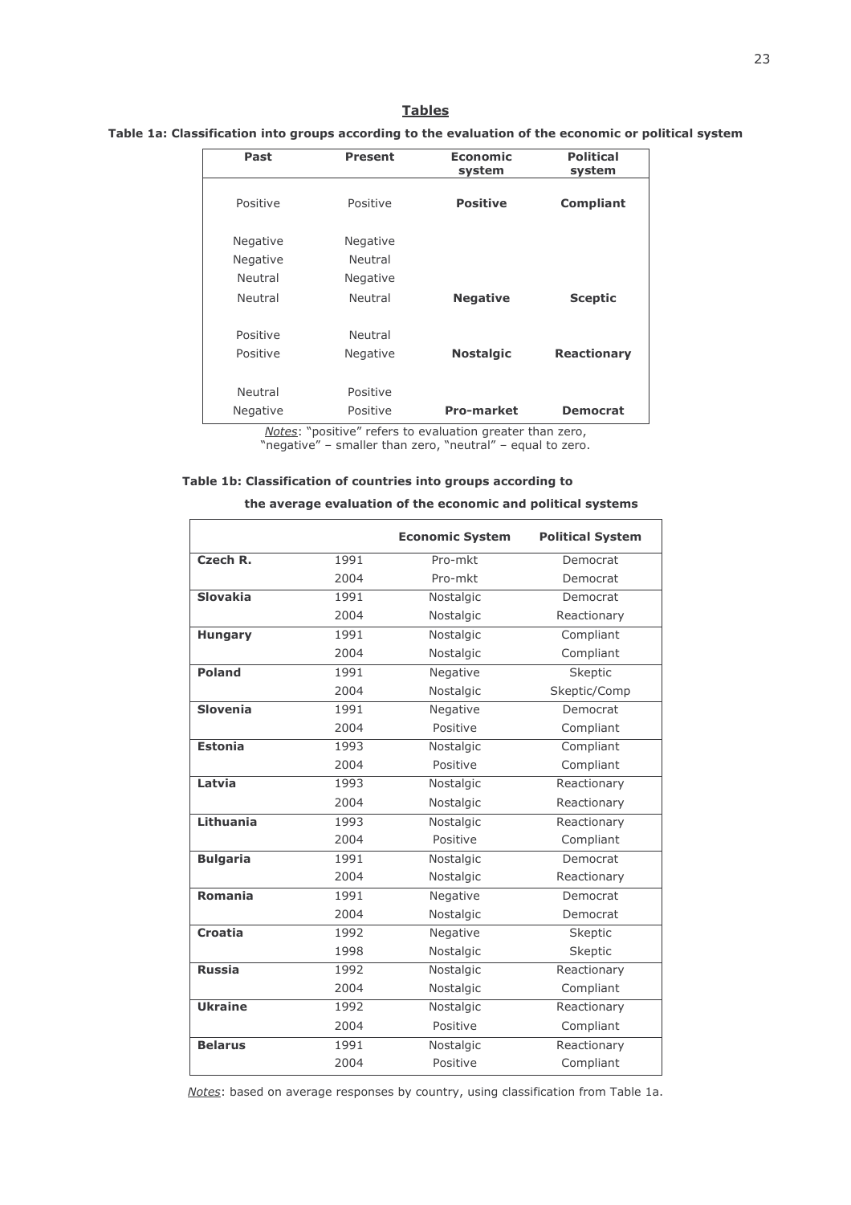## Tables

**Table 1a: Classification into groups according to the evaluation of the economic or political system**

| Past | Present | Economic system | Political system |
|---|---|---|---|
| Positive | Positive | **Positive** | **Compliant** |
| Negative | Negative | | |
| Negative | Neutral | | |
| Neutral | Negative | | |
| Neutral | Neutral | **Negative** | **Sceptic** |
| Positive | Neutral | | |
| Positive | Negative | **Nostalgic** | **Reactionary** |
| Neutral | Positive | | |
| Negative | Positive | **Pro-market** | **Democrat** |

*Notes*: "positive" refers to evaluation greater than zero, "negative" – smaller than zero, "neutral" – equal to zero.

**Table 1b: Classification of countries into groups according to the average evaluation of the economic and political systems**

| | | Economic System | Political System |
|---|---|---|---|
| **Czech R.** | 1991 | Pro-mkt | Democrat |
| | 2004 | Pro-mkt | Democrat |
| **Slovakia** | 1991 | Nostalgic | Democrat |
| | 2004 | Nostalgic | Reactionary |
| **Hungary** | 1991 | Nostalgic | Compliant |
| | 2004 | Nostalgic | Compliant |
| **Poland** | 1991 | Negative | Skeptic |
| | 2004 | Nostalgic | Skeptic/Comp |
| **Slovenia** | 1991 | Negative | Democrat |
| | 2004 | Positive | Compliant |
| **Estonia** | 1993 | Nostalgic | Compliant |
| | 2004 | Positive | Compliant |
| **Latvia** | 1993 | Nostalgic | Reactionary |
| | 2004 | Nostalgic | Reactionary |
| **Lithuania** | 1993 | Nostalgic | Reactionary |
| | 2004 | Positive | Compliant |
| **Bulgaria** | 1991 | Nostalgic | Democrat |
| | 2004 | Nostalgic | Reactionary |
| **Romania** | 1991 | Negative | Democrat |
| | 2004 | Nostalgic | Democrat |
| **Croatia** | 1992 | Negative | Skeptic |
| | 1998 | Nostalgic | Skeptic |
| **Russia** | 1992 | Nostalgic | Reactionary |
| | 2004 | Nostalgic | Compliant |
| **Ukraine** | 1992 | Nostalgic | Reactionary |
| | 2004 | Positive | Compliant |
| **Belarus** | 1991 | Nostalgic | Reactionary |
| | 2004 | Positive | Compliant |

*Notes*: based on average responses by country, using classification from Table 1a.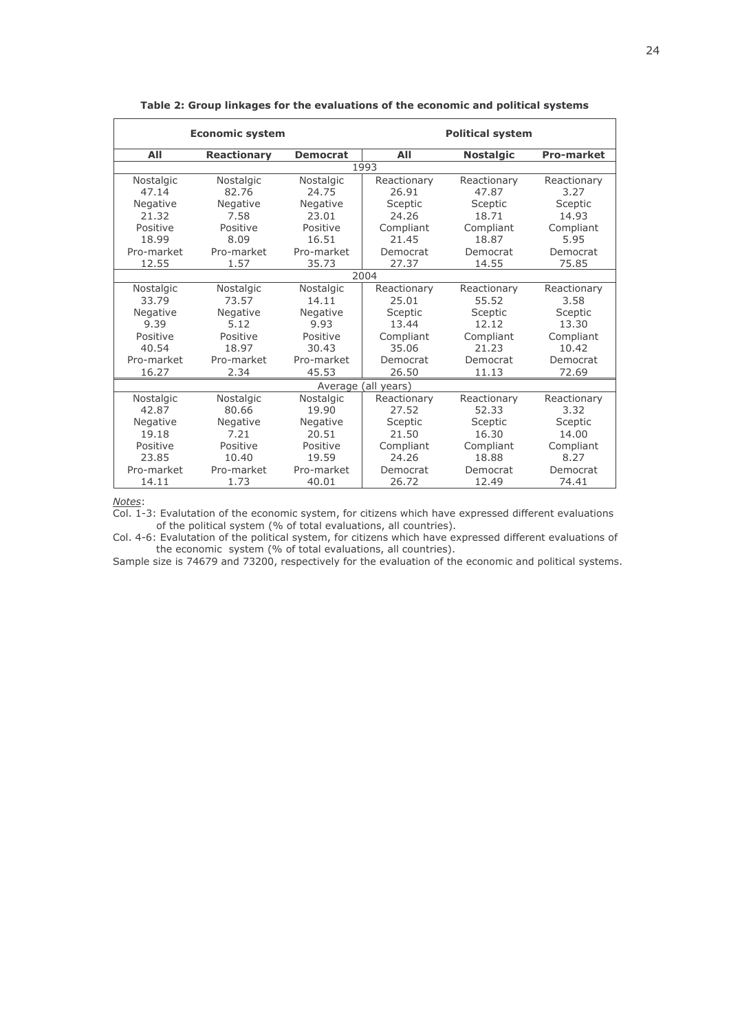**Table 2: Group linkages for the evaluations of the economic and political systems**

| Economic system | | | Political system | | |
|---|---|---|---|---|---|
| **All** | **Reactionary** | **Democrat** | **All** | **Nostalgic** | **Pro-market** |
| 1993 | | | | | |
| Nostalgic | Nostalgic | Nostalgic | Reactionary | Reactionary | Reactionary |
| 47.14 | 82.76 | 24.75 | 26.91 | 47.87 | 3.27 |
| Negative | Negative | Negative | Sceptic | Sceptic | Sceptic |
| 21.32 | 7.58 | 23.01 | 24.26 | 18.71 | 14.93 |
| Positive | Positive | Positive | Compliant | Compliant | Compliant |
| 18.99 | 8.09 | 16.51 | 21.45 | 18.87 | 5.95 |
| Pro-market | Pro-market | Pro-market | Democrat | Democrat | Democrat |
| 12.55 | 1.57 | 35.73 | 27.37 | 14.55 | 75.85 |
| 2004 | | | | | |
| Nostalgic | Nostalgic | Nostalgic | Reactionary | Reactionary | Reactionary |
| 33.79 | 73.57 | 14.11 | 25.01 | 55.52 | 3.58 |
| Negative | Negative | Negative | Sceptic | Sceptic | Sceptic |
| 9.39 | 5.12 | 9.93 | 13.44 | 12.12 | 13.30 |
| Positive | Positive | Positive | Compliant | Compliant | Compliant |
| 40.54 | 18.97 | 30.43 | 35.06 | 21.23 | 10.42 |
| Pro-market | Pro-market | Pro-market | Democrat | Democrat | Democrat |
| 16.27 | 2.34 | 45.53 | 26.50 | 11.13 | 72.69 |
| Average (all years) | | | | | |
| Nostalgic | Nostalgic | Nostalgic | Reactionary | Reactionary | Reactionary |
| 42.87 | 80.66 | 19.90 | 27.52 | 52.33 | 3.32 |
| Negative | Negative | Negative | Sceptic | Sceptic | Sceptic |
| 19.18 | 7.21 | 20.51 | 21.50 | 16.30 | 14.00 |
| Positive | Positive | Positive | Compliant | Compliant | Compliant |
| 23.85 | 10.40 | 19.59 | 24.26 | 18.88 | 8.27 |
| Pro-market | Pro-market | Pro-market | Democrat | Democrat | Democrat |
| 14.11 | 1.73 | 40.01 | 26.72 | 12.49 | 74.41 |

*Notes*:

Col. 1-3: Evalutation of the economic system, for citizens which have expressed different evaluations of the political system (% of total evaluations, all countries).

Col. 4-6: Evalutation of the political system, for citizens which have expressed different evaluations of the economic system (% of total evaluations, all countries).

Sample size is 74679 and 73200, respectively for the evaluation of the economic and political systems.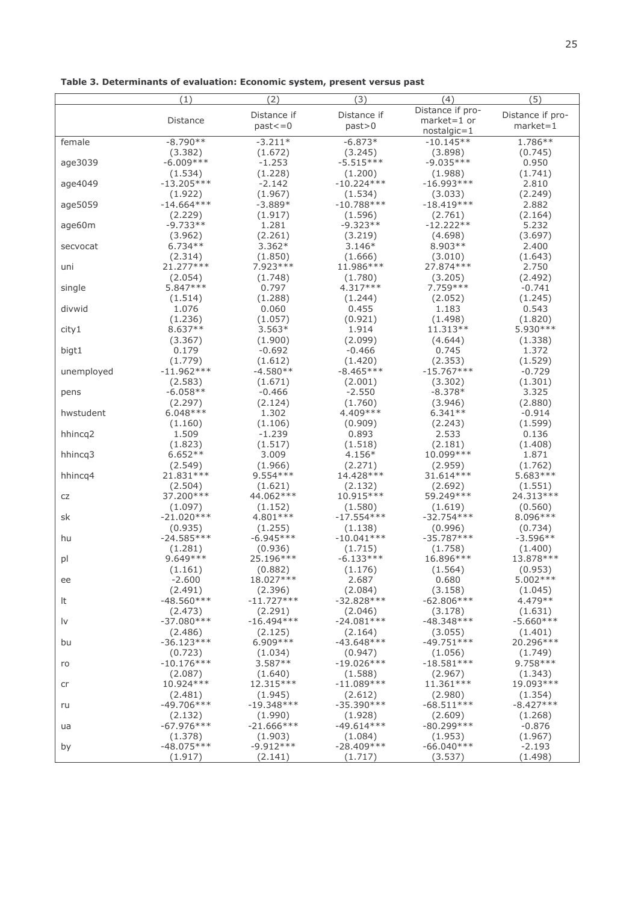**Table 3. Determinants of evaluation: Economic system, present versus past**

| | (1) | (2) | (3) | (4) | (5) |
|---|---|---|---|---|---|
| | Distance | Distance if past<=0 | Distance if past>0 | Distance if pro-market=1 or nostalgic=1 | Distance if pro-market=1 |
| female | -8.790** | -3.211* | -6.873* | -10.145** | 1.786** |
| | (3.382) | (1.672) | (3.245) | (3.898) | (0.745) |
| age3039 | -6.009*** | -1.253 | -5.515*** | -9.035*** | 0.950 |
| | (1.534) | (1.228) | (1.200) | (1.988) | (1.741) |
| age4049 | -13.205*** | -2.142 | -10.224*** | -16.993*** | 2.810 |
| | (1.922) | (1.967) | (1.534) | (3.033) | (2.249) |
| age5059 | -14.664*** | -3.889* | -10.788*** | -18.419*** | 2.882 |
| | (2.229) | (1.917) | (1.596) | (2.761) | (2.164) |
| age60m | -9.733** | 1.281 | -9.323** | -12.222** | 5.232 |
| | (3.962) | (2.261) | (3.219) | (4.698) | (3.697) |
| secvocat | 6.734** | 3.362* | 3.146* | 8.903** | 2.400 |
| | (2.314) | (1.850) | (1.666) | (3.010) | (1.643) |
| uni | 21.277*** | 7.923*** | 11.986*** | 27.874*** | 2.750 |
| | (2.054) | (1.748) | (1.780) | (3.205) | (2.492) |
| single | 5.847*** | 0.797 | 4.317*** | 7.759*** | -0.741 |
| | (1.514) | (1.288) | (1.244) | (2.052) | (1.245) |
| divwid | 1.076 | 0.060 | 0.455 | 1.183 | 0.543 |
| | (1.236) | (1.057) | (0.921) | (1.498) | (1.820) |
| city1 | 8.637** | 3.563* | 1.914 | 11.313** | 5.930*** |
| | (3.367) | (1.900) | (2.099) | (4.644) | (1.338) |
| bigt1 | 0.179 | -0.692 | -0.466 | 0.745 | 1.372 |
| | (1.779) | (1.612) | (1.420) | (2.353) | (1.529) |
| unemployed | -11.962*** | -4.580** | -8.465*** | -15.767*** | -0.729 |
| | (2.583) | (1.671) | (2.001) | (3.302) | (1.301) |
| pens | -6.058** | -0.466 | -2.550 | -8.378* | 3.325 |
| | (2.297) | (2.124) | (1.760) | (3.946) | (2.880) |
| hwstudent | 6.048*** | 1.302 | 4.409*** | 6.341** | -0.914 |
| | (1.160) | (1.106) | (0.909) | (2.243) | (1.599) |
| hhincq2 | 1.509 | -1.239 | 0.893 | 2.533 | 0.136 |
| | (1.823) | (1.517) | (1.518) | (2.181) | (1.408) |
| hhincq3 | 6.652** | 3.009 | 4.156* | 10.099*** | 1.871 |
| | (2.549) | (1.966) | (2.271) | (2.959) | (1.762) |
| hhincq4 | 21.831*** | 9.554*** | 14.428*** | 31.614*** | 5.683*** |
| | (2.504) | (1.621) | (2.132) | (2.692) | (1.551) |
| cz | 37.200*** | 44.062*** | 10.915*** | 59.249*** | 24.313*** |
| | (1.097) | (1.152) | (1.580) | (1.619) | (0.560) |
| sk | -21.020*** | 4.801*** | -17.554*** | -32.754*** | 8.096*** |
| | (0.935) | (1.255) | (1.138) | (0.996) | (0.734) |
| hu | -24.585*** | -6.945*** | -10.041*** | -35.787*** | -3.596** |
| | (1.281) | (0.936) | (1.715) | (1.758) | (1.400) |
| pl | 9.649*** | 25.196*** | -6.133*** | 16.896*** | 13.878*** |
| | (1.161) | (0.882) | (1.176) | (1.564) | (0.953) |
| ee | -2.600 | 18.027*** | 2.687 | 0.680 | 5.002*** |
| | (2.491) | (2.396) | (2.084) | (3.158) | (1.045) |
| lt | -48.560*** | -11.727*** | -32.828*** | -62.806*** | 4.479** |
| | (2.473) | (2.291) | (2.046) | (3.178) | (1.631) |
| lv | -37.080*** | -16.494*** | -24.081*** | -48.348*** | -5.660*** |
| | (2.486) | (2.125) | (2.164) | (3.055) | (1.401) |
| bu | -36.123*** | 6.909*** | -43.648*** | -49.751*** | 20.296*** |
| | (0.723) | (1.034) | (0.947) | (1.056) | (1.749) |
| ro | -10.176*** | 3.587** | -19.026*** | -18.581*** | 9.758*** |
| | (2.087) | (1.640) | (1.588) | (2.967) | (1.343) |
| cr | 10.924*** | 12.315*** | -11.089*** | 11.361*** | 19.093*** |
| | (2.481) | (1.945) | (2.612) | (2.980) | (1.354) |
| ru | -49.706*** | -19.348*** | -35.390*** | -68.511*** | -8.427*** |
| | (2.132) | (1.990) | (1.928) | (2.609) | (1.268) |
| ua | -67.976*** | -21.666*** | -49.614*** | -80.299*** | -0.876 |
| | (1.378) | (1.903) | (1.084) | (1.953) | (1.967) |
| by | -48.075*** | -9.912*** | -28.409*** | -66.040*** | -2.193 |
| | (1.917) | (2.141) | (1.717) | (3.537) | (1.498) |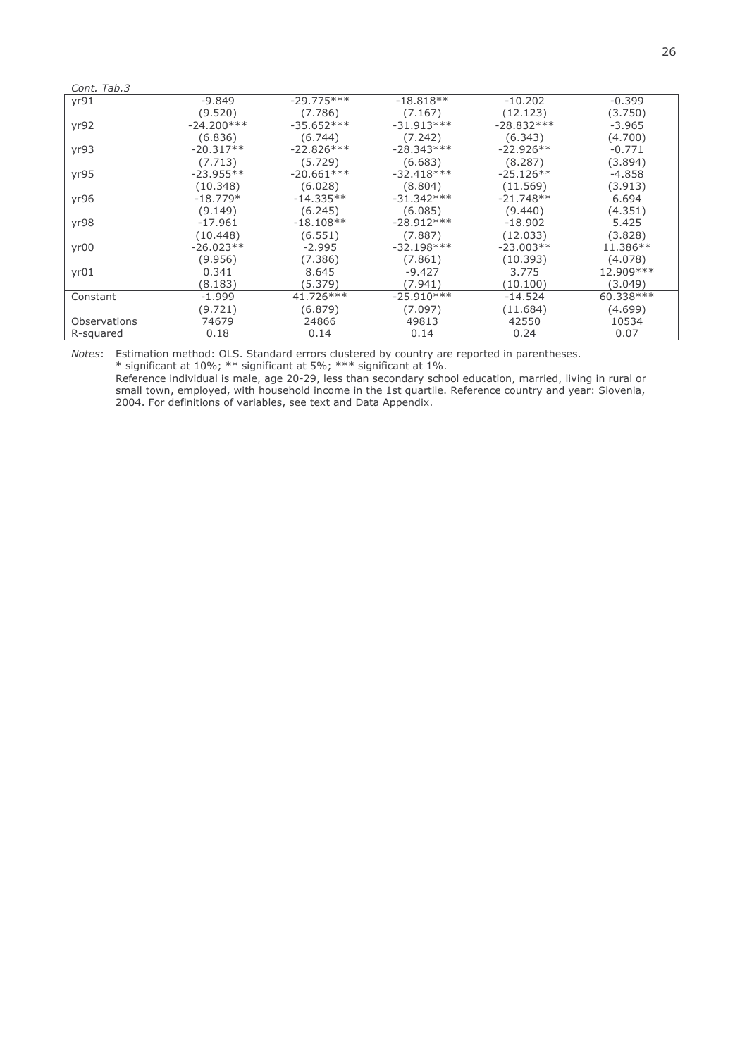*Cont. Tab.3*

| | | | | | |
|---|---|---|---|---|---|
| yr91 | -9.849 | -29.775*** | -18.818** | -10.202 | -0.399 |
| | (9.520) | (7.786) | (7.167) | (12.123) | (3.750) |
| yr92 | -24.200*** | -35.652*** | -31.913*** | -28.832*** | -3.965 |
| | (6.836) | (6.744) | (7.242) | (6.343) | (4.700) |
| yr93 | -20.317** | -22.826*** | -28.343*** | -22.926** | -0.771 |
| | (7.713) | (5.729) | (6.683) | (8.287) | (3.894) |
| yr95 | -23.955** | -20.661*** | -32.418*** | -25.126** | -4.858 |
| | (10.348) | (6.028) | (8.804) | (11.569) | (3.913) |
| yr96 | -18.779* | -14.335** | -31.342*** | -21.748** | 6.694 |
| | (9.149) | (6.245) | (6.085) | (9.440) | (4.351) |
| yr98 | -17.961 | -18.108** | -28.912*** | -18.902 | 5.425 |
| | (10.448) | (6.551) | (7.887) | (12.033) | (3.828) |
| yr00 | -26.023** | -2.995 | -32.198*** | -23.003** | 11.386** |
| | (9.956) | (7.386) | (7.861) | (10.393) | (4.078) |
| yr01 | 0.341 | 8.645 | -9.427 | 3.775 | 12.909*** |
| | (8.183) | (5.379) | (7.941) | (10.100) | (3.049) |
| Constant | -1.999 | 41.726*** | -25.910*** | -14.524 | 60.338*** |
| | (9.721) | (6.879) | (7.097) | (11.684) | (4.699) |
| Observations | 74679 | 24866 | 49813 | 42550 | 10534 |
| R-squared | 0.18 | 0.14 | 0.14 | 0.24 | 0.07 |

*Notes*: Estimation method: OLS. Standard errors clustered by country are reported in parentheses.
\* significant at 10%; ** significant at 5%; *** significant at 1%.
Reference individual is male, age 20-29, less than secondary school education, married, living in rural or small town, employed, with household income in the 1st quartile. Reference country and year: Slovenia, 2004. For definitions of variables, see text and Data Appendix.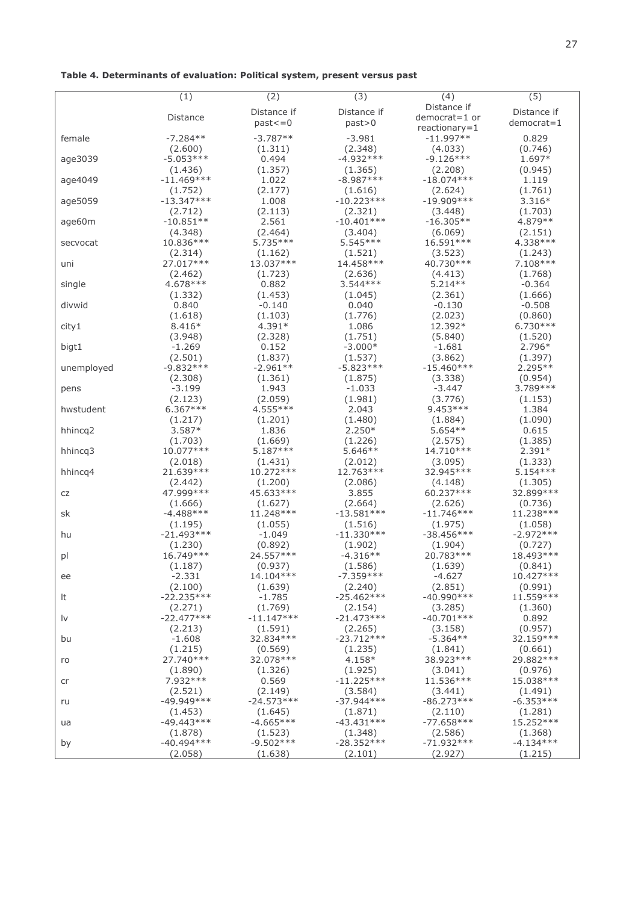**Table 4. Determinants of evaluation: Political system, present versus past**

| | (1) | (2) | (3) | (4) | (5) |
|---|---|---|---|---|---|
| | Distance | Distance if past<=0 | Distance if past>0 | Distance if democrat=1 or reactionary=1 | Distance if democrat=1 |
| female | -7.284** | -3.787** | -3.981 | -11.997** | 0.829 |
| | (2.600) | (1.311) | (2.348) | (4.033) | (0.746) |
| age3039 | -5.053*** | 0.494 | -4.932*** | -9.126*** | 1.697* |
| | (1.436) | (1.357) | (1.365) | (2.208) | (0.945) |
| age4049 | -11.469*** | 1.022 | -8.987*** | -18.074*** | 1.119 |
| | (1.752) | (2.177) | (1.616) | (2.624) | (1.761) |
| age5059 | -13.347*** | 1.008 | -10.223*** | -19.909*** | 3.316* |
| | (2.712) | (2.113) | (2.321) | (3.448) | (1.703) |
| age60m | -10.851** | 2.561 | -10.401*** | -16.305** | 4.879** |
| | (4.348) | (2.464) | (3.404) | (6.069) | (2.151) |
| secvocat | 10.836*** | 5.735*** | 5.545*** | 16.591*** | 4.338*** |
| | (2.314) | (1.162) | (1.521) | (3.523) | (1.243) |
| uni | 27.017*** | 13.037*** | 14.458*** | 40.730*** | 7.108*** |
| | (2.462) | (1.723) | (2.636) | (4.413) | (1.768) |
| single | 4.678*** | 0.882 | 3.544*** | 5.214** | -0.364 |
| | (1.332) | (1.453) | (1.045) | (2.361) | (1.666) |
| divwid | 0.840 | -0.140 | 0.040 | -0.130 | -0.508 |
| | (1.618) | (1.103) | (1.776) | (2.023) | (0.860) |
| city1 | 8.416* | 4.391* | 1.086 | 12.392* | 6.730*** |
| | (3.948) | (2.328) | (1.751) | (5.840) | (1.520) |
| bigt1 | -1.269 | 0.152 | -3.000* | -1.681 | 2.796* |
| | (2.501) | (1.837) | (1.537) | (3.862) | (1.397) |
| unemployed | -9.832*** | -2.961** | -5.823*** | -15.460*** | 2.295** |
| | (2.308) | (1.361) | (1.875) | (3.338) | (0.954) |
| pens | -3.199 | 1.943 | -1.033 | -3.447 | 3.789*** |
| | (2.123) | (2.059) | (1.981) | (3.776) | (1.153) |
| hwstudent | 6.367*** | 4.555*** | 2.043 | 9.453*** | 1.384 |
| | (1.217) | (1.201) | (1.480) | (1.884) | (1.090) |
| hhincq2 | 3.587* | 1.836 | 2.250* | 5.654** | 0.615 |
| | (1.703) | (1.669) | (1.226) | (2.575) | (1.385) |
| hhincq3 | 10.077*** | 5.187*** | 5.646** | 14.710*** | 2.391* |
| | (2.018) | (1.431) | (2.012) | (3.095) | (1.333) |
| hhincq4 | 21.639*** | 10.272*** | 12.763*** | 32.945*** | 5.154*** |
| | (2.442) | (1.200) | (2.086) | (4.148) | (1.305) |
| cz | 47.999*** | 45.633*** | 3.855 | 60.237*** | 32.899*** |
| | (1.666) | (1.627) | (2.664) | (2.626) | (0.736) |
| sk | -4.488*** | 11.248*** | -13.581*** | -11.746*** | 11.238*** |
| | (1.195) | (1.055) | (1.516) | (1.975) | (1.058) |
| hu | -21.493*** | -1.049 | -11.330*** | -38.456*** | -2.972*** |
| | (1.230) | (0.892) | (1.902) | (1.904) | (0.727) |
| pl | 16.749*** | 24.557*** | -4.316** | 20.783*** | 18.493*** |
| | (1.187) | (0.937) | (1.586) | (1.639) | (0.841) |
| ee | -2.331 | 14.104*** | -7.359*** | -4.627 | 10.427*** |
| | (2.100) | (1.639) | (2.240) | (2.851) | (0.991) |
| lt | -22.235*** | -1.785 | -25.462*** | -40.990*** | 11.559*** |
| | (2.271) | (1.769) | (2.154) | (3.285) | (1.360) |
| lv | -22.477*** | -11.147*** | -21.473*** | -40.701*** | 0.892 |
| | (2.213) | (1.591) | (2.265) | (3.158) | (0.957) |
| bu | -1.608 | 32.834*** | -23.712*** | -5.364** | 32.159*** |
| | (1.215) | (0.569) | (1.235) | (1.841) | (0.661) |
| ro | 27.740*** | 32.078*** | 4.158* | 38.923*** | 29.882*** |
| | (1.890) | (1.326) | (1.925) | (3.041) | (0.976) |
| cr | 7.932*** | 0.569 | -11.225*** | 11.536*** | 15.038*** |
| | (2.521) | (2.149) | (3.584) | (3.441) | (1.491) |
| ru | -49.949*** | -24.573*** | -37.944*** | -86.273*** | -6.353*** |
| | (1.453) | (1.645) | (1.871) | (2.110) | (1.281) |
| ua | -49.443*** | -4.665*** | -43.431*** | -77.658*** | 15.252*** |
| | (1.878) | (1.523) | (1.348) | (2.586) | (1.368) |
| by | -40.494*** | -9.502*** | -28.352*** | -71.932*** | -4.134*** |
| | (2.058) | (1.638) | (2.101) | (2.927) | (1.215) |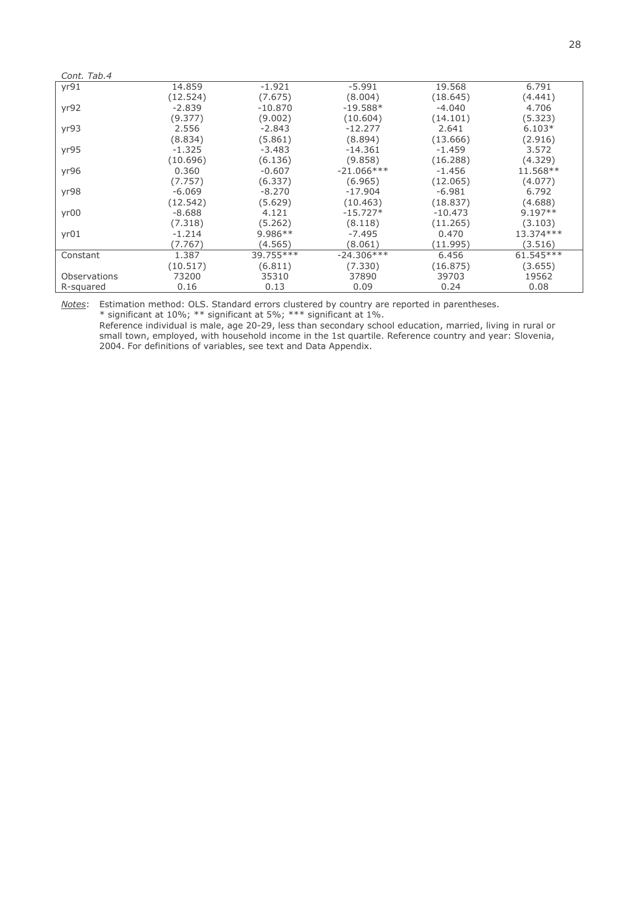*Cont. Tab.4*

| | | | | | |
|---|---|---|---|---|---|
| yr91 | 14.859 | -1.921 | -5.991 | 19.568 | 6.791 |
| | (12.524) | (7.675) | (8.004) | (18.645) | (4.441) |
| yr92 | -2.839 | -10.870 | -19.588* | -4.040 | 4.706 |
| | (9.377) | (9.002) | (10.604) | (14.101) | (5.323) |
| yr93 | 2.556 | -2.843 | -12.277 | 2.641 | 6.103* |
| | (8.834) | (5.861) | (8.894) | (13.666) | (2.916) |
| yr95 | -1.325 | -3.483 | -14.361 | -1.459 | 3.572 |
| | (10.696) | (6.136) | (9.858) | (16.288) | (4.329) |
| yr96 | 0.360 | -0.607 | -21.066*** | -1.456 | 11.568** |
| | (7.757) | (6.337) | (6.965) | (12.065) | (4.077) |
| yr98 | -6.069 | -8.270 | -17.904 | -6.981 | 6.792 |
| | (12.542) | (5.629) | (10.463) | (18.837) | (4.688) |
| yr00 | -8.688 | 4.121 | -15.727* | -10.473 | 9.197** |
| | (7.318) | (5.262) | (8.118) | (11.265) | (3.103) |
| yr01 | -1.214 | 9.986** | -7.495 | 0.470 | 13.374*** |
| | (7.767) | (4.565) | (8.061) | (11.995) | (3.516) |
| Constant | 1.387 | 39.755*** | -24.306*** | 6.456 | 61.545*** |
| | (10.517) | (6.811) | (7.330) | (16.875) | (3.655) |
| Observations | 73200 | 35310 | 37890 | 39703 | 19562 |
| R-squared | 0.16 | 0.13 | 0.09 | 0.24 | 0.08 |

*Notes*: Estimation method: OLS. Standard errors clustered by country are reported in parentheses.
* significant at 10%; ** significant at 5%; *** significant at 1%.
Reference individual is male, age 20-29, less than secondary school education, married, living in rural or small town, employed, with household income in the 1st quartile. Reference country and year: Slovenia, 2004. For definitions of variables, see text and Data Appendix.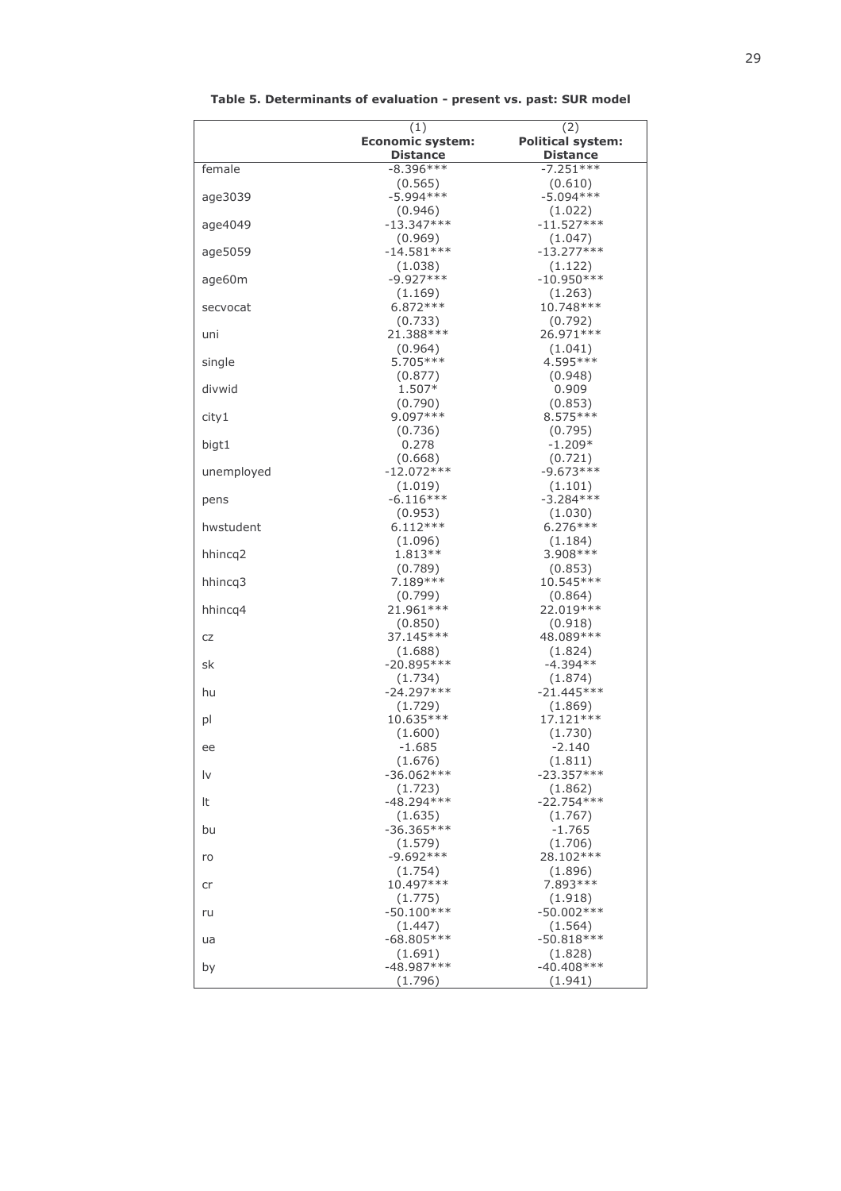**Table 5. Determinants of evaluation - present vs. past: SUR model**

| | (1) | (2) |
|---|---|---|
| | **Economic system: Distance** | **Political system: Distance** |
| female | -8.396*** | -7.251*** |
| | (0.565) | (0.610) |
| age3039 | -5.994*** | -5.094*** |
| | (0.946) | (1.022) |
| age4049 | -13.347*** | -11.527*** |
| | (0.969) | (1.047) |
| age5059 | -14.581*** | -13.277*** |
| | (1.038) | (1.122) |
| age60m | -9.927*** | -10.950*** |
| | (1.169) | (1.263) |
| secvocat | 6.872*** | 10.748*** |
| | (0.733) | (0.792) |
| uni | 21.388*** | 26.971*** |
| | (0.964) | (1.041) |
| single | 5.705*** | 4.595*** |
| | (0.877) | (0.948) |
| divwid | 1.507* | 0.909 |
| | (0.790) | (0.853) |
| city1 | 9.097*** | 8.575*** |
| | (0.736) | (0.795) |
| bigt1 | 0.278 | -1.209* |
| | (0.668) | (0.721) |
| unemployed | -12.072*** | -9.673*** |
| | (1.019) | (1.101) |
| pens | -6.116*** | -3.284*** |
| | (0.953) | (1.030) |
| hwstudent | 6.112*** | 6.276*** |
| | (1.096) | (1.184) |
| hhincq2 | 1.813** | 3.908*** |
| | (0.789) | (0.853) |
| hhincq3 | 7.189*** | 10.545*** |
| | (0.799) | (0.864) |
| hhincq4 | 21.961*** | 22.019*** |
| | (0.850) | (0.918) |
| cz | 37.145*** | 48.089*** |
| | (1.688) | (1.824) |
| sk | -20.895*** | -4.394** |
| | (1.734) | (1.874) |
| hu | -24.297*** | -21.445*** |
| | (1.729) | (1.869) |
| pl | 10.635*** | 17.121*** |
| | (1.600) | (1.730) |
| ee | -1.685 | -2.140 |
| | (1.676) | (1.811) |
| lv | -36.062*** | -23.357*** |
| | (1.723) | (1.862) |
| lt | -48.294*** | -22.754*** |
| | (1.635) | (1.767) |
| bu | -36.365*** | -1.765 |
| | (1.579) | (1.706) |
| ro | -9.692*** | 28.102*** |
| | (1.754) | (1.896) |
| cr | 10.497*** | 7.893*** |
| | (1.775) | (1.918) |
| ru | -50.100*** | -50.002*** |
| | (1.447) | (1.564) |
| ua | -68.805*** | -50.818*** |
| | (1.691) | (1.828) |
| by | -48.987*** | -40.408*** |
| | (1.796) | (1.941) |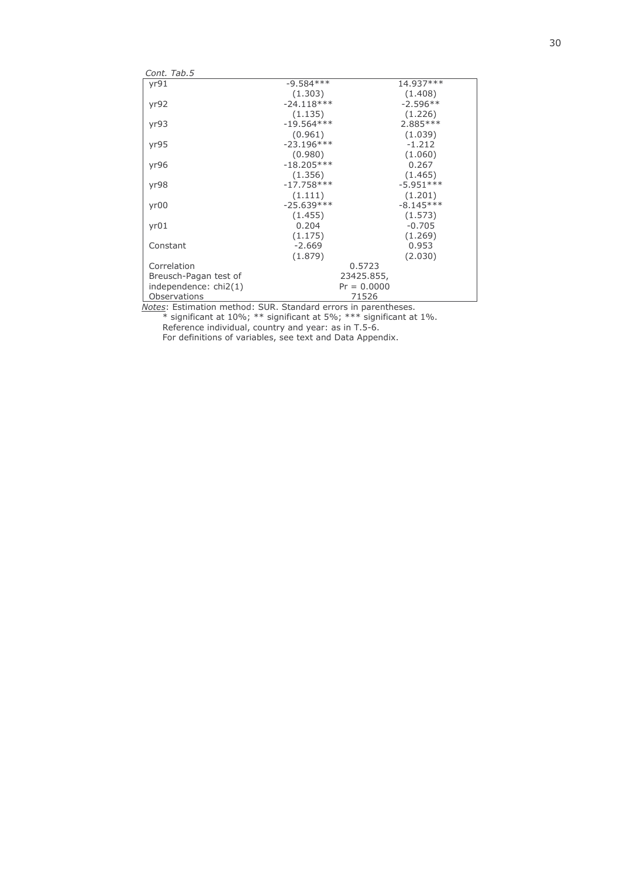*Cont. Tab.5*

| | | |
|---|---|---|
| yr91 | -9.584*** | 14.937*** |
| | (1.303) | (1.408) |
| yr92 | -24.118*** | -2.596** |
| | (1.135) | (1.226) |
| yr93 | -19.564*** | 2.885*** |
| | (0.961) | (1.039) |
| yr95 | -23.196*** | -1.212 |
| | (0.980) | (1.060) |
| yr96 | -18.205*** | 0.267 |
| | (1.356) | (1.465) |
| yr98 | -17.758*** | -5.951*** |
| | (1.111) | (1.201) |
| yr00 | -25.639*** | -8.145*** |
| | (1.455) | (1.573) |
| yr01 | 0.204 | -0.705 |
| | (1.175) | (1.269) |
| Constant | -2.669 | 0.953 |
| | (1.879) | (2.030) |
| Correlation | 0.5723 | |
| Breusch-Pagan test of independence: chi2(1) | 23425.855, Pr = 0.0000 | |
| Observations | 71526 | |

*Notes*: Estimation method: SUR. Standard errors in parentheses.
* significant at 10%; ** significant at 5%; *** significant at 1%.
Reference individual, country and year: as in T.5-6.
For definitions of variables, see text and Data Appendix.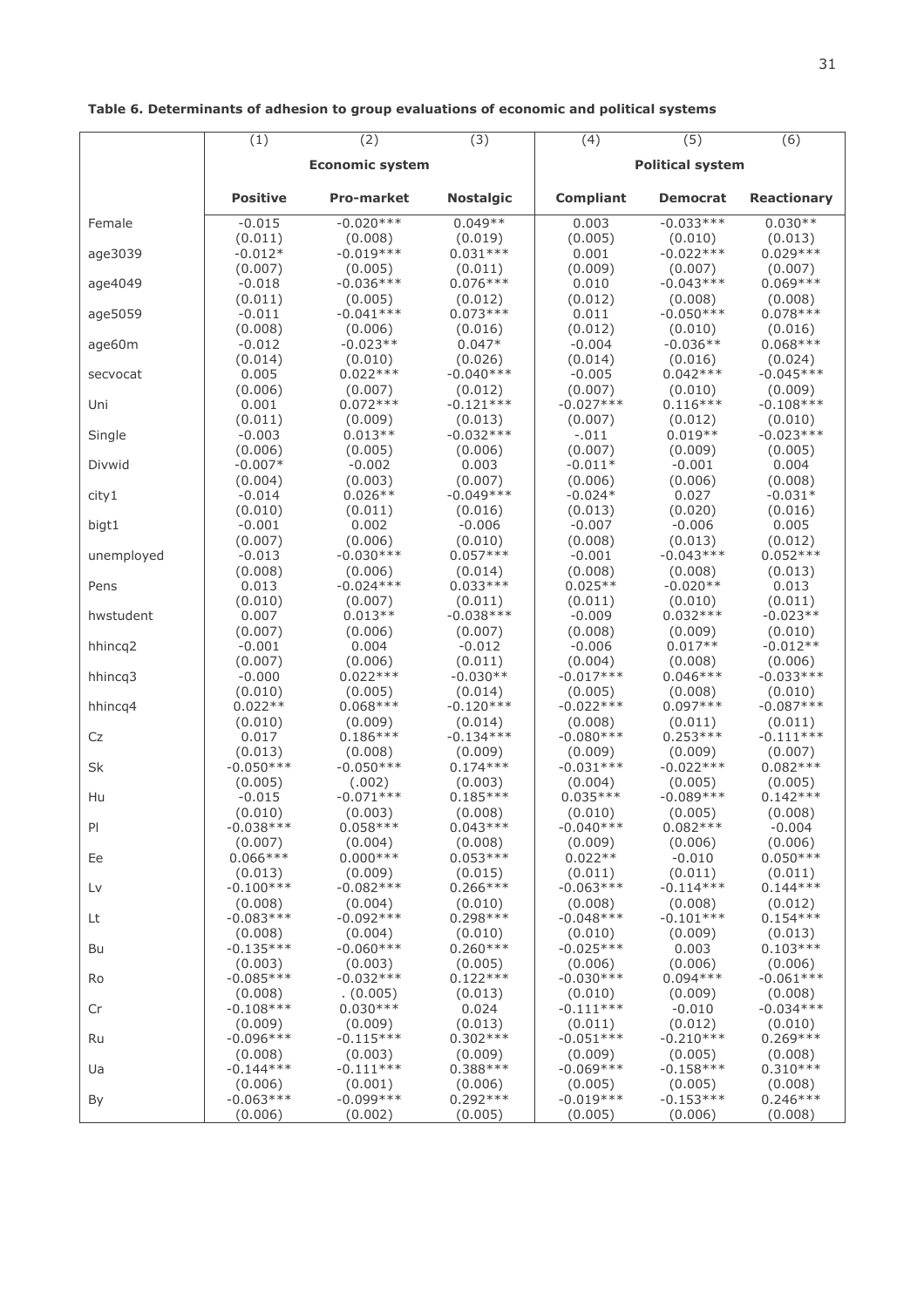**Table 6. Determinants of adhesion to group evaluations of economic and political systems**

| | (1) | (2) | (3) | (4) | (5) | (6) |
|---|---|---|---|---|---|---|
| | **Economic system** | | | **Political system** | | |
| | **Positive** | **Pro-market** | **Nostalgic** | **Compliant** | **Democrat** | **Reactionary** |
| Female | -0.015 | -0.020*** | 0.049** | 0.003 | -0.033*** | 0.030** |
| | (0.011) | (0.008) | (0.019) | (0.005) | (0.010) | (0.013) |
| age3039 | -0.012* | -0.019*** | 0.031*** | 0.001 | -0.022*** | 0.029*** |
| | (0.007) | (0.005) | (0.011) | (0.009) | (0.007) | (0.007) |
| age4049 | -0.018 | -0.036*** | 0.076*** | 0.010 | -0.043*** | 0.069*** |
| | (0.011) | (0.005) | (0.012) | (0.012) | (0.008) | (0.008) |
| age5059 | -0.011 | -0.041*** | 0.073*** | 0.011 | -0.050*** | 0.078*** |
| | (0.008) | (0.006) | (0.016) | (0.012) | (0.010) | (0.016) |
| age60m | -0.012 | -0.023** | 0.047* | -0.004 | -0.036** | 0.068*** |
| | (0.014) | (0.010) | (0.026) | (0.014) | (0.016) | (0.024) |
| secvocat | 0.005 | 0.022*** | -0.040*** | -0.005 | 0.042*** | -0.045*** |
| | (0.006) | (0.007) | (0.012) | (0.007) | (0.010) | (0.009) |
| Uni | 0.001 | 0.072*** | -0.121*** | -0.027*** | 0.116*** | -0.108*** |
| | (0.011) | (0.009) | (0.013) | (0.007) | (0.012) | (0.010) |
| Single | -0.003 | 0.013** | -0.032*** | -.011 | 0.019** | -0.023*** |
| | (0.006) | (0.005) | (0.006) | (0.007) | (0.009) | (0.005) |
| Divwid | -0.007* | -0.002 | 0.003 | -0.011* | -0.001 | 0.004 |
| | (0.004) | (0.003) | (0.007) | (0.006) | (0.006) | (0.008) |
| city1 | -0.014 | 0.026** | -0.049*** | -0.024* | 0.027 | -0.031* |
| | (0.010) | (0.011) | (0.016) | (0.013) | (0.020) | (0.016) |
| bigt1 | -0.001 | 0.002 | -0.006 | -0.007 | -0.006 | 0.005 |
| | (0.007) | (0.006) | (0.010) | (0.008) | (0.013) | (0.012) |
| unemployed | -0.013 | -0.030*** | 0.057*** | -0.001 | -0.043*** | 0.052*** |
| | (0.008) | (0.006) | (0.014) | (0.008) | (0.008) | (0.013) |
| Pens | 0.013 | -0.024*** | 0.033*** | 0.025** | -0.020** | 0.013 |
| | (0.010) | (0.007) | (0.011) | (0.011) | (0.010) | (0.011) |
| hwstudent | 0.007 | 0.013** | -0.038*** | -0.009 | 0.032*** | -0.023** |
| | (0.007) | (0.006) | (0.007) | (0.008) | (0.009) | (0.010) |
| hhincq2 | -0.001 | 0.004 | -0.012 | -0.006 | 0.017** | -0.012** |
| | (0.007) | (0.006) | (0.011) | (0.004) | (0.008) | (0.006) |
| hhincq3 | -0.000 | 0.022*** | -0.030** | -0.017*** | 0.046*** | -0.033*** |
| | (0.010) | (0.005) | (0.014) | (0.005) | (0.008) | (0.010) |
| hhincq4 | 0.022** | 0.068*** | -0.120*** | -0.022*** | 0.097*** | -0.087*** |
| | (0.010) | (0.009) | (0.014) | (0.008) | (0.011) | (0.011) |
| Cz | 0.017 | 0.186*** | -0.134*** | -0.080*** | 0.253*** | -0.111*** |
| | (0.013) | (0.008) | (0.009) | (0.009) | (0.009) | (0.007) |
| Sk | -0.050*** | -0.050*** | 0.174*** | -0.031*** | -0.022*** | 0.082*** |
| | (0.005) | (.002) | (0.003) | (0.004) | (0.005) | (0.005) |
| Hu | -0.015 | -0.071*** | 0.185*** | 0.035*** | -0.089*** | 0.142*** |
| | (0.010) | (0.003) | (0.008) | (0.010) | (0.005) | (0.008) |
| Pl | -0.038*** | 0.058*** | 0.043*** | -0.040*** | 0.082*** | -0.004 |
| | (0.007) | (0.004) | (0.008) | (0.009) | (0.006) | (0.006) |
| Ee | 0.066*** | 0.000*** | 0.053*** | 0.022** | -0.010 | 0.050*** |
| | (0.013) | (0.009) | (0.015) | (0.011) | (0.011) | (0.011) |
| Lv | -0.100*** | -0.082*** | 0.266*** | -0.063*** | -0.114*** | 0.144*** |
| | (0.008) | (0.004) | (0.010) | (0.008) | (0.008) | (0.012) |
| Lt | -0.083*** | -0.092*** | 0.298*** | -0.048*** | -0.101*** | 0.154*** |
| | (0.008) | (0.004) | (0.010) | (0.010) | (0.009) | (0.013) |
| Bu | -0.135*** | -0.060*** | 0.260*** | -0.025*** | 0.003 | 0.103*** |
| | (0.003) | (0.003) | (0.005) | (0.006) | (0.006) | (0.006) |
| Ro | -0.085*** | -0.032*** | 0.122*** | -0.030*** | 0.094*** | -0.061*** |
| | (0.008) | . (0.005) | (0.013) | (0.010) | (0.009) | (0.008) |
| Cr | -0.108*** | 0.030*** | 0.024 | -0.111*** | -0.010 | -0.034*** |
| | (0.009) | (0.009) | (0.013) | (0.011) | (0.012) | (0.010) |
| Ru | -0.096*** | -0.115*** | 0.302*** | -0.051*** | -0.210*** | 0.269*** |
| | (0.008) | (0.003) | (0.009) | (0.009) | (0.005) | (0.008) |
| Ua | -0.144*** | -0.111*** | 0.388*** | -0.069*** | -0.158*** | 0.310*** |
| | (0.006) | (0.001) | (0.006) | (0.005) | (0.005) | (0.008) |
| By | -0.063*** | -0.099*** | 0.292*** | -0.019*** | -0.153*** | 0.246*** |
| | (0.006) | (0.002) | (0.005) | (0.005) | (0.006) | (0.008) |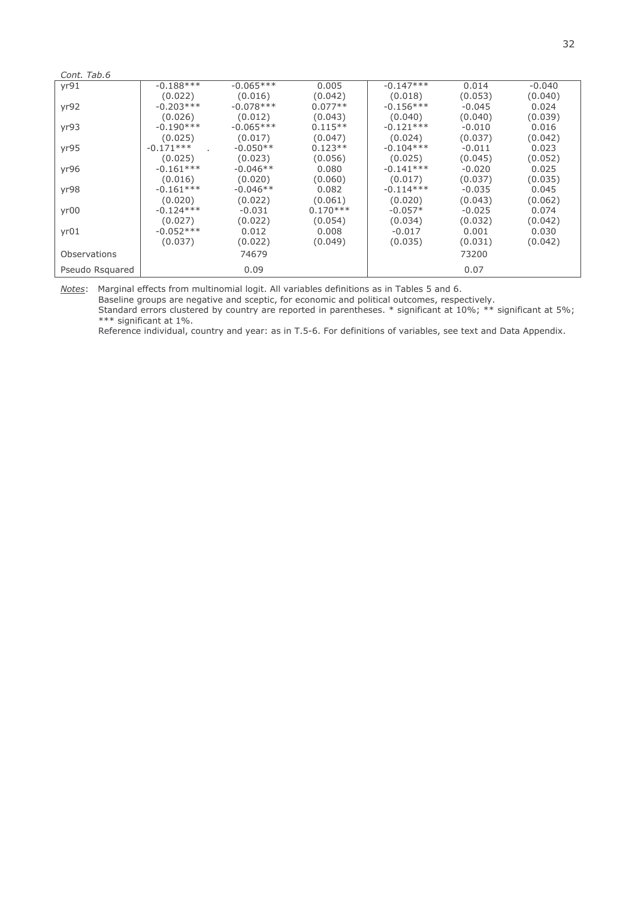*Cont. Tab.6*

| | | | | | | |
|---|---|---|---|---|---|---|
| yr91 | -0.188*** | -0.065*** | 0.005 | -0.147*** | 0.014 | -0.040 |
| | (0.022) | (0.016) | (0.042) | (0.018) | (0.053) | (0.040) |
| yr92 | -0.203*** | -0.078*** | 0.077** | -0.156*** | -0.045 | 0.024 |
| | (0.026) | (0.012) | (0.043) | (0.040) | (0.040) | (0.039) |
| yr93 | -0.190*** | -0.065*** | 0.115** | -0.121*** | -0.010 | 0.016 |
| | (0.025) | (0.017) | (0.047) | (0.024) | (0.037) | (0.042) |
| yr95 | -0.171*** | -0.050** | 0.123** | -0.104*** | -0.011 | 0.023 |
| | (0.025) | (0.023) | (0.056) | (0.025) | (0.045) | (0.052) |
| yr96 | -0.161*** | -0.046** | 0.080 | -0.141*** | -0.020 | 0.025 |
| | (0.016) | (0.020) | (0.060) | (0.017) | (0.037) | (0.035) |
| yr98 | -0.161*** | -0.046** | 0.082 | -0.114*** | -0.035 | 0.045 |
| | (0.020) | (0.022) | (0.061) | (0.020) | (0.043) | (0.062) |
| yr00 | -0.124*** | -0.031 | 0.170*** | -0.057* | -0.025 | 0.074 |
| | (0.027) | (0.022) | (0.054) | (0.034) | (0.032) | (0.042) |
| yr01 | -0.052*** | 0.012 | 0.008 | -0.017 | 0.001 | 0.030 |
| | (0.037) | (0.022) | (0.049) | (0.035) | (0.031) | (0.042) |
| Observations | | 74679 | | | 73200 | |
| Pseudo Rsquared | | 0.09 | | | 0.07 | |

*Notes*: Marginal effects from multinomial logit. All variables definitions as in Tables 5 and 6.
Baseline groups are negative and sceptic, for economic and political outcomes, respectively.
Standard errors clustered by country are reported in parentheses. * significant at 10%; ** significant at 5%; *** significant at 1%.
Reference individual, country and year: as in T.5-6. For definitions of variables, see text and Data Appendix.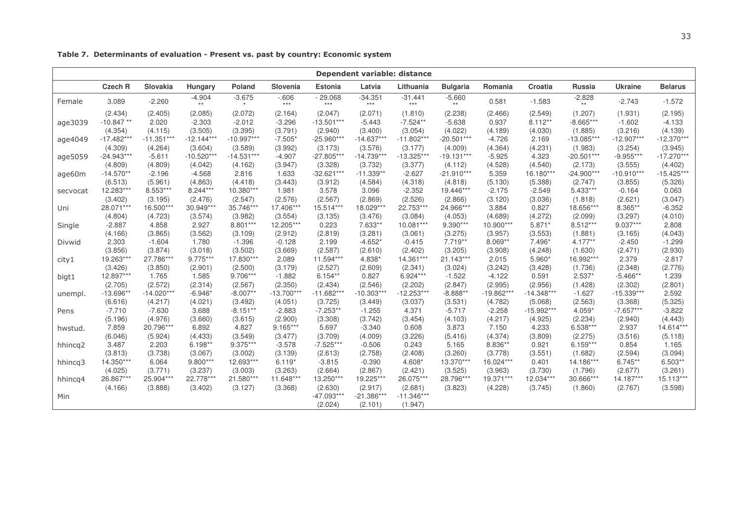**Table 7. Determinants of evaluation - Present vs. past by country: Economic system**

| Dependent variable: distance | | | | | | | | | | | | | |
|---|---|---|---|---|---|---|---|---|---|---|---|---|---|
| | Czech R | Slovakia | Hungary | Poland | Slovenia | Estonia | Latvia | Lithuania | Bulgaria | Romania | Croatia | Russia | Ukraine | Belarus |
| Female | 3.089 | -2.260 | -4.904** | -3.675* | -.606*** | - 29.068*** | -34.351*** | -31.441*** | -5.660** | 0.581 | -1.583 | -2.828** | -2.743 | -1.572 |
| | (2.434) | (2.405) | (2.085) | (2.072) | (2.164) | (2.047) | (2.071) | (1.810) | (2.238) | (2.466) | (2.549) | (1.207) | (1.931) | (2.195) |
| age3039 | -10.847 ** | 2.020 | -2.303 | -2.012 | -3.296 | -13.501*** | -5.443 | -7.524** | -5.638 | 0.937 | 8.112** | -8.665*** | -1.602 | -4.133 |
| | (4.354) | (4.115) | (3.505) | (3.395) | (3.791) | (2.940) | (3.400) | (3.054) | (4.022) | (4.189) | (4.030) | (1.885) | (3.216) | (4.139) |
| age4049 | -17.482*** | -11.351*** | -12.144*** | -10.997*** | -7.505* | -25.960*** | -14.637*** | -11.802*** | -20.501*** | -4.726 | 2.169 | -13.085*** | -12.907*** | -12.370*** |
| | (4.309) | (4.264) | (3.604) | (3.589) | (3.992) | (3.173) | (3.576) | (3.177) | (4.009) | (4.364) | (4.231) | (1.983) | (3.254) | (3.945) |
| age5059 | -24.943*** | -5.611 | -10.520*** | -14.531*** | -4.907 | -27.805*** | -14.739*** | -13.325*** | -19.131*** | -5.925 | 4.323 | -20.501*** | -9.955*** | -17.270*** |
| | (4.809) | (4.809) | (4.042) | (4.162) | (3.947) | (3.328) | (3.732) | (3.377) | (4.112) | (4.528) | (4.540) | (2.173) | (3.555) | (4.402) |
| age60m | -14.570** | -2.196 | -4.568 | 2.816 | 1.633 | -32.621*** | -11.339** | -2.627 | -21.910*** | 5.359 | 16.180*** | -24.900*** | -10.910*** | -15.425*** |
| | (6.513) | (5.961) | (4.863) | (4.418) | (3.443) | (3.912) | (4.584) | (4.318) | (4.818) | (5.130) | (5.388) | (2.747) | (3.855) | (5.326) |
| secvocat | 12.283*** | 8.553*** | 8.244*** | 10.380*** | 1.981 | 3.578 | 3.096 | -2.352 | 19.446*** | -2.175 | -2.549 | 5.433*** | -0.164 | 0.063 |
| | (3.402) | (3.195) | (2.476) | (2.547) | (2.576) | (2.567) | (2.869) | (2.526) | (2.866) | (3.120) | (3.036) | (1.818) | (2.621) | (3.047) |
| Uni | 28.071*** | 16.500*** | 30.949*** | 35.746*** | 17.406*** | 15.514*** | 18.029*** | 22.753*** | 24.966*** | 3.884 | 0.827 | 18.656*** | 8.365** | -6.352 |
| | (4.804) | (4.723) | (3.574) | (3.982) | (3.554) | (3.135) | (3.476) | (3.084) | (4.053) | (4.689) | (4.272) | (2.099) | (3.297) | (4.010) |
| Single | -2.887 | 4.858 | 2.927 | 8.801*** | 12.205*** | 0.223 | 7.633** | 10.081*** | 9.390*** | 10.900*** | 5.871* | 8.512*** | 9.037*** | 2.808 |
| | (4.166) | (3.865) | (3.562) | (3.109) | (2.912) | (2.819) | (3.281) | (3.061) | (3.275) | (3.957) | (3.553) | (1.881) | (3.165) | (4.043) |
| Divwid | 2.303 | -1.604 | 1.780 | -1.396 | -0.128 | 2.199 | -4.652* | -0.415 | 7.719** | 8.069** | 7.496* | 4.177** | -2.450 | -1.299 |
| | (3.856) | (3.874) | (3.018) | (3.502) | (3.669) | (2.587) | (2.610) | (2.402) | (3.205) | (3.908) | (4.248) | (1.630) | (2.471) | (2.930) |
| city1 | 19.263*** | 27.786*** | 9.775*** | 17.830*** | 2.089 | 11.594*** | 4.838* | 14.361*** | 21.143*** | 2.015 | 5.960* | 16.992*** | 2.379 | -2.817 |
| | (3.426) | (3.850) | (2.901) | (2.500) | (3.179) | (2.527) | (2.609) | (2.341) | (3.024) | (3.242) | (3.428) | (1.736) | (2.348) | (2.776) |
| bigt1 | 12.897*** | 1.765 | 1.585 | 9.706*** | -1.882 | 6.154** | 0.827 | 6.924*** | -1.522 | -4.122 | 0.591 | 2.537* | -5.466** | 1.239 |
| | (2.705) | (2.572) | (2.314) | (2.567) | (2.350) | (2.434) | (2.546) | (2.202) | (2.847) | (2.995) | (2.956) | (1.428) | (2.302) | (2.801) |
| unempl. | -13.696** | -14.020*** | -6.946* | -8.007** | -13.700*** | -11.682*** | -10.303*** | -12.253*** | -8.888** | -19.862*** | -14.348*** | -1.627 | -15.339*** | 2.592 |
| | (6.616) | (4.217) | (4.021) | (3.492) | (4.051) | (3.725) | (3.449) | (3.037) | (3.531) | (4.782) | (5.068) | (2.563) | (3.368) | (5.325) |
| Pens | -7.710 | -7.630 | 3.688 | -8.151** | -2.883 | -7.253** | -1.255 | 4.371 | -5.717 | -2.258 | -15.992*** | 4.059* | -7.657*** | -3.822 |
| | (5.196) | (4.976) | (3.660) | (3.615) | (2.900) | (3.308) | (3.742) | (3.454) | (4.103) | (4.217) | (4.925) | (2.234) | (2.940) | (4.443) |
| hwstud. | 7.859 | 20.796*** | 6.892 | 4.827 | 9.165*** | 5.697 | -3.340 | 0.608 | 3.873 | 7.150 | 4.233 | 6.538*** | 2.937 | 14.614*** |
| | (6.046) | (5.924) | (4.433) | (3.549) | (3.477) | (3.709) | (4.009) | (3.226) | (5.416) | (4.374) | (3.809) | (2.275) | (3.516) | (5.118) |
| hhincq2 | 3.487 | 2.203 | 6.198** | 9.375*** | -3.578 | -7.525*** | -0.506 | 0.243 | 5.165 | 8.836** | 0.921 | 6.159*** | 0.854 | 1.165 |
| | (3.813) | (3.738) | (3.067) | (3.002) | (3.139) | (2.613) | (2.758) | (2.408) | (3.260) | (3.778) | (3.551) | (1.682) | (2.594) | (3.094) |
| hhincq3 | 14.350*** | 6.064 | 9.800*** | 12.693*** | 6.119* | -3.815 | -0.390 | 4.608* | 13.370*** | 16.024*** | 0.401 | 14.186*** | 6.745** | 6.503** |
| | (4.025) | (3.771) | (3.237) | (3.003) | (3.263) | (2.664) | (2.867) | (2.421) | (3.525) | (3.963) | (3.730) | (1.796) | (2.677) | (3.261) |
| hhincq4 | 26.867*** | 25.904*** | 22.778*** | 21.580*** | 11.648*** | 13.250*** | 19.225*** | 26.075*** | 28.796*** | 19.371*** | 12.034*** | 30.666*** | 14.187*** | 15.113*** |
| | (4.166) | (3.888) | (3.402) | (3.127) | (3.368) | (2.630) | (2.917) | (2.681) | (3.823) | (4.228) | (3.745) | (1.860) | (2.767) | (3.598) |
| Min | | | | | | -47.093*** | -21.386*** | -11.346*** | | | | | | |
| | | | | | | (2.024) | (2.101) | (1.947) | | | | | | |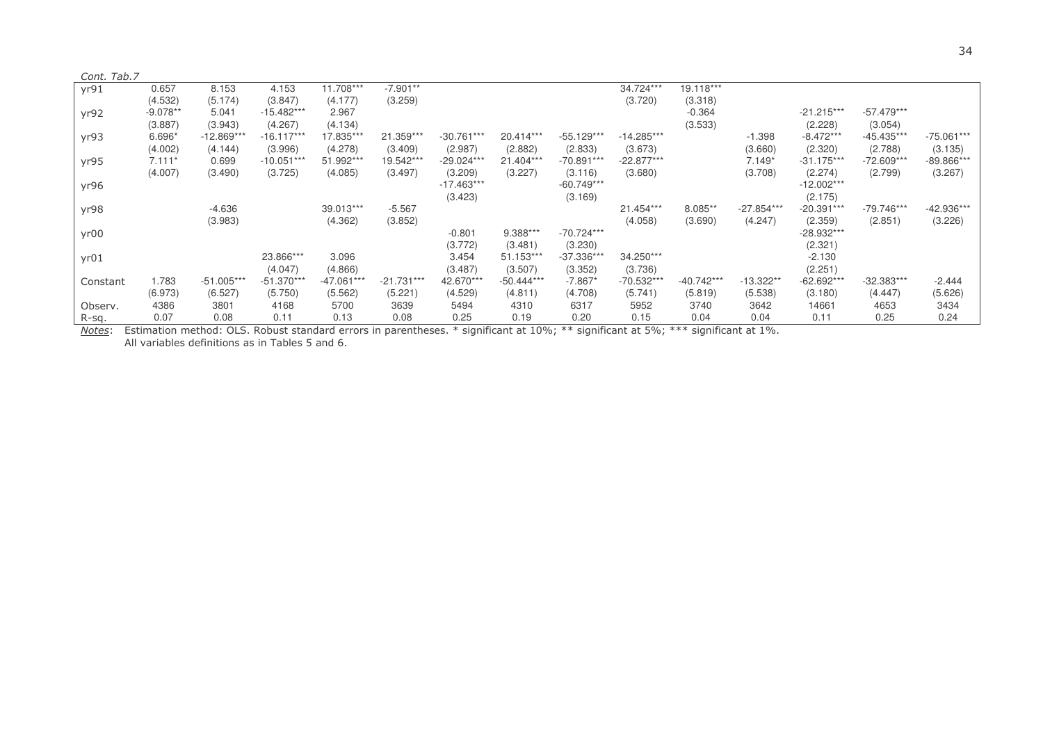*Cont. Tab.7*

| | | | | | | | | | | | | | | |
|---|---|---|---|---|---|---|---|---|---|---|---|---|---|---|
| yr91 | 0.657 | 8.153 | 4.153 | 11.708*** | -7.901** | | | | 34.724*** | 19.118*** | | | | |
| | (4.532) | (5.174) | (3.847) | (4.177) | (3.259) | | | | (3.720) | (3.318) | | | | |
| yr92 | -9.078** | 5.041 | -15.482*** | 2.967 | | | | | | -0.364 | | -21.215*** | -57.479*** | |
| | (3.887) | (3.943) | (4.267) | (4.134) | | | | | | (3.533) | | (2.228) | (3.054) | |
| yr93 | 6.696* | -12.869*** | -16.117*** | 17.835*** | 21.359*** | -30.761*** | 20.414*** | -55.129*** | -14.285*** | | -1.398 | -8.472*** | -45.435*** | -75.061*** |
| | (4.002) | (4.144) | (3.996) | (4.278) | (3.409) | (2.987) | (2.882) | (2.833) | (3.673) | | (3.660) | (2.320) | (2.788) | (3.135) |
| yr95 | 7.111* | 0.699 | -10.051*** | 51.992*** | 19.542*** | -29.024*** | 21.404*** | -70.891*** | -22.877*** | | 7.149* | -31.175*** | -72.609*** | -89.866*** |
| | (4.007) | (3.490) | (3.725) | (4.085) | (3.497) | (3.209) | (3.227) | (3.116) | (3.680) | | (3.708) | (2.274) | (2.799) | (3.267) |
| yr96 | | | | | | -17.463*** | | -60.749*** | | | | -12.002*** | | |
| | | | | | | (3.423) | | (3.169) | | | | (2.175) | | |
| yr98 | | -4.636 | | 39.013*** | -5.567 | | | | 21.454*** | 8.085** | -27.854*** | -20.391*** | -79.746*** | -42.936*** |
| | | (3.983) | | (4.362) | (3.852) | | | | (4.058) | (3.690) | (4.247) | (2.359) | (2.851) | (3.226) |
| yr00 | | | | | | -0.801 | 9.388*** | -70.724*** | | | | -28.932*** | | |
| | | | | | | (3.772) | (3.481) | (3.230) | | | | (2.321) | | |
| yr01 | | | 23.866*** | 3.096 | | 3.454 | 51.153*** | -37.336*** | 34.250*** | | | -2.130 | | |
| | | | (4.047) | (4.866) | | (3.487) | (3.507) | (3.352) | (3.736) | | | (2.251) | | |
| Constant | 1.783 | -51.005*** | -51.370*** | -47.061*** | -21.731*** | 42.670*** | -50.444*** | -7.867* | -70.532*** | -40.742*** | -13.322** | -62.692*** | -32.383*** | -2.444 |
| | (6.973) | (6.527) | (5.750) | (5.562) | (5.221) | (4.529) | (4.811) | (4.708) | (5.741) | (5.819) | (5.538) | (3.180) | (4.447) | (5.626) |
| Observ. | 4386 | 3801 | 4168 | 5700 | 3639 | 5494 | 4310 | 6317 | 5952 | 3740 | 3642 | 14661 | 4653 | 3434 |
| R-sq. | 0.07 | 0.08 | 0.11 | 0.13 | 0.08 | 0.25 | 0.19 | 0.20 | 0.15 | 0.04 | 0.04 | 0.11 | 0.25 | 0.24 |

*Notes*: Estimation method: OLS. Robust standard errors in parentheses. * significant at 10%; ** significant at 5%; *** significant at 1%.
All variables definitions as in Tables 5 and 6.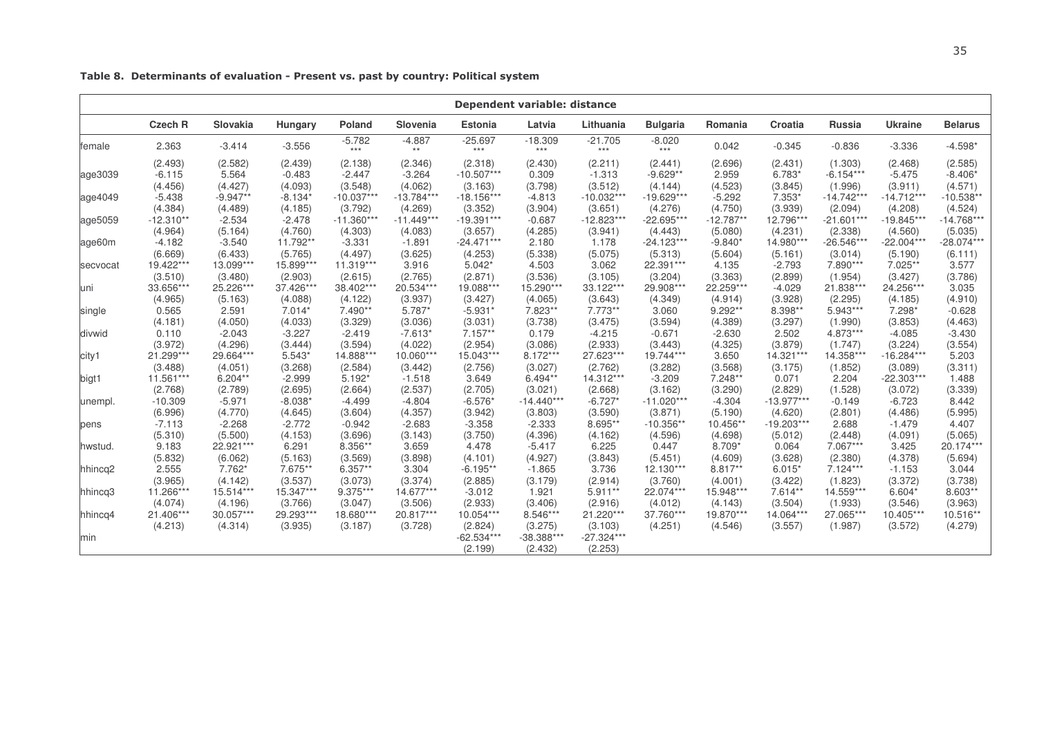**Table 8. Determinants of evaluation - Present vs. past by country: Political system**

| Dependent variable: distance | | | | | | | | | | | | | | |
|---|---|---|---|---|---|---|---|---|---|---|---|---|---|---|
| | **Czech R** | **Slovakia** | **Hungary** | **Poland** | **Slovenia** | **Estonia** | **Latvia** | **Lithuania** | **Bulgaria** | **Romania** | **Croatia** | **Russia** | **Ukraine** | **Belarus** |
| female | 2.363 | -3.414 | -3.556 | -5.782*** | -4.887** | -25.697*** | -18.309*** | -21.705*** | -8.020*** | 0.042 | -0.345 | -0.836 | -3.336 | -4.598* |
| | (2.493) | (2.582) | (2.439) | (2.138) | (2.346) | (2.318) | (2.430) | (2.211) | (2.441) | (2.696) | (2.431) | (1.303) | (2.468) | (2.585) |
| age3039 | -6.115 | 5.564 | -0.483 | -2.447 | -3.264 | -10.507*** | 0.309 | -1.313 | -9.629** | 2.959 | 6.783* | -6.154*** | -5.475 | -8.406* |
| | (4.456) | (4.427) | (4.093) | (3.548) | (4.062) | (3.163) | (3.798) | (3.512) | (4.144) | (4.523) | (3.845) | (1.996) | (3.911) | (4.571) |
| age4049 | -5.438 | -9.947** | -8.134* | -10.037*** | -13.784*** | -18.156*** | -4.813 | -10.032*** | -19.629*** | -5.292 | 7.353* | -14.742*** | -14.712*** | -10.538** |
| | (4.384) | (4.489) | (4.185) | (3.792) | (4.269) | (3.352) | (3.904) | (3.651) | (4.276) | (4.750) | (3.939) | (2.094) | (4.208) | (4.524) |
| age5059 | -12.310** | -2.534 | -2.478 | -11.360*** | -11.449*** | -19.391*** | -0.687 | -12.823*** | -22.695*** | -12.787** | 12.796*** | -21.601*** | -19.845*** | -14.768*** |
| | (4.964) | (5.164) | (4.760) | (4.303) | (4.083) | (3.657) | (4.285) | (3.941) | (4.443) | (5.080) | (4.231) | (2.338) | (4.560) | (5.035) |
| age60m | -4.182 | -3.540 | 11.792** | -3.331 | -1.891 | -24.471*** | 2.180 | 1.178 | -24.123*** | -9.840* | 14.980*** | -26.546*** | -22.004*** | -28.074*** |
| | (6.669) | (6.433) | (5.765) | (4.497) | (3.625) | (4.253) | (5.338) | (5.075) | (5.313) | (5.604) | (5.161) | (3.014) | (5.190) | (6.111) |
| secvocat | 19.422*** | 13.099*** | 15.899*** | 11.319*** | 3.916 | 5.042* | 4.503 | 3.062 | 22.391*** | 4.135 | -2.793 | 7.890*** | 7.025** | 3.577 |
| | (3.510) | (3.480) | (2.903) | (2.615) | (2.765) | (2.871) | (3.536) | (3.105) | (3.204) | (3.363) | (2.899) | (1.954) | (3.427) | (3.786) |
| uni | 33.656*** | 25.226*** | 37.426*** | 38.402*** | 20.534*** | 19.088*** | 15.290*** | 33.122*** | 29.908*** | 22.259*** | -4.029 | 21.838*** | 24.256*** | 3.035 |
| | (4.965) | (5.163) | (4.088) | (4.122) | (3.937) | (3.427) | (4.065) | (3.643) | (4.349) | (4.914) | (3.928) | (2.295) | (4.185) | (4.910) |
| single | 0.565 | 2.591 | 7.014* | 7.490** | 5.787* | -5.931* | 7.823** | 7.773** | 3.060 | 9.292** | 8.398** | 5.943*** | 7.298* | -0.628 |
| | (4.181) | (4.050) | (4.033) | (3.329) | (3.036) | (3.031) | (3.738) | (3.475) | (3.594) | (4.389) | (3.297) | (1.990) | (3.853) | (4.463) |
| divwid | 0.110 | -2.043 | -3.227 | -2.419 | -7.613* | 7.157** | 0.179 | -4.215 | -0.671 | -2.630 | 2.502 | 4.873*** | -4.085 | -3.430 |
| | (3.972) | (4.296) | (3.444) | (3.594) | (4.022) | (2.954) | (3.086) | (2.933) | (3.443) | (4.325) | (3.879) | (1.747) | (3.224) | (3.554) |
| city1 | 21.299*** | 29.664*** | 5.543* | 14.888*** | 10.060*** | 15.043*** | 8.172*** | 27.623*** | 19.744*** | 3.650 | 14.321*** | 14.358*** | -16.284*** | 5.203 |
| | (3.488) | (4.051) | (3.268) | (2.584) | (3.442) | (2.756) | (3.027) | (2.762) | (3.282) | (3.568) | (3.175) | (1.852) | (3.089) | (3.311) |
| bigt1 | 11.561*** | 6.204** | -2.999 | 5.192* | -1.518 | 3.649 | 6.494** | 14.312*** | -3.209 | 7.248** | 0.071 | 2.204 | -22.303*** | 1.488 |
| | (2.768) | (2.789) | (2.695) | (2.664) | (2.537) | (2.705) | (3.021) | (2.668) | (3.162) | (3.290) | (2.829) | (1.528) | (3.072) | (3.339) |
| unempl. | -10.309 | -5.971 | -8.038* | -4.499 | -4.804 | -6.576* | -14.440*** | -6.727* | -11.020*** | -4.304 | -13.977*** | -0.149 | -6.723 | 8.442 |
| | (6.996) | (4.770) | (4.645) | (3.604) | (4.357) | (3.942) | (3.803) | (3.590) | (3.871) | (5.190) | (4.620) | (2.801) | (4.486) | (5.995) |
| pens | -7.113 | -2.268 | -2.772 | -0.942 | -2.683 | -3.358 | -2.333 | 8.695** | -10.356** | 10.456** | -19.203*** | 2.688 | -1.479 | 4.407 |
| | (5.310) | (5.500) | (4.153) | (3.696) | (3.143) | (3.750) | (4.396) | (4.162) | (4.596) | (4.698) | (5.012) | (2.448) | (4.091) | (5.065) |
| hwstud. | 9.183 | 22.921*** | 6.291 | 8.356** | 3.659 | 4.478 | -5.417 | 6.225 | 0.447 | 8.709* | 0.064 | 7.067*** | 3.425 | 20.174*** |
| | (5.832) | (6.062) | (5.163) | (3.569) | (3.898) | (4.101) | (4.927) | (3.843) | (5.451) | (4.609) | (3.628) | (2.380) | (4.378) | (5.694) |
| hhincq2 | 2.555 | 7.762* | 7.675** | 6.357** | 3.304 | -6.195** | -1.865 | 3.736 | 12.130*** | 8.817** | 6.015* | 7.124*** | -1.153 | 3.044 |
| | (3.965) | (4.142) | (3.537) | (3.073) | (3.374) | (2.885) | (3.179) | (2.914) | (3.760) | (4.001) | (3.422) | (1.823) | (3.372) | (3.738) |
| hhincq3 | 11.266*** | 15.514*** | 15.347*** | 9.375*** | 14.677*** | -3.012 | 1.921 | 5.911** | 22.074*** | 15.948*** | 7.614** | 14.559*** | 6.604* | 8.603** |
| | (4.074) | (4.196) | (3.766) | (3.047) | (3.506) | (2.933) | (3.406) | (2.916) | (4.012) | (4.143) | (3.504) | (1.933) | (3.546) | (3.963) |
| hhincq4 | 21.406*** | 30.057*** | 29.293*** | 18.680*** | 20.817*** | 10.054*** | 8.546*** | 21.220*** | 37.760*** | 19.870*** | 14.064*** | 27.065*** | 10.405*** | 10.516** |
| | (4.213) | (4.314) | (3.935) | (3.187) | (3.728) | (2.824) | (3.275) | (3.103) | (4.251) | (4.546) | (3.557) | (1.987) | (3.572) | (4.279) |
| min | | | | | | -62.534*** | -38.388*** | -27.324*** | | | | | | |
| | | | | | | (2.199) | (2.432) | (2.253) | | | | | | |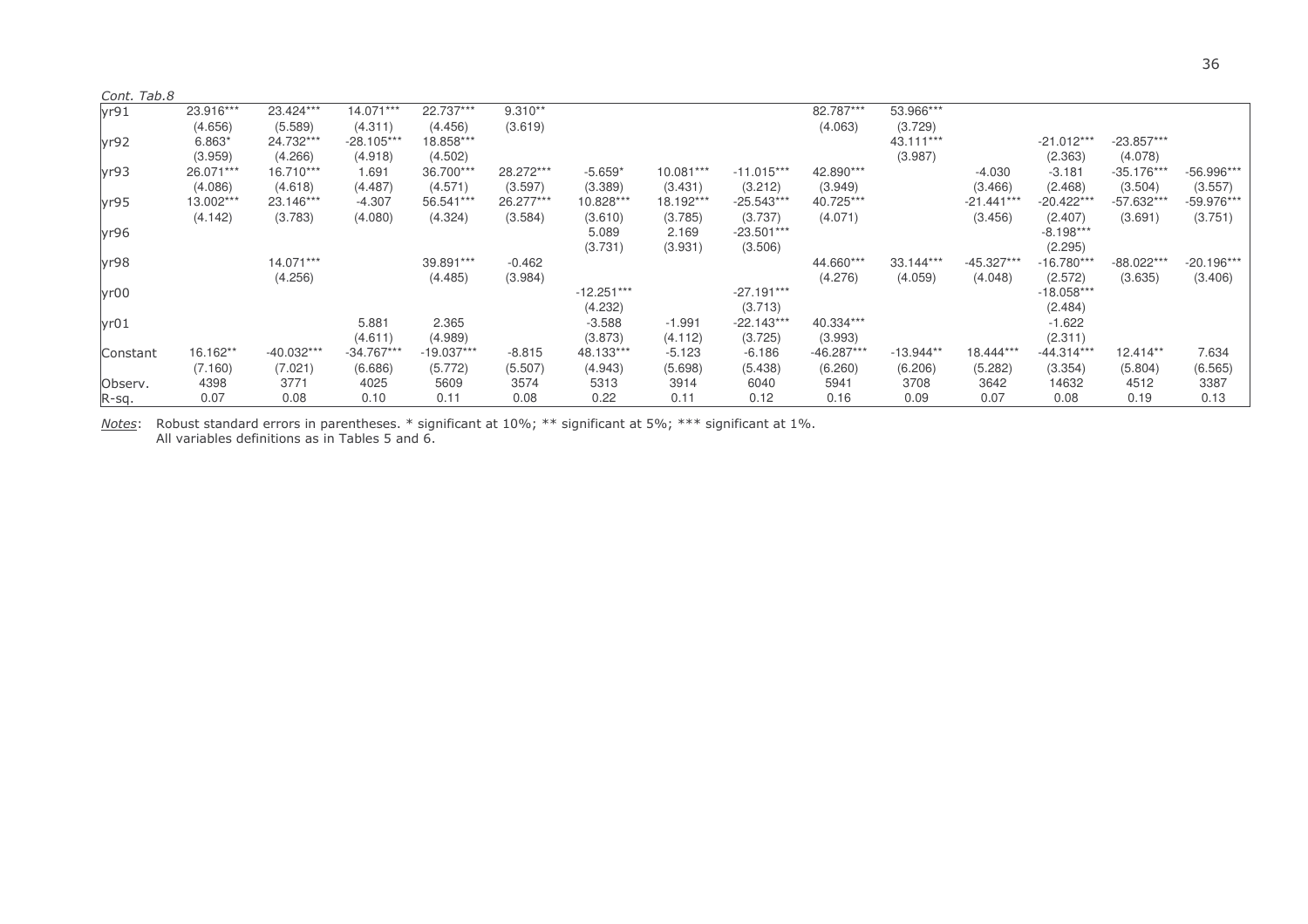*Cont. Tab.8*

| | | | | | | | | | | | | | | |
|---|---|---|---|---|---|---|---|---|---|---|---|---|---|---|
| yr91 | 23.916*** | 23.424*** | 14.071*** | 22.737*** | 9.310** | | | | 82.787*** | 53.966*** | | | | |
| | (4.656) | (5.589) | (4.311) | (4.456) | (3.619) | | | | (4.063) | (3.729) | | | | |
| yr92 | 6.863* | 24.732*** | -28.105*** | 18.858*** | | | | | | 43.111*** | | -21.012*** | -23.857*** | |
| | (3.959) | (4.266) | (4.918) | (4.502) | | | | | | (3.987) | | (2.363) | (4.078) | |
| yr93 | 26.071*** | 16.710*** | 1.691 | 36.700*** | 28.272*** | -5.659* | 10.081*** | -11.015*** | 42.890*** | | -4.030 | -3.181 | -35.176*** | -56.996*** |
| | (4.086) | (4.618) | (4.487) | (4.571) | (3.597) | (3.389) | (3.431) | (3.212) | (3.949) | | (3.466) | (2.468) | (3.504) | (3.557) |
| yr95 | 13.002*** | 23.146*** | -4.307 | 56.541*** | 26.277*** | 10.828*** | 18.192*** | -25.543*** | 40.725*** | | -21.441*** | -20.422*** | -57.632*** | -59.976*** |
| | (4.142) | (3.783) | (4.080) | (4.324) | (3.584) | (3.610) | (3.785) | (3.737) | (4.071) | | (3.456) | (2.407) | (3.691) | (3.751) |
| yr96 | | | | | | 5.089 | 2.169 | -23.501*** | | | | -8.198*** | | |
| | | | | | | (3.731) | (3.931) | (3.506) | | | | (2.295) | | |
| yr98 | | 14.071*** | | 39.891*** | -0.462 | | | | 44.660*** | 33.144*** | -45.327*** | -16.780*** | -88.022*** | -20.196*** |
| | | (4.256) | | (4.485) | (3.984) | | | | (4.276) | (4.059) | (4.048) | (2.572) | (3.635) | (3.406) |
| yr00 | | | | | | -12.251*** | | -27.191*** | | | | -18.058*** | | |
| | | | | | | (4.232) | | (3.713) | | | | (2.484) | | |
| yr01 | | | 5.881 | 2.365 | | -3.588 | -1.991 | -22.143*** | 40.334*** | | | -1.622 | | |
| | | | (4.611) | (4.989) | | (3.873) | (4.112) | (3.725) | (3.993) | | | (2.311) | | |
| Constant | 16.162** | -40.032*** | -34.767*** | -19.037*** | -8.815 | 48.133*** | -5.123 | -6.186 | -46.287*** | -13.944** | 18.444*** | -44.314*** | 12.414** | 7.634 |
| | (7.160) | (7.021) | (6.686) | (5.772) | (5.507) | (4.943) | (5.698) | (5.438) | (6.260) | (6.206) | (5.282) | (3.354) | (5.804) | (6.565) |
| Observ. | 4398 | 3771 | 4025 | 5609 | 3574 | 5313 | 3914 | 6040 | 5941 | 3708 | 3642 | 14632 | 4512 | 3387 |
| R-sq. | 0.07 | 0.08 | 0.10 | 0.11 | 0.08 | 0.22 | 0.11 | 0.12 | 0.16 | 0.09 | 0.07 | 0.08 | 0.19 | 0.13 |

*Notes*: Robust standard errors in parentheses. * significant at 10%; ** significant at 5%; *** significant at 1%.
All variables definitions as in Tables 5 and 6.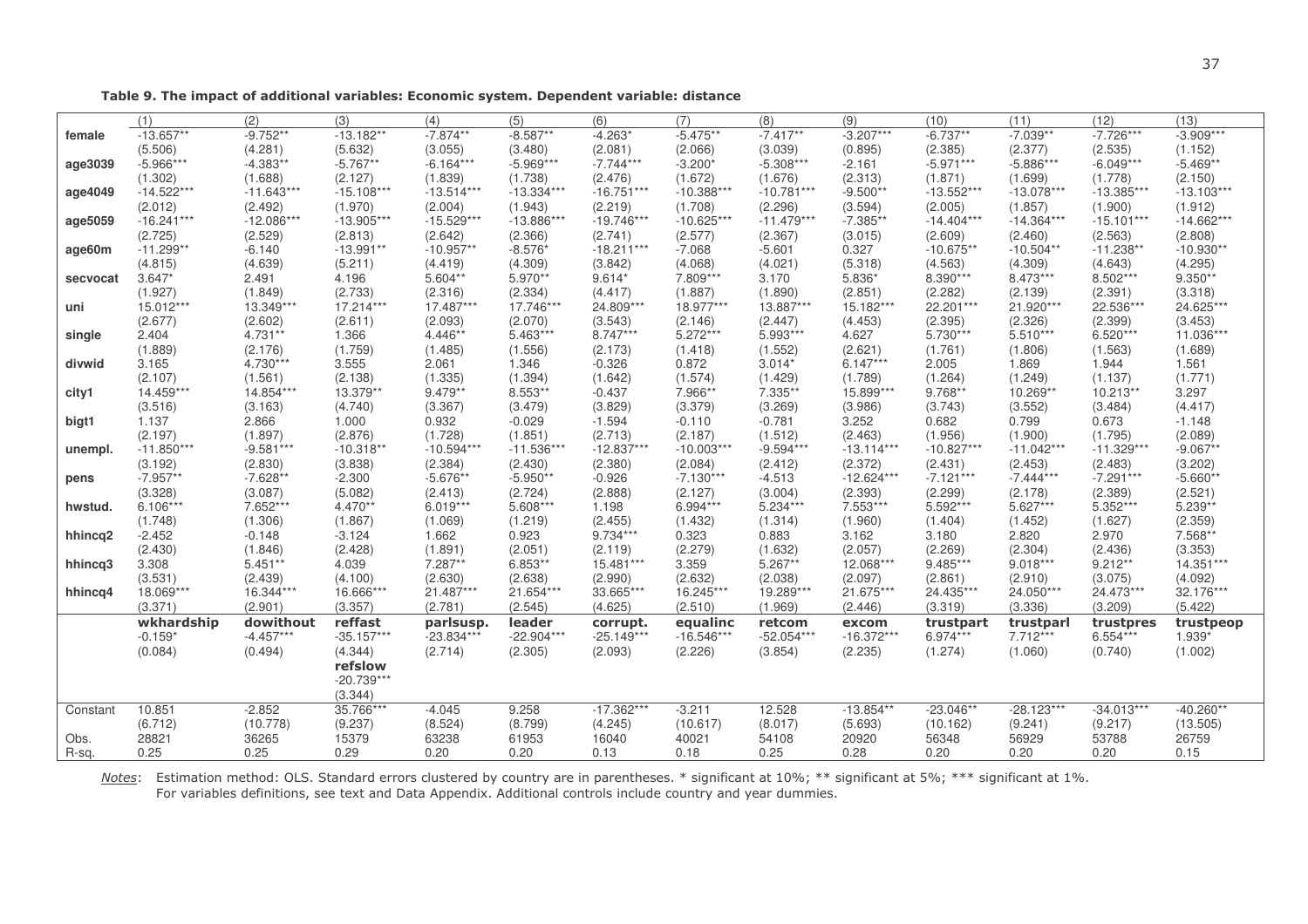**Table 9. The impact of additional variables: Economic system. Dependent variable: distance**

| | (1) | (2) | (3) | (4) | (5) | (6) | (7) | (8) | (9) | (10) | (11) | (12) | (13) |
|---|---|---|---|---|---|---|---|---|---|---|---|---|---|
| **female** | -13.657** | -9.752** | -13.182** | -7.874** | -8.587** | -4.263* | -5.475** | -7.417** | -3.207*** | -6.737** | -7.039** | -7.726*** | -3.909*** |
| | (5.506) | (4.281) | (5.632) | (3.055) | (3.480) | (2.081) | (2.066) | (3.039) | (0.895) | (2.385) | (2.377) | (2.535) | (1.152) |
| **age3039** | -5.966*** | -4.383** | -5.767** | -6.164*** | -5.969*** | -7.744*** | -3.200* | -5.308*** | -2.161 | -5.971*** | -5.886*** | -6.049*** | -5.469** |
| | (1.302) | (1.688) | (2.127) | (1.839) | (1.738) | (2.476) | (1.672) | (1.676) | (2.313) | (1.871) | (1.699) | (1.778) | (2.150) |
| **age4049** | -14.522*** | -11.643*** | -15.108*** | -13.514*** | -13.334*** | -16.751*** | -10.388*** | -10.781*** | -9.500** | -13.552*** | -13.078*** | -13.385*** | -13.103*** |
| | (2.012) | (2.492) | (1.970) | (2.004) | (1.943) | (2.219) | (1.708) | (2.296) | (3.594) | (2.005) | (1.857) | (1.900) | (1.912) |
| **age5059** | -16.241*** | -12.086*** | -13.905*** | -15.529*** | -13.886*** | -19.746*** | -10.625*** | -11.479*** | -7.385** | -14.404*** | -14.364*** | -15.101*** | -14.662*** |
| | (2.725) | (2.529) | (2.813) | (2.642) | (2.366) | (2.741) | (2.577) | (2.367) | (3.015) | (2.609) | (2.460) | (2.563) | (2.808) |
| **age60m** | -11.299** | -6.140 | -13.991** | -10.957** | -8.576* | -18.211*** | -7.068 | -5.601 | 0.327 | -10.675** | -10.504** | -11.238** | -10.930** |
| | (4.815) | (4.639) | (5.211) | (4.419) | (4.309) | (3.842) | (4.068) | (4.021) | (5.318) | (4.563) | (4.309) | (4.643) | (4.295) |
| **secvocat** | 3.647* | 2.491 | 4.196 | 5.604** | 5.970** | 9.614* | 7.809*** | 3.170 | 5.836* | 8.390*** | 8.473*** | 8.502*** | 9.350** |
| | (1.927) | (1.849) | (2.733) | (2.316) | (2.334) | (4.417) | (1.887) | (1.890) | (2.851) | (2.282) | (2.139) | (2.391) | (3.318) |
| **uni** | 15.012*** | 13.349*** | 17.214*** | 17.487*** | 17.746*** | 24.809*** | 18.977*** | 13.887*** | 15.182*** | 22.201*** | 21.920*** | 22.536*** | 24.625*** |
| | (2.677) | (2.602) | (2.611) | (2.093) | (2.070) | (3.543) | (2.146) | (2.447) | (4.453) | (2.395) | (2.326) | (2.399) | (3.453) |
| **single** | 2.404 | 4.731** | 1.366 | 4.446** | 5.463*** | 8.747*** | 5.272*** | 5.993*** | 4.627 | 5.730*** | 5.510*** | 6.520*** | 11.036*** |
| | (1.889) | (2.176) | (1.759) | (1.485) | (1.556) | (2.173) | (1.418) | (1.552) | (2.621) | (1.761) | (1.806) | (1.563) | (1.689) |
| **divwid** | 3.165 | 4.730*** | 3.555 | 2.061 | 1.346 | -0.326 | 0.872 | 3.014* | 6.147*** | 2.005 | 1.869 | 1.944 | 1.561 |
| | (2.107) | (1.561) | (2.138) | (1.335) | (1.394) | (1.642) | (1.574) | (1.429) | (1.789) | (1.264) | (1.249) | (1.137) | (1.771) |
| **city1** | 14.459*** | 14.854*** | 13.379** | 9.479** | 8.553** | -0.437 | 7.966** | 7.335** | 15.899*** | 9.768** | 10.269** | 10.213** | 3.297 |
| | (3.516) | (3.163) | (4.740) | (3.367) | (3.479) | (3.829) | (3.379) | (3.269) | (3.986) | (3.743) | (3.552) | (3.484) | (4.417) |
| **bigt1** | 1.137 | 2.866 | 1.000 | 0.932 | -0.029 | -1.594 | -0.110 | -0.781 | 3.252 | 0.682 | 0.799 | 0.673 | -1.148 |
| | (2.197) | (1.897) | (2.876) | (1.728) | (1.851) | (2.713) | (2.187) | (1.512) | (2.463) | (1.956) | (1.900) | (1.795) | (2.089) |
| **unempl.** | -11.850*** | -9.581*** | -10.318** | -10.594*** | -11.536*** | -12.837*** | -10.003*** | -9.594*** | -13.114*** | -10.827*** | -11.042*** | -11.329*** | -9.067** |
| | (3.192) | (2.830) | (3.838) | (2.384) | (2.430) | (2.380) | (2.084) | (2.412) | (2.372) | (2.431) | (2.453) | (2.483) | (3.202) |
| **pens** | -7.957** | -7.628** | -2.300 | -5.676** | -5.950** | -0.926 | -7.130*** | -4.513 | -12.624*** | -7.121*** | -7.444*** | -7.291*** | -5.660** |
| | (3.328) | (3.087) | (5.082) | (2.413) | (2.724) | (2.888) | (2.127) | (3.004) | (2.393) | (2.299) | (2.178) | (2.389) | (2.521) |
| **hwstud.** | 6.106*** | 7.652*** | 4.470** | 6.019*** | 5.608*** | 1.198 | 6.994*** | 5.234*** | 7.553*** | 5.592*** | 5.627*** | 5.352*** | 5.239** |
| | (1.748) | (1.306) | (1.867) | (1.069) | (1.219) | (2.455) | (1.432) | (1.314) | (1.960) | (1.404) | (1.452) | (1.627) | (2.359) |
| **hhincq2** | -2.452 | -0.148 | -3.124 | 1.662 | 0.923 | 9.734*** | 0.323 | 0.883 | 3.162 | 3.180 | 2.820 | 2.970 | 7.568** |
| | (2.430) | (1.846) | (2.428) | (1.891) | (2.051) | (2.119) | (2.279) | (1.632) | (2.057) | (2.269) | (2.304) | (2.436) | (3.353) |
| **hhincq3** | 3.308 | 5.451** | 4.039 | 7.287** | 6.853** | 15.481*** | 3.359 | 5.267** | 12.068*** | 9.485*** | 9.018*** | 9.212** | 14.351*** |
| | (3.531) | (2.439) | (4.100) | (2.630) | (2.638) | (2.990) | (2.632) | (2.038) | (2.097) | (2.861) | (2.910) | (3.075) | (4.092) |
| **hhincq4** | 18.069*** | 16.344*** | 16.666*** | 21.487*** | 21.654*** | 33.665*** | 16.245*** | 19.289*** | 21.675*** | 24.435*** | 24.050*** | 24.473*** | 32.176*** |
| | (3.371) | (2.901) | (3.357) | (2.781) | (2.545) | (4.625) | (2.510) | (1.969) | (2.446) | (3.319) | (3.336) | (3.209) | (5.422) |
| | **wkhardship** | **dowithout** | **reffast** | **parlsusp.** | **leader** | **corrupt.** | **equalinc** | **retcom** | **excom** | **trustpart** | **trustparl** | **trustpres** | **trustpeop** |
| | -0.159* | -4.457*** | -35.157*** | -23.834*** | -22.904*** | -25.149*** | -16.546*** | -52.054*** | -16.372*** | 6.974*** | 7.712*** | 6.554*** | 1.939* |
| | (0.084) | (0.494) | (4.344) | (2.714) | (2.305) | (2.093) | (2.226) | (3.854) | (2.235) | (1.274) | (1.060) | (0.740) | (1.002) |
| | | | **refslow** | | | | | | | | | | |
| | | | -20.739*** | | | | | | | | | | |
| | | | (3.344) | | | | | | | | | | |
| Constant | 10.851 | -2.852 | 35.766*** | -4.045 | 9.258 | -17.362*** | -3.211 | 12.528 | -13.854** | -23.046** | -28.123*** | -34.013*** | -40.260** |
| | (6.712) | (10.778) | (9.237) | (8.524) | (8.799) | (4.245) | (10.617) | (8.017) | (5.693) | (10.162) | (9.241) | (9.217) | (13.505) |
| Obs. | 28821 | 36265 | 15379 | 63238 | 61953 | 16040 | 40021 | 54108 | 20920 | 56348 | 56929 | 53788 | 26759 |
| R-sq. | 0.25 | 0.25 | 0.29 | 0.20 | 0.20 | 0.13 | 0.18 | 0.25 | 0.28 | 0.20 | 0.20 | 0.20 | 0.15 |

*Notes*: Estimation method: OLS. Standard errors clustered by country are in parentheses. * significant at 10%; ** significant at 5%; *** significant at 1%.
For variables definitions, see text and Data Appendix. Additional controls include country and year dummies.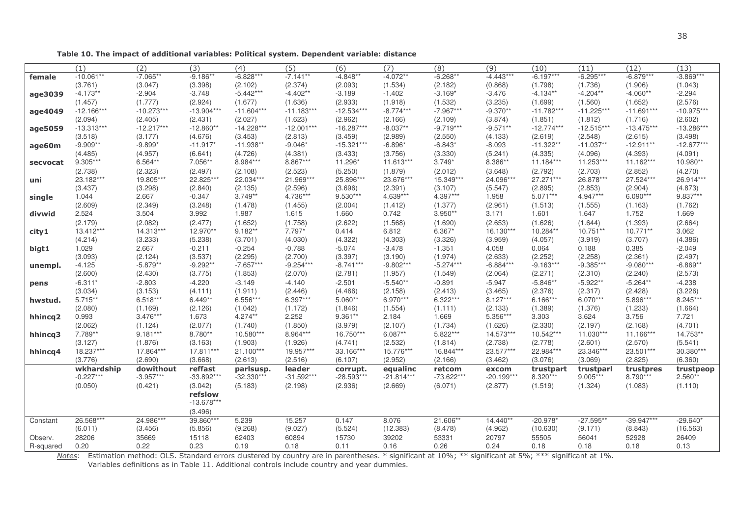**Table 10. The impact of additional variables: Political system. Dependent variable: distance**

| | (1) | (2) | (3) | (4) | (5) | (6) | (7) | (8) | (9) | (10) | (11) | (12) | (13) |
|---|---|---|---|---|---|---|---|---|---|---|---|---|---|
| **female** | -10.061** | -7.065** | -9.186** | -6.828*** | -7.141** | -4.848** | -4.072** | -6.268** | -4.443*** | -6.197*** | -6.295*** | -6.879*** | -3.869*** |
| | (3.761) | (3.047) | (3.398) | (2.102) | (2.374) | (2.093) | (1.534) | (2.182) | (0.868) | (1.798) | (1.736) | (1.906) | (1.043) |
| **age3039** | -4.173** | -2.904 | -3.748 | -5.442*** | -4.402** | -3.189 | -1.402 | -3.169* | -3.476 | -4.134** | -4.204** | -4.060** | -2.294 |
| | (1.457) | (1.777) | (2.924) | (1.677) | (1.636) | (2.933) | (1.918) | (1.532) | (3.235) | (1.699) | (1.560) | (1.652) | (2.576) |
| **age4049** | -12.166*** | -10.273*** | -13.904*** | -11.604*** | -11.183*** | -12.534*** | -8.774*** | -7.967*** | -9.370** | -11.782*** | -11.225*** | -11.691*** | -10.975*** |
| | (2.094) | (2.405) | (2.431) | (2.027) | (1.623) | (2.962) | (2.166) | (2.109) | (3.874) | (1.851) | (1.812) | (1.716) | (2.602) |
| **age5059** | -13.313*** | -12.217*** | -12.860** | -14.228*** | -12.001*** | -16.287*** | -8.037** | -9.719*** | -9.571** | -12.774*** | -12.515*** | -13.475*** | -13.286*** |
| | (3.518) | (3.177) | (4.676) | (3.453) | (2.813) | (3.459) | (2.989) | (2.550) | (4.133) | (2.619) | (2.548) | (2.615) | (3.498) |
| **age60m** | -9.909** | -9.899* | -11.917* | -11.938** | -9.046* | -15.321*** | -6.896* | -6.843* | -8.093 | -11.322** | -11.037** | -12.911** | -12.677*** |
| | (4.485) | (4.957) | (6.641) | (4.726) | (4.381) | (3.433) | (3.756) | (3.330) | (5.241) | (4.335) | (4.096) | (4.393) | (4.091) |
| **secvocat** | 9.305*** | 6.564** | 7.056** | 8.984*** | 8.867*** | 11.296* | 11.613*** | 3.749* | 8.386** | 11.184*** | 11.253*** | 11.162*** | 10.980** |
| | (2.738) | (2.323) | (2.497) | (2.108) | (2.523) | (5.250) | (1.879) | (2.012) | (3.648) | (2.792) | (2.703) | (2.852) | (4.270) |
| **uni** | 23.182*** | 19.805*** | 22.825*** | 22.034*** | 21.969*** | 25.896*** | 23.676*** | 15.349*** | 24.096*** | 27.271*** | 26.878*** | 27.524*** | 26.914*** |
| | (3.437) | (3.298) | (2.840) | (2.135) | (2.596) | (3.696) | (2.391) | (3.107) | (5.547) | (2.895) | (2.853) | (2.904) | (4.873) |
| **single** | 1.044 | 2.667 | -0.347 | 3.749** | 4.736*** | 9.530*** | 4.639*** | 4.397*** | 1.958 | 5.071*** | 4.947*** | 6.090*** | 9.837*** |
| | (2.609) | (2.349) | (3.248) | (1.478) | (1.455) | (2.004) | (1.412) | (1.377) | (2.961) | (1.513) | (1.555) | (1.163) | (1.762) |
| **divwid** | 2.524 | 3.504 | 3.992 | 1.987 | 1.615 | 1.660 | 0.742 | 3.950** | 3.171 | 1.601 | 1.647 | 1.752 | 1.669 |
| | (2.179) | (2.082) | (2.477) | (1.652) | (1.758) | (2.622) | (1.568) | (1.690) | (2.653) | (1.626) | (1.644) | (1.393) | (2.664) |
| **city1** | 13.412*** | 14.313*** | 12.970** | 9.182** | 7.797* | 0.414 | 6.812 | 6.367* | 16.130*** | 10.284** | 10.751** | 10.771** | 3.062 |
| | (4.214) | (3.233) | (5.238) | (3.701) | (4.030) | (4.322) | (4.303) | (3.326) | (3.959) | (4.057) | (3.919) | (3.707) | (4.386) |
| **bigt1** | 1.029 | 2.667 | -0.211 | -0.254 | -0.788 | -5.074 | -3.478 | -1.351 | 4.058 | 0.064 | 0.188 | 0.385 | -2.049 |
| | (3.093) | (2.124) | (3.537) | (2.295) | (2.700) | (3.397) | (3.190) | (1.974) | (2.633) | (2.252) | (2.258) | (2.361) | (2.497) |
| **unempl.** | -4.125 | -5.879** | -9.292** | -7.657*** | -9.254*** | -8.741*** | -9.802*** | -5.274*** | -6.884*** | -9.163*** | -9.385*** | -9.080*** | -6.869** |
| | (2.600) | (2.430) | (3.775) | (1.853) | (2.070) | (2.781) | (1.957) | (1.549) | (2.064) | (2.271) | (2.310) | (2.240) | (2.573) |
| **pens** | -6.311* | -2.803 | -4.220 | -3.149 | -4.140 | -2.501 | -5.540** | -0.891 | -5.947 | -5.846** | -5.922** | -5.264** | -4.238 |
| | (3.034) | (3.153) | (4.111) | (1.911) | (2.446) | (4.466) | (2.158) | (2.413) | (3.465) | (2.376) | (2.317) | (2.428) | (3.226) |
| **hwstud.** | 5.715** | 6.518*** | 6.449** | 6.556*** | 6.397*** | 5.060** | 6.970*** | 6.322*** | 8.127*** | 6.166*** | 6.070*** | 5.896*** | 8.245*** |
| | (2.080) | (1.169) | (2.126) | (1.042) | (1.172) | (1.846) | (1.554) | (1.111) | (2.133) | (1.389) | (1.376) | (1.233) | (1.664) |
| **hhincq2** | 0.993 | 3.476*** | 1.673 | 4.274** | 2.252 | 9.361** | 2.184 | 1.669 | 5.356*** | 3.303 | 3.624 | 3.756 | 7.721 |
| | (2.062) | (1.124) | (2.077) | (1.740) | (1.850) | (3.979) | (2.107) | (1.734) | (1.626) | (2.330) | (2.197) | (2.168) | (4.701) |
| **hhincq3** | 7.789** | 9.181*** | 8.780** | 10.580*** | 8.964*** | 16.750*** | 6.087** | 5.822*** | 14.573*** | 10.542*** | 11.030*** | 11.166*** | 14.753** |
| | (3.127) | (1.876) | (3.163) | (1.903) | (1.926) | (4.741) | (2.532) | (1.814) | (2.738) | (2.778) | (2.601) | (2.570) | (5.541) |
| **hhincq4** | 18.237*** | 17.864*** | 17.811*** | 21.100*** | 19.957*** | 33.166*** | 15.776*** | 16.844*** | 23.577*** | 22.984*** | 23.346*** | 23.501*** | 30.380*** |
| | (3.776) | (2.690) | (3.668) | (2.613) | (2.516) | (6.107) | (2.952) | (2.166) | (3.462) | (3.076) | (3.069) | (2.825) | (6.360) |
| | **wkhardship** | **dowithout** | **reffast** | **parlsusp.** | **leader** | **corrupt.** | **equalinc** | **retcom** | **excom** | **trustpart** | **trustparl** | **trustpres** | **trustpeop** |
| | -0.227*** | -3.957*** | -33.892*** | -32.330*** | -31.592*** | -28.593*** | -21.814*** | -73.622*** | -20.199*** | 8.320*** | 9.005*** | 8.790*** | 2.560** |
| | (0.050) | (0.421) | (3.042) | (5.183) | (2.198) | (2.936) | (2.669) | (6.071) | (2.877) | (1.519) | (1.324) | (1.083) | (1.110) |
| | | | **refslow** | | | | | | | | | | |
| | | | -13.678*** | | | | | | | | | | |
| | | | (3.496) | | | | | | | | | | |
| Constant | 26.568*** | 24.986*** | 39.860*** | 5.239 | 15.257 | 0.147 | 8.076 | 21.606** | 14.440** | -20.978* | -27.595** | -39.947*** | -29.640* |
| | (6.011) | (3.456) | (5.856) | (9.268) | (9.027) | (5.524) | (12.383) | (8.478) | (4.962) | (10.630) | (9.171) | (8.843) | (16.563) |
| Observ. | 28206 | 35669 | 15118 | 62403 | 60894 | 15730 | 39202 | 53331 | 20797 | 55505 | 56041 | 52928 | 26409 |
| R-squared | 0.20 | 0.22 | 0.23 | 0.19 | 0.18 | 0.11 | 0.16 | 0.26 | 0.24 | 0.18 | 0.18 | 0.18 | 0.13 |

*Notes*: Estimation method: OLS. Standard errors clustered by country are in parentheses. * significant at 10%; ** significant at 5%; *** significant at 1%. Variables definitions as in Table 11. Additional controls include country and year dummies.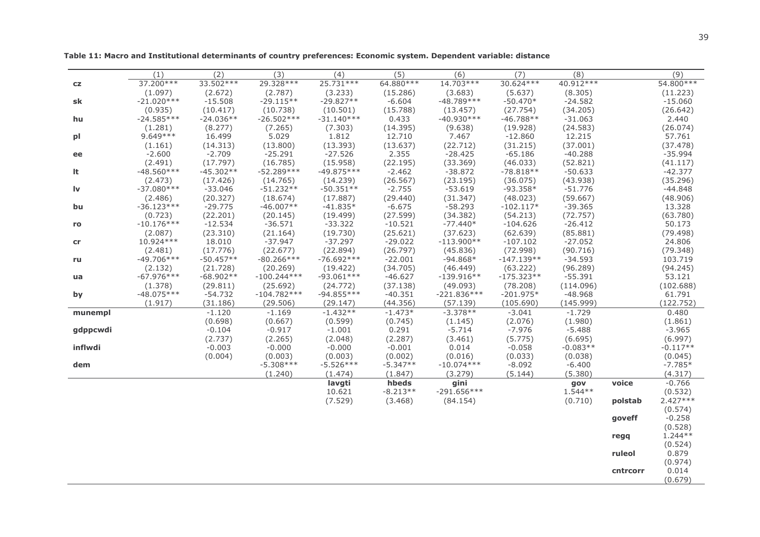**Table 11: Macro and Institutional determinants of country preferences: Economic system. Dependent variable: distance**

| | (1) | (2) | (3) | (4) | (5) | (6) | (7) | (8) | | (9) |
|---|---|---|---|---|---|---|---|---|---|---|
| **cz** | 37.200*** | 33.502*** | 29.328*** | 25.731*** | 64.880*** | 14.703*** | 30.624*** | 40.912*** | | 54.800*** |
| | (1.097) | (2.672) | (2.787) | (3.233) | (15.286) | (3.683) | (5.637) | (8.305) | | (11.223) |
| **sk** | -21.020*** | -15.508 | -29.115** | -29.827** | -6.604 | -48.789*** | -50.470* | -24.582 | | -15.060 |
| | (0.935) | (10.417) | (10.738) | (10.501) | (15.788) | (13.457) | (27.754) | (34.205) | | (26.642) |
| **hu** | -24.585*** | -24.036** | -26.502*** | -31.140*** | 0.433 | -40.930*** | -46.788** | -31.063 | | 2.440 |
| | (1.281) | (8.277) | (7.265) | (7.303) | (14.395) | (9.638) | (19.928) | (24.583) | | (26.074) |
| **pl** | 9.649*** | 16.499 | 5.029 | 1.812 | 12.710 | 7.467 | -12.860 | 12.215 | | 57.761 |
| | (1.161) | (14.313) | (13.800) | (13.393) | (13.637) | (22.712) | (31.215) | (37.001) | | (37.478) |
| **ee** | -2.600 | -2.709 | -25.291 | -27.526 | 2.355 | -28.425 | -65.186 | -40.288 | | -35.994 |
| | (2.491) | (17.797) | (16.785) | (15.958) | (22.195) | (33.369) | (46.033) | (52.821) | | (41.117) |
| **lt** | -48.560*** | -45.302** | -52.289*** | -49.875*** | -2.462 | -38.872 | -78.818** | -50.633 | | -42.377 |
| | (2.473) | (17.426) | (14.765) | (14.239) | (26.567) | (23.195) | (36.075) | (43.938) | | (35.296) |
| **lv** | -37.080*** | -33.046 | -51.232** | -50.351** | -2.755 | -53.619 | -93.358* | -51.776 | | -44.848 |
| | (2.486) | (20.327) | (18.674) | (17.887) | (29.440) | (31.347) | (48.023) | (59.667) | | (48.906) |
| **bu** | -36.123*** | -29.775 | -46.007** | -41.835* | -6.675 | -58.293 | -102.117* | -39.365 | | 13.328 |
| | (0.723) | (22.201) | (20.145) | (19.499) | (27.599) | (34.382) | (54.213) | (72.757) | | (63.780) |
| **ro** | -10.176*** | -12.534 | -36.571 | -33.322 | -10.521 | -77.440* | -104.626 | -26.412 | | 50.173 |
| | (2.087) | (23.310) | (21.164) | (19.730) | (25.621) | (37.623) | (62.639) | (85.881) | | (79.498) |
| **cr** | 10.924*** | 18.010 | -37.947 | -37.297 | -29.022 | -113.900** | -107.102 | -27.052 | | 24.806 |
| | (2.481) | (17.776) | (22.677) | (22.894) | (26.797) | (45.836) | (72.998) | (90.716) | | (79.348) |
| **ru** | -49.706*** | -50.457** | -80.266*** | -76.692*** | -22.001 | -94.868* | -147.139** | -34.593 | | 103.719 |
| | (2.132) | (21.728) | (20.269) | (19.422) | (34.705) | (46.449) | (63.222) | (96.289) | | (94.245) |
| **ua** | -67.976*** | -68.902** | -100.244*** | -93.061*** | -46.627 | -139.916** | -175.323** | -55.391 | | 53.121 |
| | (1.378) | (29.811) | (25.692) | (24.772) | (37.138) | (49.093) | (78.208) | (114.096) | | (102.688) |
| **by** | -48.075*** | -54.732 | -104.782*** | -94.855*** | -40.351 | -221.836*** | -201.975* | -48.968 | | 61.791 |
| | (1.917) | (31.186) | (29.506) | (29.147) | (44.356) | (57.139) | (105.690) | (145.999) | | (122.752) |
| **munempl** | | -1.120 | -1.169 | -1.432** | -1.473* | -3.378** | -3.041 | -1.729 | | 0.480 |
| | | (0.698) | (0.667) | (0.599) | (0.745) | (1.145) | (2.076) | (1.980) | | (1.861) |
| **gdppcwdi** | | -0.104 | -0.917 | -1.001 | 0.291 | -5.714 | -7.976 | -5.488 | | -3.965 |
| | | (2.737) | (2.265) | (2.048) | (2.287) | (3.461) | (5.775) | (6.695) | | (6.997) |
| **inflwdi** | | -0.003 | -0.000 | -0.000 | -0.001 | 0.014 | -0.058 | -0.083** | | -0.117** |
| | | (0.004) | (0.003) | (0.003) | (0.002) | (0.016) | (0.033) | (0.038) | | (0.045) |
| **dem** | | | -5.308*** | -5.526*** | -5.347** | -10.074*** | -8.092 | -6.400 | | -7.785* |
| | | | (1.240) | (1.474) | (1.847) | (3.279) | (5.144) | (5.380) | | (4.317) |
| | | | | **lavgti** | **hbeds** | **gini** | | **gov** | **voice** | -0.766 |
| | | | | 10.621 | -8.213** | -291.656*** | | 1.544** | | (0.532) |
| | | | | (7.529) | (3.468) | (84.154) | | (0.710) | **polstab** | 2.427*** |
| | | | | | | | | | | (0.574) |
| | | | | | | | | | **goveff** | -0.258 |
| | | | | | | | | | | (0.528) |
| | | | | | | | | | **regq** | 1.244** |
| | | | | | | | | | | (0.524) |
| | | | | | | | | | **ruleol** | 0.879 |
| | | | | | | | | | | (0.974) |
| | | | | | | | | | **cntrcorr** | 0.014 |
| | | | | | | | | | | (0.679) |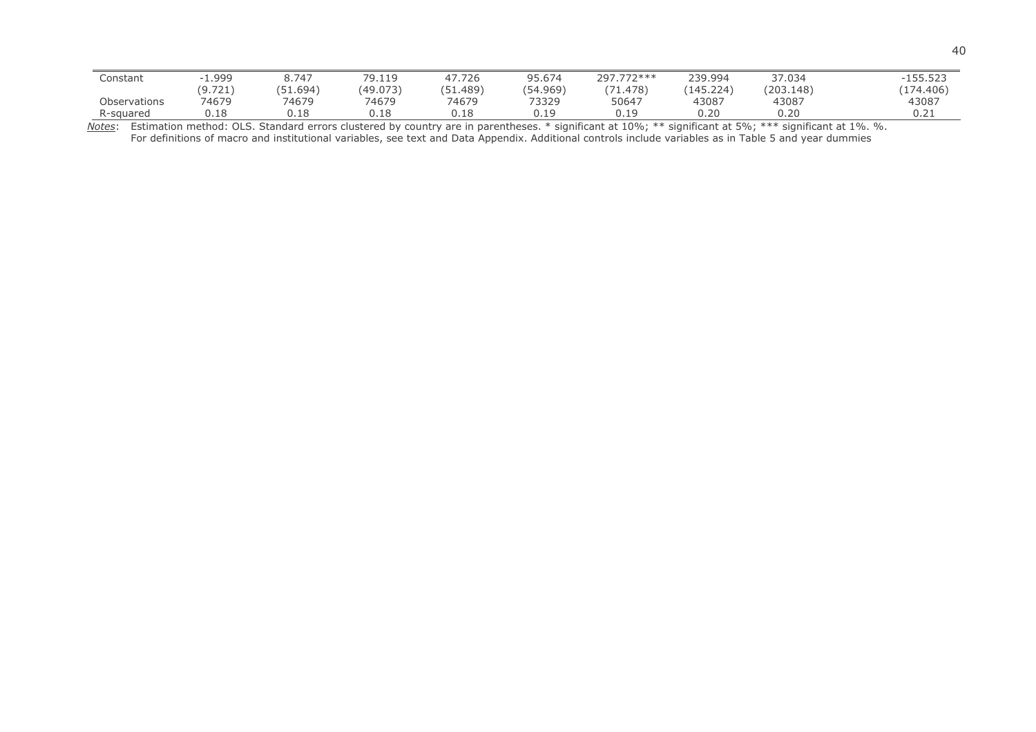| | | | | | | | | | | |
|---|---|---|---|---|---|---|---|---|---|---|
| Constant | -1.999 | 8.747 | 79.119 | 47.726 | 95.674 | 297.772*** | 239.994 | 37.034 | | -155.523 |
| | (9.721) | (51.694) | (49.073) | (51.489) | (54.969) | (71.478) | (145.224) | (203.148) | | (174.406) |
| Observations | 74679 | 74679 | 74679 | 74679 | 73329 | 50647 | 43087 | 43087 | | 43087 |
| R-squared | 0.18 | 0.18 | 0.18 | 0.18 | 0.19 | 0.19 | 0.20 | 0.20 | | 0.21 |

*Notes*: Estimation method: OLS. Standard errors clustered by country are in parentheses. * significant at 10%; ** significant at 5%; *** significant at 1%. %.
For definitions of macro and institutional variables, see text and Data Appendix. Additional controls include variables as in Table 5 and year dummies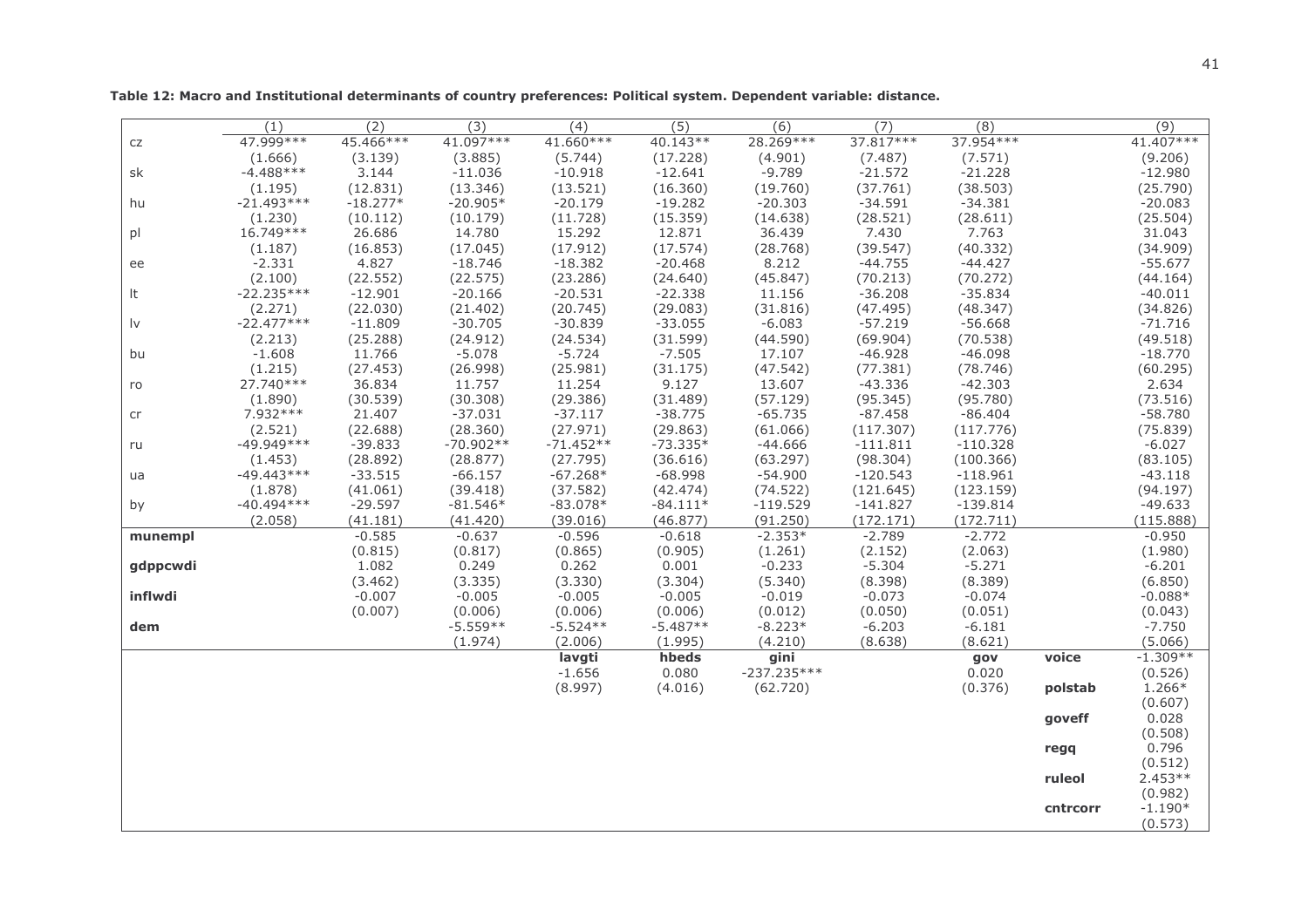**Table 12: Macro and Institutional determinants of country preferences: Political system. Dependent variable: distance.**

| | (1) | (2) | (3) | (4) | (5) | (6) | (7) | (8) | | (9) |
|---|---|---|---|---|---|---|---|---|---|---|
| cz | 47.999*** | 45.466*** | 41.097*** | 41.660*** | 40.143** | 28.269*** | 37.817*** | 37.954*** | | 41.407*** |
| | (1.666) | (3.139) | (3.885) | (5.744) | (17.228) | (4.901) | (7.487) | (7.571) | | (9.206) |
| sk | -4.488*** | 3.144 | -11.036 | -10.918 | -12.641 | -9.789 | -21.572 | -21.228 | | -12.980 |
| | (1.195) | (12.831) | (13.346) | (13.521) | (16.360) | (19.760) | (37.761) | (38.503) | | (25.790) |
| hu | -21.493*** | -18.277* | -20.905* | -20.179 | -19.282 | -20.303 | -34.591 | -34.381 | | -20.083 |
| | (1.230) | (10.112) | (10.179) | (11.728) | (15.359) | (14.638) | (28.521) | (28.611) | | (25.504) |
| pl | 16.749*** | 26.686 | 14.780 | 15.292 | 12.871 | 36.439 | 7.430 | 7.763 | | 31.043 |
| | (1.187) | (16.853) | (17.045) | (17.912) | (17.574) | (28.768) | (39.547) | (40.332) | | (34.909) |
| ee | -2.331 | 4.827 | -18.746 | -18.382 | -20.468 | 8.212 | -44.755 | -44.427 | | -55.677 |
| | (2.100) | (22.552) | (22.575) | (23.286) | (24.640) | (45.847) | (70.213) | (70.272) | | (44.164) |
| lt | -22.235*** | -12.901 | -20.166 | -20.531 | -22.338 | 11.156 | -36.208 | -35.834 | | -40.011 |
| | (2.271) | (22.030) | (21.402) | (20.745) | (29.083) | (31.816) | (47.495) | (48.347) | | (34.826) |
| lv | -22.477*** | -11.809 | -30.705 | -30.839 | -33.055 | -6.083 | -57.219 | -56.668 | | -71.716 |
| | (2.213) | (25.288) | (24.912) | (24.534) | (31.599) | (44.590) | (69.904) | (70.538) | | (49.518) |
| bu | -1.608 | 11.766 | -5.078 | -5.724 | -7.505 | 17.107 | -46.928 | -46.098 | | -18.770 |
| | (1.215) | (27.453) | (26.998) | (25.981) | (31.175) | (47.542) | (77.381) | (78.746) | | (60.295) |
| ro | 27.740*** | 36.834 | 11.757 | 11.254 | 9.127 | 13.607 | -43.336 | -42.303 | | 2.634 |
| | (1.890) | (30.539) | (30.308) | (29.386) | (31.489) | (57.129) | (95.345) | (95.780) | | (73.516) |
| cr | 7.932*** | 21.407 | -37.031 | -37.117 | -38.775 | -65.735 | -87.458 | -86.404 | | -58.780 |
| | (2.521) | (22.688) | (28.360) | (27.971) | (29.863) | (61.066) | (117.307) | (117.776) | | (75.839) |
| ru | -49.949*** | -39.833 | -70.902** | -71.452** | -73.335* | -44.666 | -111.811 | -110.328 | | -6.027 |
| | (1.453) | (28.892) | (28.877) | (27.795) | (36.616) | (63.297) | (98.304) | (100.366) | | (83.105) |
| ua | -49.443*** | -33.515 | -66.157 | -67.268* | -68.998 | -54.900 | -120.543 | -118.961 | | -43.118 |
| | (1.878) | (41.061) | (39.418) | (37.582) | (42.474) | (74.522) | (121.645) | (123.159) | | (94.197) |
| by | -40.494*** | -29.597 | -81.546* | -83.078* | -84.111* | -119.529 | -141.827 | -139.814 | | -49.633 |
| | (2.058) | (41.181) | (41.420) | (39.016) | (46.877) | (91.250) | (172.171) | (172.711) | | (115.888) |
| **munempl** | | -0.585 | -0.637 | -0.596 | -0.618 | -2.353* | -2.789 | -2.772 | | -0.950 |
| | | (0.815) | (0.817) | (0.865) | (0.905) | (1.261) | (2.152) | (2.063) | | (1.980) |
| **gdppcwdi** | | 1.082 | 0.249 | 0.262 | 0.001 | -0.233 | -5.304 | -5.271 | | -6.201 |
| | | (3.462) | (3.335) | (3.330) | (3.304) | (5.340) | (8.398) | (8.389) | | (6.850) |
| **inflwdi** | | -0.007 | -0.005 | -0.005 | -0.005 | -0.019 | -0.073 | -0.074 | | -0.088* |
| | | (0.007) | (0.006) | (0.006) | (0.006) | (0.012) | (0.050) | (0.051) | | (0.043) |
| **dem** | | | -5.559** | -5.524** | -5.487** | -8.223* | -6.203 | -6.181 | | -7.750 |
| | | | (1.974) | (2.006) | (1.995) | (4.210) | (8.638) | (8.621) | | (5.066) |
| | | | | **lavgti** | **hbeds** | **gini** | | **gov** | **voice** | -1.309** |
| | | | | -1.656 | 0.080 | -237.235*** | | 0.020 | | (0.526) |
| | | | | (8.997) | (4.016) | (62.720) | | (0.376) | **polstab** | 1.266* |
| | | | | | | | | | | (0.607) |
| | | | | | | | | | **goveff** | 0.028 |
| | | | | | | | | | | (0.508) |
| | | | | | | | | | **regq** | 0.796 |
| | | | | | | | | | | (0.512) |
| | | | | | | | | | **ruleol** | 2.453** |
| | | | | | | | | | | (0.982) |
| | | | | | | | | | **cntrcorr** | -1.190* |
| | | | | | | | | | | (0.573) |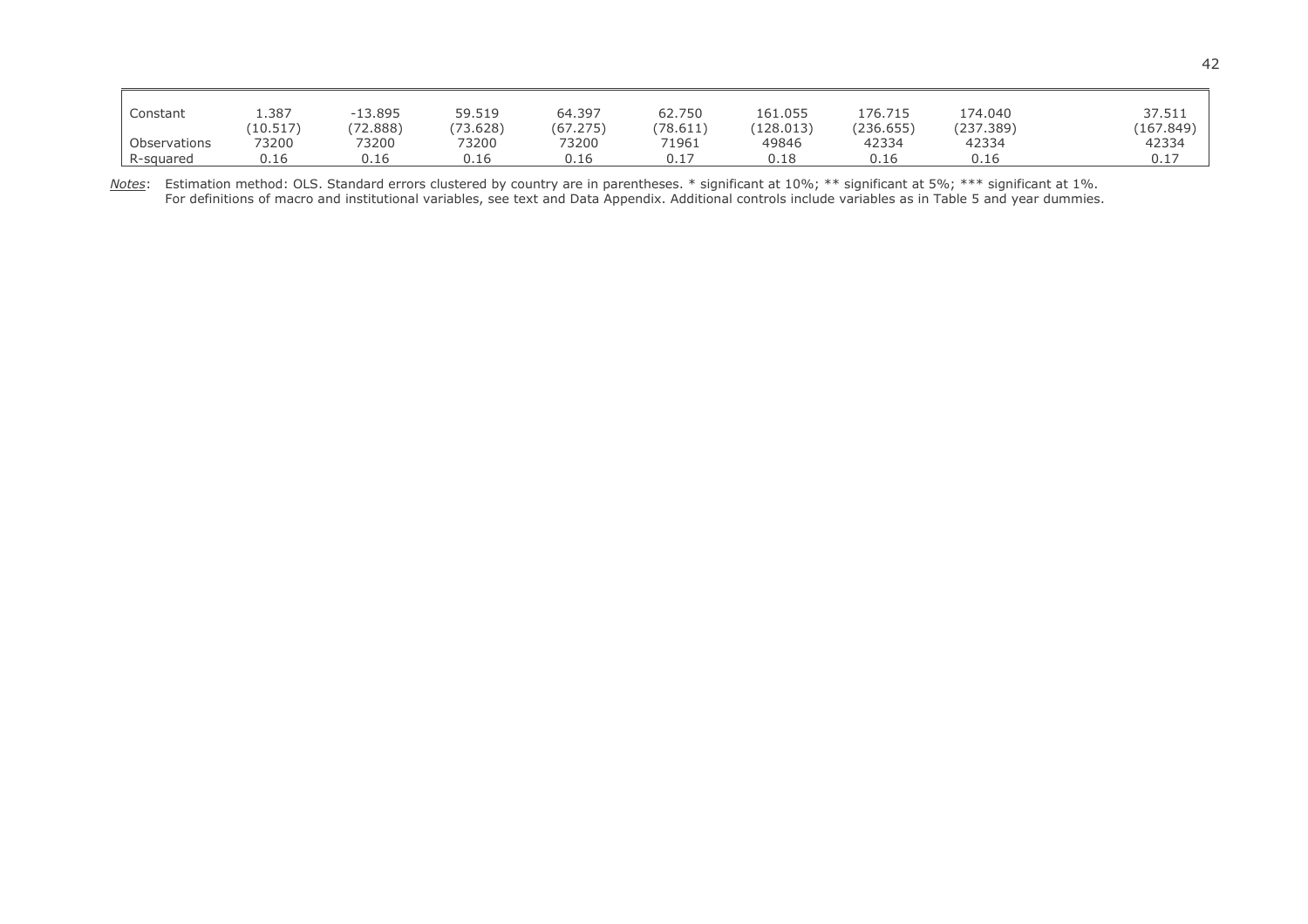| | | | | | | | | | | |
|---|---|---|---|---|---|---|---|---|---|---|
| Constant | 1.387 | -13.895 | 59.519 | 64.397 | 62.750 | 161.055 | 176.715 | 174.040 | | 37.511 |
| | (10.517) | (72.888) | (73.628) | (67.275) | (78.611) | (128.013) | (236.655) | (237.389) | | (167.849) |
| Observations | 73200 | 73200 | 73200 | 73200 | 71961 | 49846 | 42334 | 42334 | | 42334 |
| R-squared | 0.16 | 0.16 | 0.16 | 0.16 | 0.17 | 0.18 | 0.16 | 0.16 | | 0.17 |

*Notes*: Estimation method: OLS. Standard errors clustered by country are in parentheses. * significant at 10%; ** significant at 5%; *** significant at 1%. For definitions of macro and institutional variables, see text and Data Appendix. Additional controls include variables as in Table 5 and year dummies.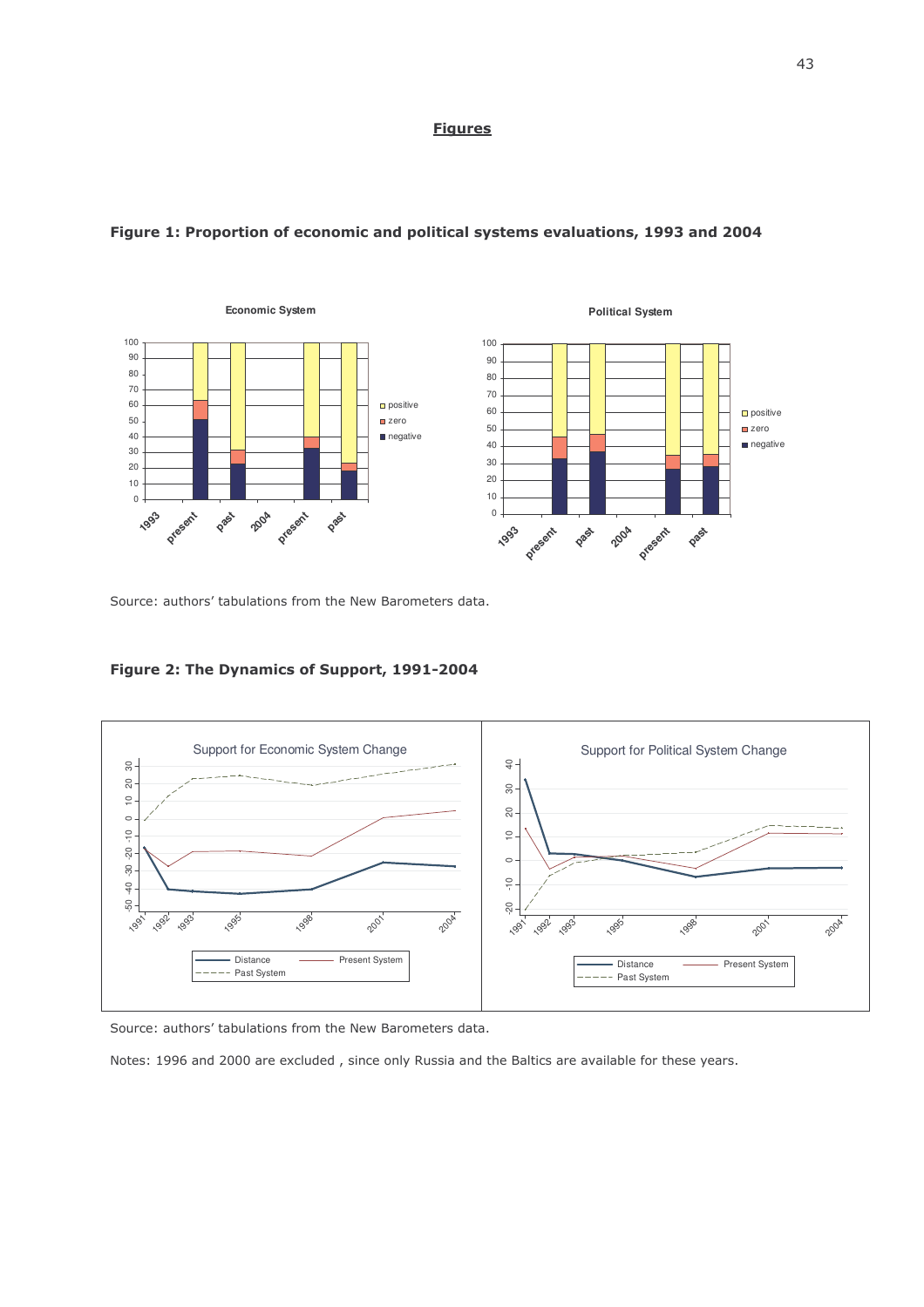## **Figures**

**Figure 1: Proportion of economic and political systems evaluations, 1993 and 2004**

Source: authors' tabulations from the New Barometers data.

**Figure 2: The Dynamics of Support, 1991-2004**

Source: authors' tabulations from the New Barometers data.

Notes: 1996 and 2000 are excluded , since only Russia and the Baltics are available for these years.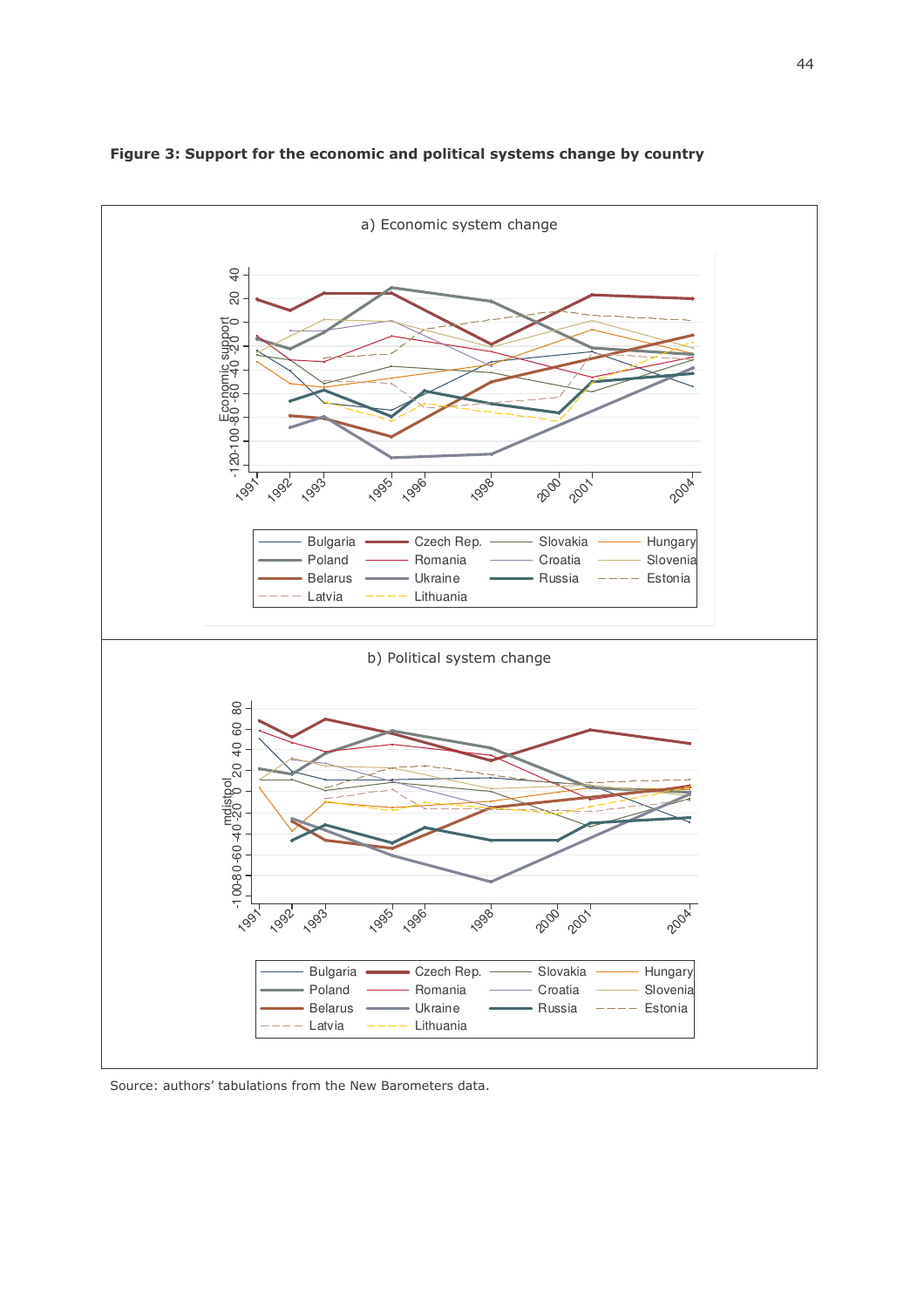**Figure 3: Support for the economic and political systems change by country**

a) Economic system change

Economic support

-120 -100 -80 -60 -40 -20 0 20 40

1991 1992 1993 1995 1996 1998 2000 2001 2004

Bulgaria, Czech Rep., Slovakia, Hungary, Poland, Romania, Croatia, Slovenia, Belarus, Ukraine, Russia, Estonia, Latvia, Lithuania

b) Political system change

mdistpol

-100 -80 -60 -40 -20 0 20 40 60 80

1991 1992 1993 1995 1996 1998 2000 2001 2004

Bulgaria, Czech Rep., Slovakia, Hungary, Poland, Romania, Croatia, Slovenia, Belarus, Ukraine, Russia, Estonia, Latvia, Lithuania

Source: authors' tabulations from the New Barometers data.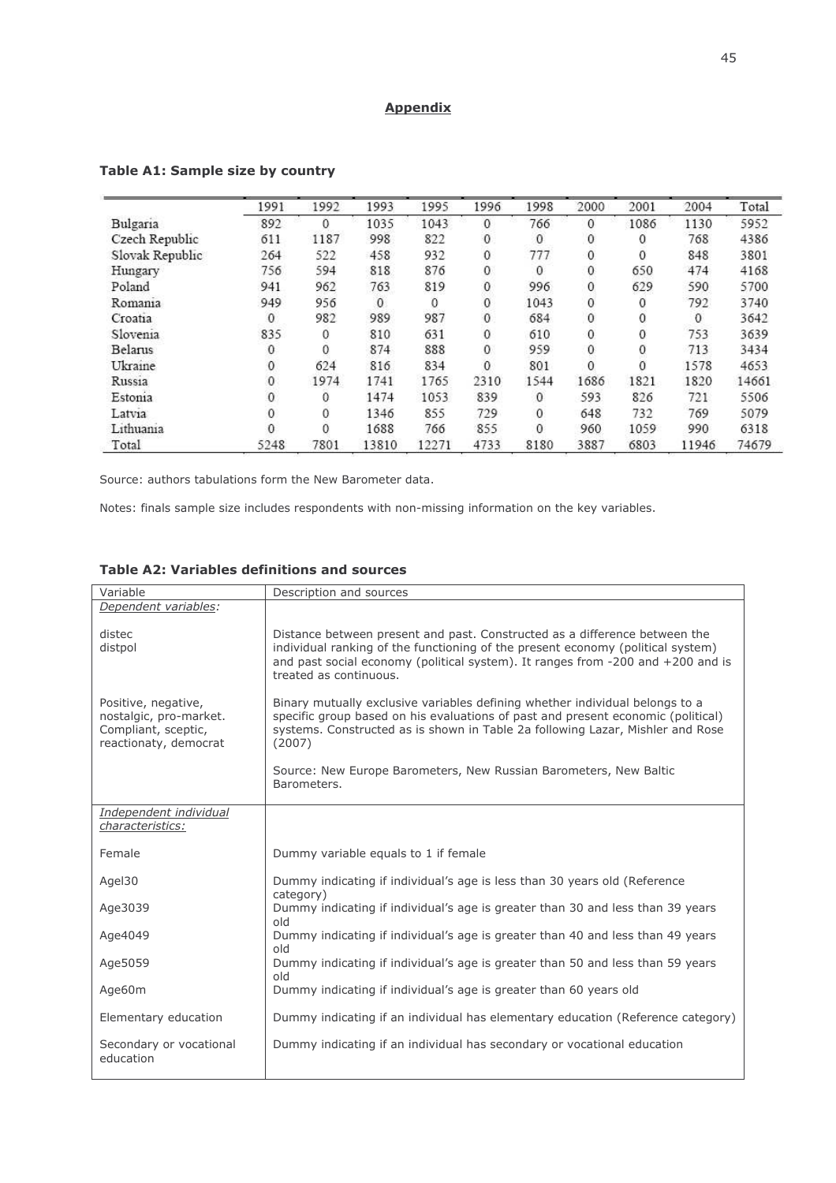## Appendix

### Table A1: Sample size by country

| | 1991 | 1992 | 1993 | 1995 | 1996 | 1998 | 2000 | 2001 | 2004 | Total |
|---|---|---|---|---|---|---|---|---|---|---|
| Bulgaria | 892 | 0 | 1035 | 1043 | 0 | 766 | 0 | 1086 | 1130 | 5952 |
| Czech Republic | 611 | 1187 | 998 | 822 | 0 | 0 | 0 | 0 | 768 | 4386 |
| Slovak Republic | 264 | 522 | 458 | 932 | 0 | 777 | 0 | 0 | 848 | 3801 |
| Hungary | 756 | 594 | 818 | 876 | 0 | 0 | 0 | 650 | 474 | 4168 |
| Poland | 941 | 962 | 763 | 819 | 0 | 996 | 0 | 629 | 590 | 5700 |
| Romania | 949 | 956 | 0 | 0 | 0 | 1043 | 0 | 0 | 792 | 3740 |
| Croatia | 0 | 982 | 989 | 987 | 0 | 684 | 0 | 0 | 0 | 3642 |
| Slovenia | 835 | 0 | 810 | 631 | 0 | 610 | 0 | 0 | 753 | 3639 |
| Belarus | 0 | 0 | 874 | 888 | 0 | 959 | 0 | 0 | 713 | 3434 |
| Ukraine | 0 | 624 | 816 | 834 | 0 | 801 | 0 | 0 | 1578 | 4653 |
| Russia | 0 | 1974 | 1741 | 1765 | 2310 | 1544 | 1686 | 1821 | 1820 | 14661 |
| Estonia | 0 | 0 | 1474 | 1053 | 839 | 0 | 593 | 826 | 721 | 5506 |
| Latvia | 0 | 0 | 1346 | 855 | 729 | 0 | 648 | 732 | 769 | 5079 |
| Lithuania | 0 | 0 | 1688 | 766 | 855 | 0 | 960 | 1059 | 990 | 6318 |
| Total | 5248 | 7801 | 13810 | 12271 | 4733 | 8180 | 3887 | 6803 | 11946 | 74679 |

Source: authors tabulations form the New Barometer data.

Notes: finals sample size includes respondents with non-missing information on the key variables.

### Table A2: Variables definitions and sources

| Variable | Description and sources |
|---|---|
| *Dependent variables:* | |
| distec<br>distpol | Distance between present and past. Constructed as a difference between the individual ranking of the functioning of the present economy (political system) and past social economy (political system). It ranges from -200 and +200 and is treated as continuous. |
| Positive, negative, nostalgic, pro-market. Compliant, sceptic, reactionaty, democrat | Binary mutually exclusive variables defining whether individual belongs to a specific group based on his evaluations of past and present economic (political) systems. Constructed as is shown in Table 2a following Lazar, Mishler and Rose (2007)<br><br>Source: New Europe Barometers, New Russian Barometers, New Baltic Barometers. |
| *Independent individual characteristics:* | |
| Female | Dummy variable equals to 1 if female |
| Agel30 | Dummy indicating if individual's age is less than 30 years old (Reference category) |
| Age3039 | Dummy indicating if individual's age is greater than 30 and less than 39 years old |
| Age4049 | Dummy indicating if individual's age is greater than 40 and less than 49 years old |
| Age5059 | Dummy indicating if individual's age is greater than 50 and less than 59 years old |
| Age60m | Dummy indicating if individual's age is greater than 60 years old |
| Elementary education | Dummy indicating if an individual has elementary education (Reference category) |
| Secondary or vocational education | Dummy indicating if an individual has secondary or vocational education |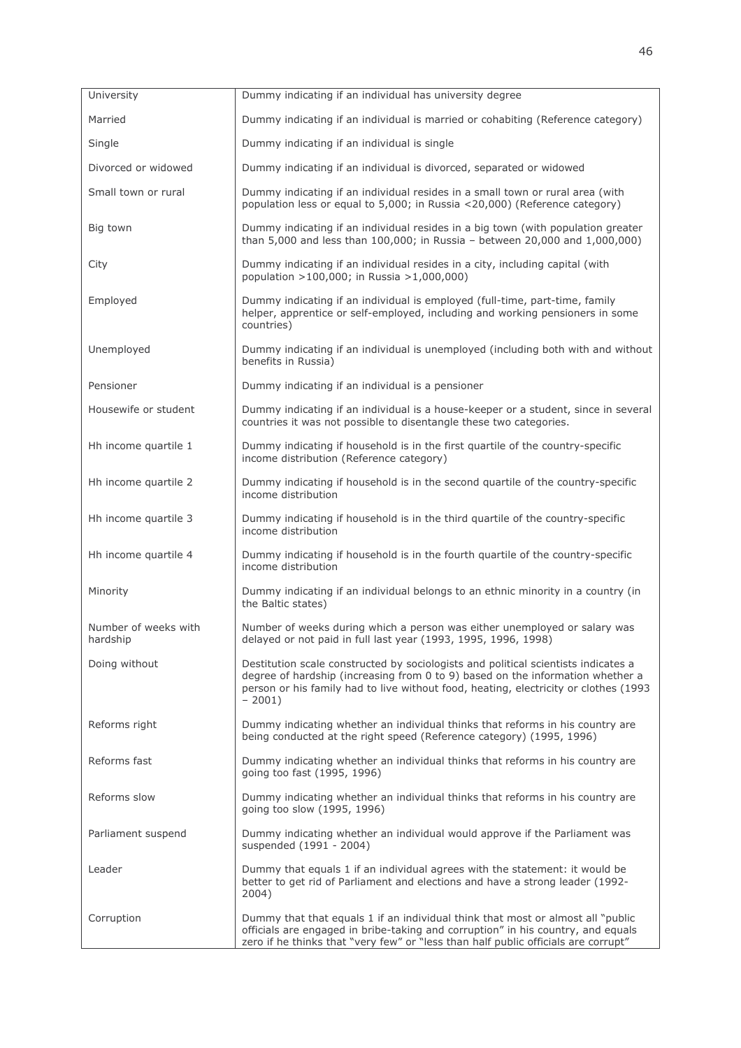| | |
|---|---|
| University | Dummy indicating if an individual has university degree |
| Married | Dummy indicating if an individual is married or cohabiting (Reference category) |
| Single | Dummy indicating if an individual is single |
| Divorced or widowed | Dummy indicating if an individual is divorced, separated or widowed |
| Small town or rural | Dummy indicating if an individual resides in a small town or rural area (with population less or equal to 5,000; in Russia <20,000) (Reference category) |
| Big town | Dummy indicating if an individual resides in a big town (with population greater than 5,000 and less than 100,000; in Russia – between 20,000 and 1,000,000) |
| City | Dummy indicating if an individual resides in a city, including capital (with population >100,000; in Russia >1,000,000) |
| Employed | Dummy indicating if an individual is employed (full-time, part-time, family helper, apprentice or self-employed, including and working pensioners in some countries) |
| Unemployed | Dummy indicating if an individual is unemployed (including both with and without benefits in Russia) |
| Pensioner | Dummy indicating if an individual is a pensioner |
| Housewife or student | Dummy indicating if an individual is a house-keeper or a student, since in several countries it was not possible to disentangle these two categories. |
| Hh income quartile 1 | Dummy indicating if household is in the first quartile of the country-specific income distribution (Reference category) |
| Hh income quartile 2 | Dummy indicating if household is in the second quartile of the country-specific income distribution |
| Hh income quartile 3 | Dummy indicating if household is in the third quartile of the country-specific income distribution |
| Hh income quartile 4 | Dummy indicating if household is in the fourth quartile of the country-specific income distribution |
| Minority | Dummy indicating if an individual belongs to an ethnic minority in a country (in the Baltic states) |
| Number of weeks with hardship | Number of weeks during which a person was either unemployed or salary was delayed or not paid in full last year (1993, 1995, 1996, 1998) |
| Doing without | Destitution scale constructed by sociologists and political scientists indicates a degree of hardship (increasing from 0 to 9) based on the information whether a person or his family had to live without food, heating, electricity or clothes (1993 – 2001) |
| Reforms right | Dummy indicating whether an individual thinks that reforms in his country are being conducted at the right speed (Reference category) (1995, 1996) |
| Reforms fast | Dummy indicating whether an individual thinks that reforms in his country are going too fast (1995, 1996) |
| Reforms slow | Dummy indicating whether an individual thinks that reforms in his country are going too slow (1995, 1996) |
| Parliament suspend | Dummy indicating whether an individual would approve if the Parliament was suspended (1991 - 2004) |
| Leader | Dummy that equals 1 if an individual agrees with the statement: it would be better to get rid of Parliament and elections and have a strong leader (1992-2004) |
| Corruption | Dummy that that equals 1 if an individual think that most or almost all "public officials are engaged in bribe-taking and corruption" in his country, and equals zero if he thinks that "very few" or "less than half public officials are corrupt" |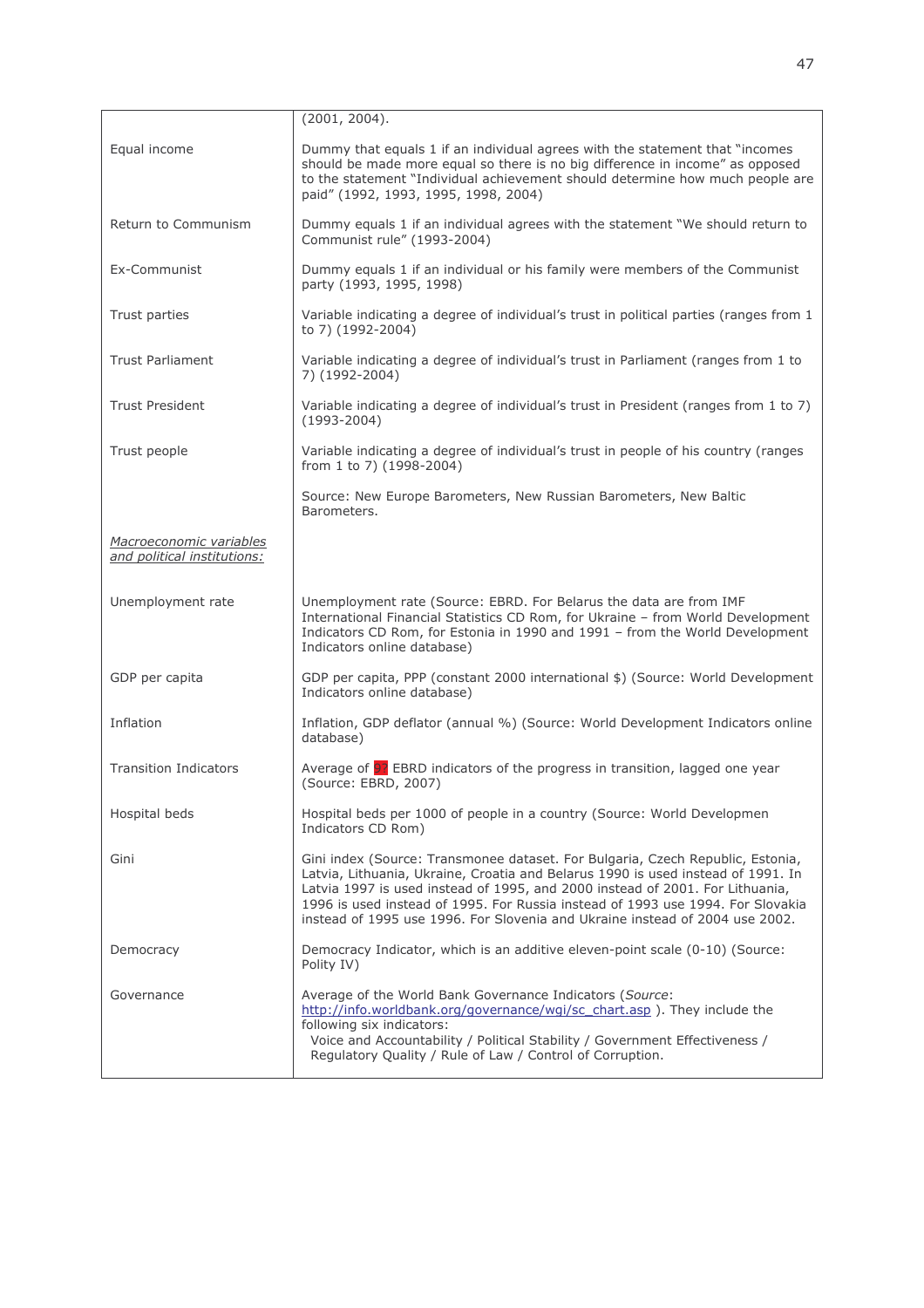| | |
|---|---|
| | (2001, 2004). |
| Equal income | Dummy that equals 1 if an individual agrees with the statement that "incomes should be made more equal so there is no big difference in income" as opposed to the statement "Individual achievement should determine how much people are paid" (1992, 1993, 1995, 1998, 2004) |
| Return to Communism | Dummy equals 1 if an individual agrees with the statement "We should return to Communist rule" (1993-2004) |
| Ex-Communist | Dummy equals 1 if an individual or his family were members of the Communist party (1993, 1995, 1998) |
| Trust parties | Variable indicating a degree of individual's trust in political parties (ranges from 1 to 7) (1992-2004) |
| Trust Parliament | Variable indicating a degree of individual's trust in Parliament (ranges from 1 to 7) (1992-2004) |
| Trust President | Variable indicating a degree of individual's trust in President (ranges from 1 to 7) (1993-2004) |
| Trust people | Variable indicating a degree of individual's trust in people of his country (ranges from 1 to 7) (1998-2004) |
| | Source: New Europe Barometers, New Russian Barometers, New Baltic Barometers. |
| *Macroeconomic variables and political institutions:* | |
| Unemployment rate | Unemployment rate (Source: EBRD. For Belarus the data are from IMF International Financial Statistics CD Rom, for Ukraine – from World Development Indicators CD Rom, for Estonia in 1990 and 1991 – from the World Development Indicators online database) |
| GDP per capita | GDP per capita, PPP (constant 2000 international $) (Source: World Development Indicators online database) |
| Inflation | Inflation, GDP deflator (annual %) (Source: World Development Indicators online database) |
| Transition Indicators | Average of ?? EBRD indicators of the progress in transition, lagged one year (Source: EBRD, 2007) |
| Hospital beds | Hospital beds per 1000 of people in a country (Source: World Developmen Indicators CD Rom) |
| Gini | Gini index (Source: Transmonee dataset. For Bulgaria, Czech Republic, Estonia, Latvia, Lithuania, Ukraine, Croatia and Belarus 1990 is used instead of 1991. In Latvia 1997 is used instead of 1995, and 2000 instead of 2001. For Lithuania, 1996 is used instead of 1995. For Russia instead of 1993 use 1994. For Slovakia instead of 1995 use 1996. For Slovenia and Ukraine instead of 2004 use 2002. |
| Democracy | Democracy Indicator, which is an additive eleven-point scale (0-10) (Source: Polity IV) |
| Governance | Average of the World Bank Governance Indicators (*Source*: http://info.worldbank.org/governance/wgi/sc_chart.asp ). They include the following six indicators: Voice and Accountability / Political Stability / Government Effectiveness / Regulatory Quality / Rule of Law / Control of Corruption. |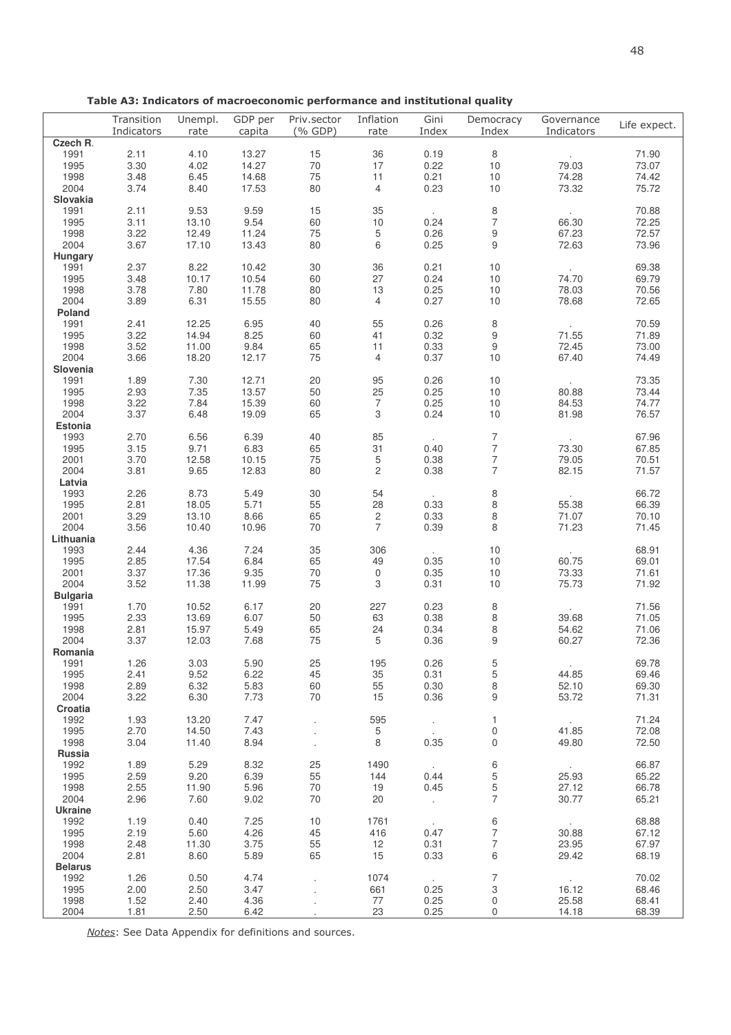**Table A3: Indicators of macroeconomic performance and institutional quality**

| | Transition Indicators | Unempl. rate | GDP per capita | Priv.sector (% GDP) | Inflation rate | Gini Index | Democracy Index | Governance Indicators | Life expect. |
|---|---|---|---|---|---|---|---|---|---|
| **Czech R.** | | | | | | | | | |
| 1991 | 2.11 | 4.10 | 13.27 | 15 | 36 | 0.19 | 8 | . | 71.90 |
| 1995 | 3.30 | 4.02 | 14.27 | 70 | 17 | 0.22 | 10 | 79.03 | 73.07 |
| 1998 | 3.48 | 6.45 | 14.68 | 75 | 11 | 0.21 | 10 | 74.28 | 74.42 |
| 2004 | 3.74 | 8.40 | 17.53 | 80 | 4 | 0.23 | 10 | 73.32 | 75.72 |
| **Slovakia** | | | | | | | | | |
| 1991 | 2.11 | 9.53 | 9.59 | 15 | 35 | . | 8 | . | 70.88 |
| 1995 | 3.11 | 13.10 | 9.54 | 60 | 10 | 0.24 | 7 | 66.30 | 72.25 |
| 1998 | 3.22 | 12.49 | 11.24 | 75 | 5 | 0.26 | 9 | 67.23 | 72.57 |
| 2004 | 3.67 | 17.10 | 13.43 | 80 | 6 | 0.25 | 9 | 72.63 | 73.96 |
| **Hungary** | | | | | | | | | |
| 1991 | 2.37 | 8.22 | 10.42 | 30 | 36 | 0.21 | 10 | . | 69.38 |
| 1995 | 3.48 | 10.17 | 10.54 | 60 | 27 | 0.24 | 10 | 74.70 | 69.79 |
| 1998 | 3.78 | 7.80 | 11.78 | 80 | 13 | 0.25 | 10 | 78.03 | 70.56 |
| 2004 | 3.89 | 6.31 | 15.55 | 80 | 4 | 0.27 | 10 | 78.68 | 72.65 |
| **Poland** | | | | | | | | | |
| 1991 | 2.41 | 12.25 | 6.95 | 40 | 55 | 0.26 | 8 | . | 70.59 |
| 1995 | 3.22 | 14.94 | 8.25 | 60 | 41 | 0.32 | 9 | 71.55 | 71.89 |
| 1998 | 3.52 | 11.00 | 9.84 | 65 | 11 | 0.33 | 9 | 72.45 | 73.00 |
| 2004 | 3.66 | 18.20 | 12.17 | 75 | 4 | 0.37 | 10 | 67.40 | 74.49 |
| **Slovenia** | | | | | | | | | |
| 1991 | 1.89 | 7.30 | 12.71 | 20 | 95 | 0.26 | 10 | . | 73.35 |
| 1995 | 2.93 | 7.35 | 13.57 | 50 | 25 | 0.25 | 10 | 80.88 | 73.44 |
| 1998 | 3.22 | 7.84 | 15.39 | 60 | 7 | 0.25 | 10 | 84.53 | 74.77 |
| 2004 | 3.37 | 6.48 | 19.09 | 65 | 3 | 0.24 | 10 | 81.98 | 76.57 |
| **Estonia** | | | | | | | | | |
| 1993 | 2.70 | 6.56 | 6.39 | 40 | 85 | . | 7 | . | 67.96 |
| 1995 | 3.15 | 9.71 | 6.83 | 65 | 31 | 0.40 | 7 | 73.30 | 67.85 |
| 2001 | 3.70 | 12.58 | 10.15 | 75 | 5 | 0.38 | 7 | 79.05 | 70.51 |
| 2004 | 3.81 | 9.65 | 12.83 | 80 | 2 | 0.38 | 7 | 82.15 | 71.57 |
| **Latvia** | | | | | | | | | |
| 1993 | 2.26 | 8.73 | 5.49 | 30 | 54 | . | 8 | . | 66.72 |
| 1995 | 2.81 | 18.05 | 5.71 | 55 | 28 | 0.33 | 8 | 55.38 | 66.39 |
| 2001 | 3.29 | 13.10 | 8.66 | 65 | 2 | 0.33 | 8 | 71.07 | 70.10 |
| 2004 | 3.56 | 10.40 | 10.96 | 70 | 7 | 0.39 | 8 | 71.23 | 71.45 |
| **Lithuania** | | | | | | | | | |
| 1993 | 2.44 | 4.36 | 7.24 | 35 | 306 | . | 10 | . | 68.91 |
| 1995 | 2.85 | 17.54 | 6.84 | 65 | 49 | 0.35 | 10 | 60.75 | 69.01 |
| 2001 | 3.37 | 17.36 | 9.35 | 70 | 0 | 0.35 | 10 | 73.33 | 71.61 |
| 2004 | 3.52 | 11.38 | 11.99 | 75 | 3 | 0.31 | 10 | 75.73 | 71.92 |
| **Bulgaria** | | | | | | | | | |
| 1991 | 1.70 | 10.52 | 6.17 | 20 | 227 | 0.23 | 8 | . | 71.56 |
| 1995 | 2.33 | 13.69 | 6.07 | 50 | 63 | 0.38 | 8 | 39.68 | 71.05 |
| 1998 | 2.81 | 15.97 | 5.49 | 65 | 24 | 0.34 | 8 | 54.62 | 71.06 |
| 2004 | 3.37 | 12.03 | 7.68 | 75 | 5 | 0.36 | 9 | 60.27 | 72.36 |
| **Romania** | | | | | | | | | |
| 1991 | 1.26 | 3.03 | 5.90 | 25 | 195 | 0.26 | 5 | . | 69.78 |
| 1995 | 2.41 | 9.52 | 6.22 | 45 | 35 | 0.31 | 5 | 44.85 | 69.46 |
| 1998 | 2.89 | 6.32 | 5.83 | 60 | 55 | 0.30 | 8 | 52.10 | 69.30 |
| 2004 | 3.22 | 6.30 | 7.73 | 70 | 15 | 0.36 | 9 | 53.72 | 71.31 |
| **Croatia** | | | | | | | | | |
| 1992 | 1.93 | 13.20 | 7.47 | . | 595 | . | 1 | . | 71.24 |
| 1995 | 2.70 | 14.50 | 7.43 | . | 5 | . | 0 | 41.85 | 72.08 |
| 1998 | 3.04 | 11.40 | 8.94 | . | 8 | 0.35 | 0 | 49.80 | 72.50 |
| **Russia** | | | | | | | | | |
| 1992 | 1.89 | 5.29 | 8.32 | 25 | 1490 | . | 6 | . | 66.87 |
| 1995 | 2.59 | 9.20 | 6.39 | 55 | 144 | 0.44 | 5 | 25.93 | 65.22 |
| 1998 | 2.55 | 11.90 | 5.96 | 70 | 19 | 0.45 | 5 | 27.12 | 66.78 |
| 2004 | 2.96 | 7.60 | 9.02 | 70 | 20 | . | 7 | 30.77 | 65.21 |
| **Ukraine** | | | | | | | | | |
| 1992 | 1.19 | 0.40 | 7.25 | 10 | 1761 | . | 6 | . | 68.88 |
| 1995 | 2.19 | 5.60 | 4.26 | 45 | 416 | 0.47 | 7 | 30.88 | 67.12 |
| 1998 | 2.48 | 11.30 | 3.75 | 55 | 12 | 0.31 | 7 | 23.95 | 67.97 |
| 2004 | 2.81 | 8.60 | 5.89 | 65 | 15 | 0.33 | 6 | 29.42 | 68.19 |
| **Belarus** | | | | | | | | | |
| 1992 | 1.26 | 0.50 | 4.74 | . | 1074 | . | 7 | . | 70.02 |
| 1995 | 2.00 | 2.50 | 3.47 | . | 661 | 0.25 | 3 | 16.12 | 68.46 |
| 1998 | 1.52 | 2.40 | 4.36 | . | 77 | 0.25 | 0 | 25.58 | 68.41 |
| 2004 | 1.81 | 2.50 | 6.42 | . | 23 | 0.25 | 0 | 14.18 | 68.39 |

*Notes*: See Data Appendix for definitions and sources.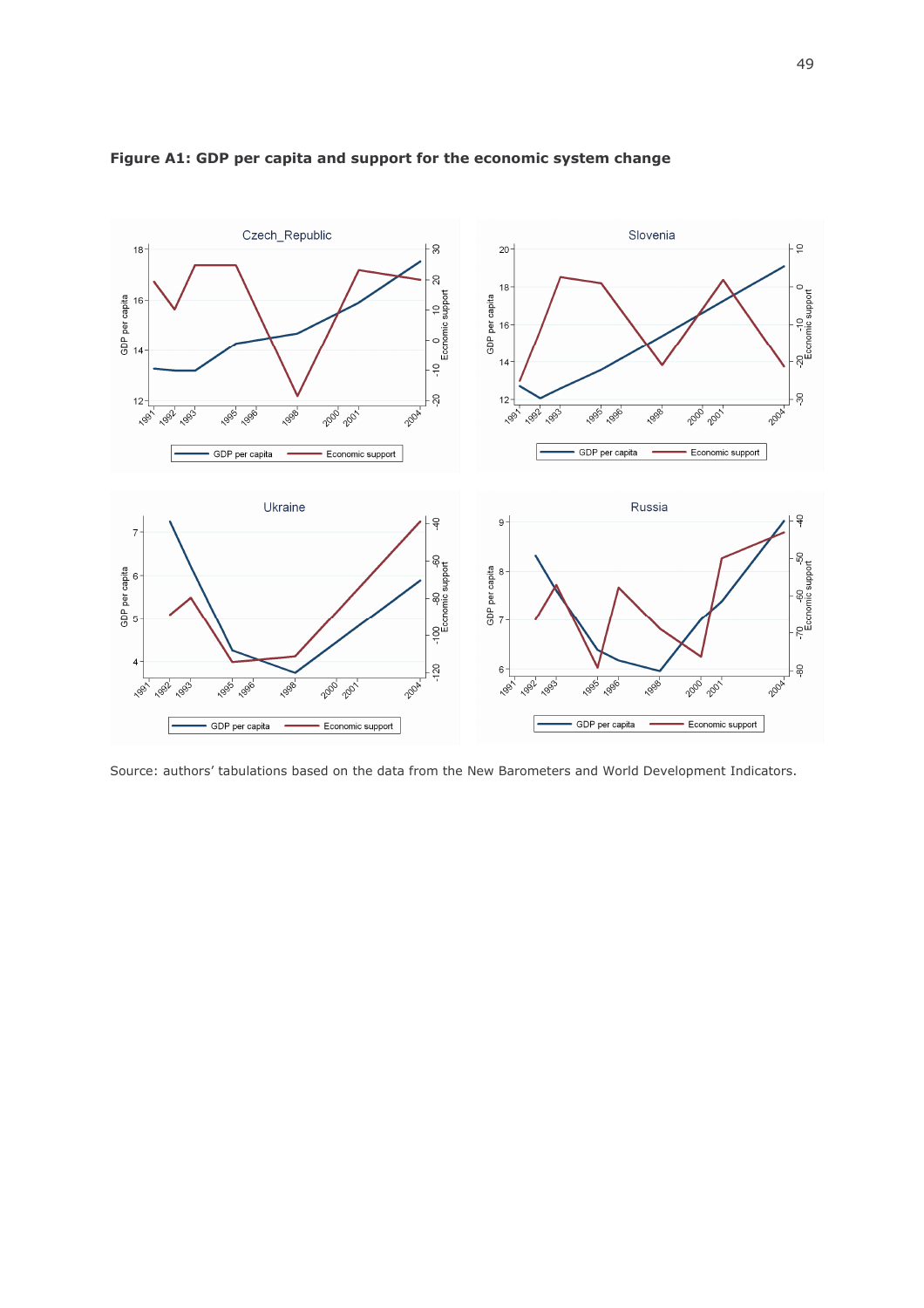**Figure A1: GDP per capita and support for the economic system change**

Czech_Republic

GDP per capita

Economic support

18 16 14 12

30 20 10 0 -10 -20

1991 1992 1993 1995 1996 1998 2000 2001 2004

GDP per capita — Economic support

Slovenia

GDP per capita

Economic support

20 18 16 14 12

10 0 -10 -20 -30

1991 1992 1993 1995 1996 1998 2000 2001 2004

GDP per capita — Economic support

Ukraine

GDP per capita

Economic support

7 6 5 4

-40 -60 -80 -100 -120

1991 1992 1993 1995 1996 1998 2000 2001 2004

GDP per capita — Economic support

Russia

GDP per capita

Economic support

9 8 7 6

-40 -50 -60 -70 -80

1991 1992 1993 1995 1996 1998 2000 2001 2004

GDP per capita — Economic support

Source: authors' tabulations based on the data from the New Barometers and World Development Indicators.